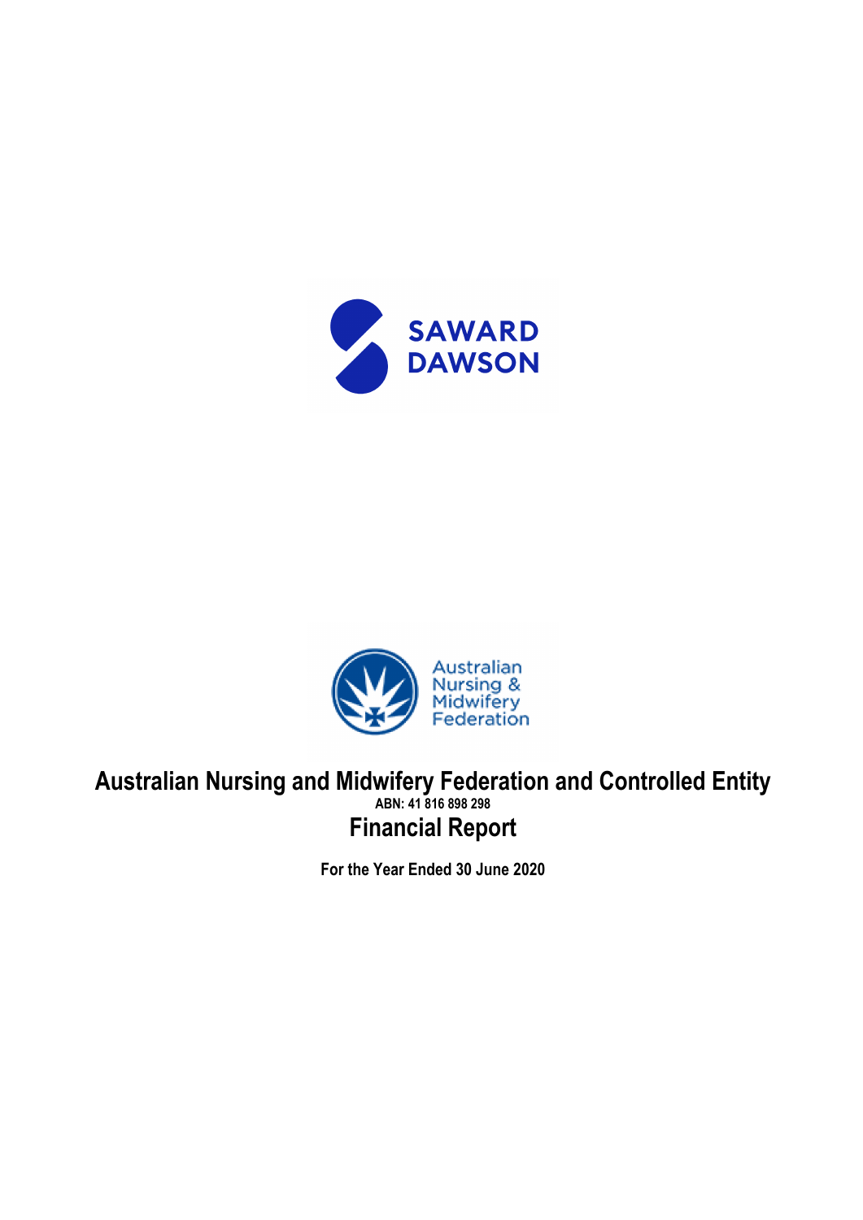SAWARD DAWSON

Australian Nursing & Midwifery Federation

# Australian Nursing and Midwifery Federation and Controlled Entity

**ABN: 41 816 898 298**

## Financial Report

**For the Year Ended 30 June 2020**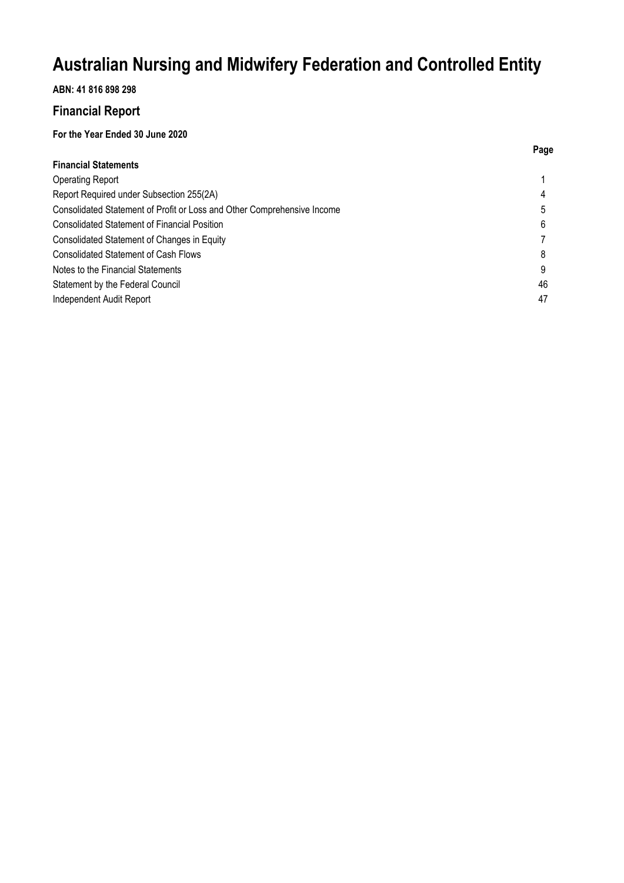# Australian Nursing and Midwifery Federation and Controlled Entity

**ABN: 41 816 898 298**

## Financial Report

**For the Year Ended 30 June 2020**

| | Page |
|---|---|
| **Financial Statements** | |
| Operating Report | 1 |
| Report Required under Subsection 255(2A) | 4 |
| Consolidated Statement of Profit or Loss and Other Comprehensive Income | 5 |
| Consolidated Statement of Financial Position | 6 |
| Consolidated Statement of Changes in Equity | 7 |
| Consolidated Statement of Cash Flows | 8 |
| Notes to the Financial Statements | 9 |
| Statement by the Federal Council | 46 |
| Independent Audit Report | 47 |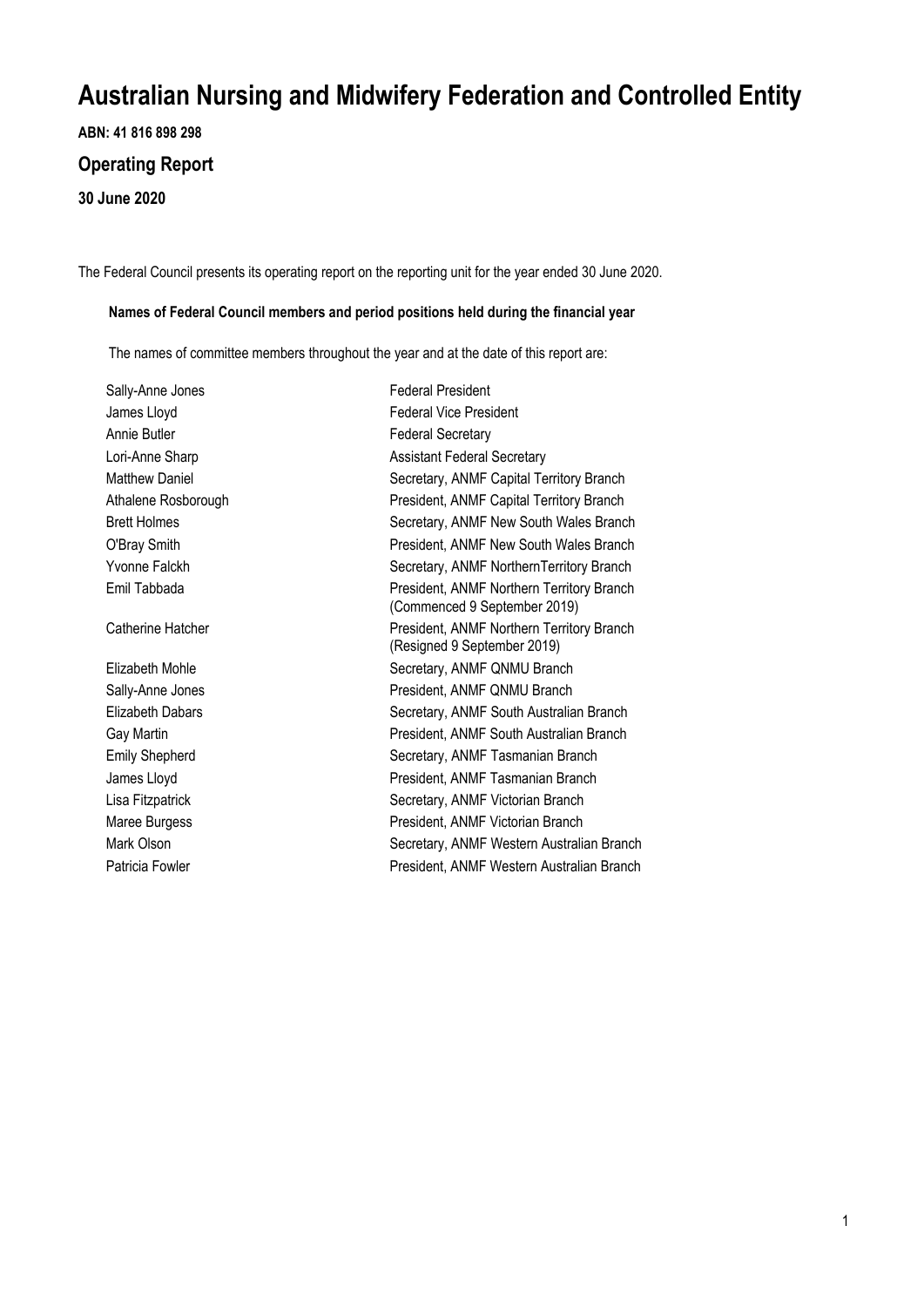# Australian Nursing and Midwifery Federation and Controlled Entity

**ABN: 41 816 898 298**

## Operating Report

### 30 June 2020

The Federal Council presents its operating report on the reporting unit for the year ended 30 June 2020.

**Names of Federal Council members and period positions held during the financial year**

The names of committee members throughout the year and at the date of this report are:

| | |
|---|---|
| Sally-Anne Jones | Federal President |
| James Lloyd | Federal Vice President |
| Annie Butler | Federal Secretary |
| Lori-Anne Sharp | Assistant Federal Secretary |
| Matthew Daniel | Secretary, ANMF Capital Territory Branch |
| Athalene Rosborough | President, ANMF Capital Territory Branch |
| Brett Holmes | Secretary, ANMF New South Wales Branch |
| O'Bray Smith | President, ANMF New South Wales Branch |
| Yvonne Falckh | Secretary, ANMF NorthernTerritory Branch |
| Emil Tabbada | President, ANMF Northern Territory Branch (Commenced 9 September 2019) |
| Catherine Hatcher | President, ANMF Northern Territory Branch (Resigned 9 September 2019) |
| Elizabeth Mohle | Secretary, ANMF QNMU Branch |
| Sally-Anne Jones | President, ANMF QNMU Branch |
| Elizabeth Dabars | Secretary, ANMF South Australian Branch |
| Gay Martin | President, ANMF South Australian Branch |
| Emily Shepherd | Secretary, ANMF Tasmanian Branch |
| James Lloyd | President, ANMF Tasmanian Branch |
| Lisa Fitzpatrick | Secretary, ANMF Victorian Branch |
| Maree Burgess | President, ANMF Victorian Branch |
| Mark Olson | Secretary, ANMF Western Australian Branch |
| Patricia Fowler | President, ANMF Western Australian Branch |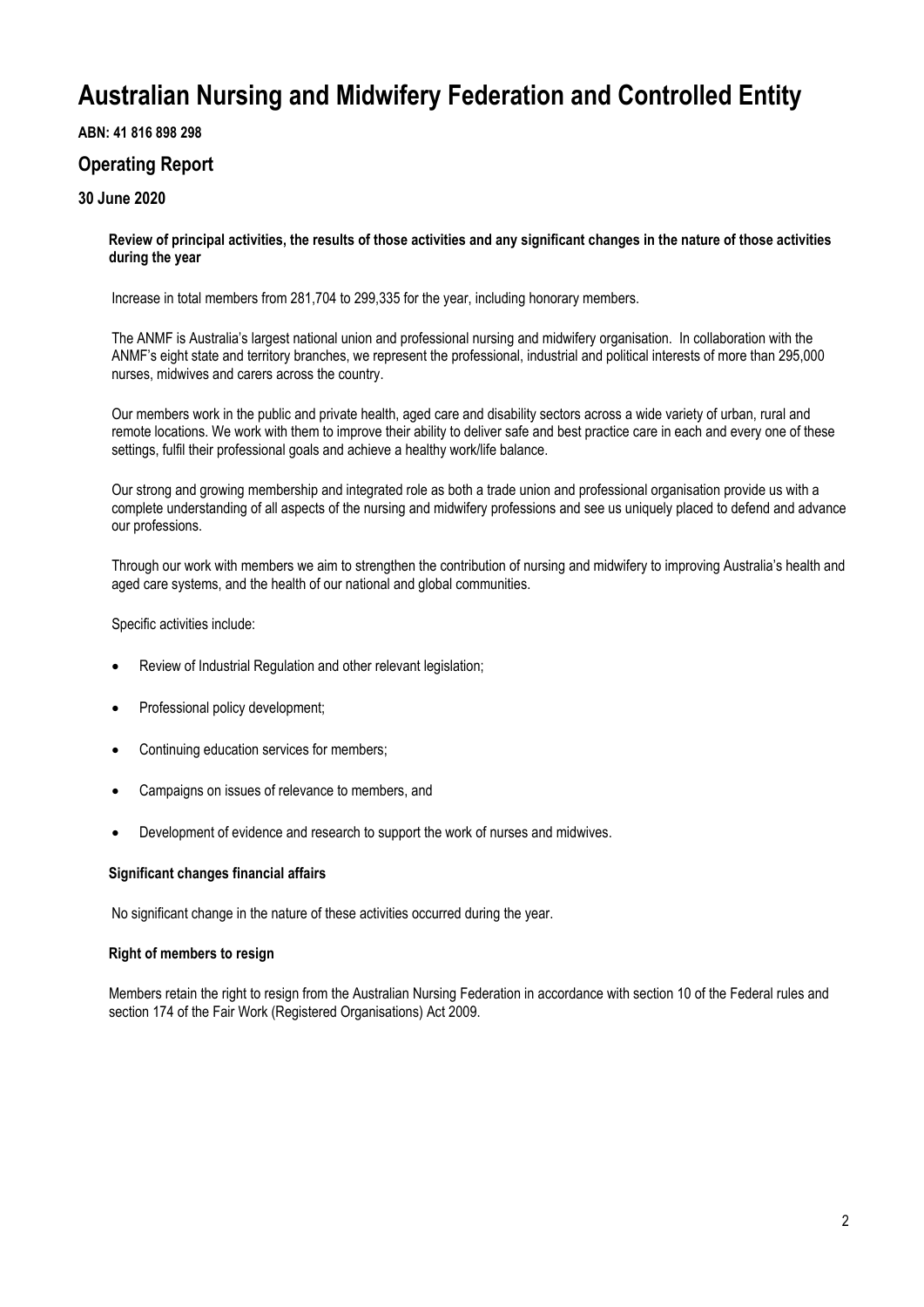# Australian Nursing and Midwifery Federation and Controlled Entity

**ABN: 41 816 898 298**

## Operating Report

### 30 June 2020

**Review of principal activities, the results of those activities and any significant changes in the nature of those activities during the year**

Increase in total members from 281,704 to 299,335 for the year, including honorary members.

The ANMF is Australia's largest national union and professional nursing and midwifery organisation. In collaboration with the ANMF's eight state and territory branches, we represent the professional, industrial and political interests of more than 295,000 nurses, midwives and carers across the country.

Our members work in the public and private health, aged care and disability sectors across a wide variety of urban, rural and remote locations. We work with them to improve their ability to deliver safe and best practice care in each and every one of these settings, fulfil their professional goals and achieve a healthy work/life balance.

Our strong and growing membership and integrated role as both a trade union and professional organisation provide us with a complete understanding of all aspects of the nursing and midwifery professions and see us uniquely placed to defend and advance our professions.

Through our work with members we aim to strengthen the contribution of nursing and midwifery to improving Australia's health and aged care systems, and the health of our national and global communities.

Specific activities include:

- Review of Industrial Regulation and other relevant legislation;
- Professional policy development;
- Continuing education services for members;
- Campaigns on issues of relevance to members, and
- Development of evidence and research to support the work of nurses and midwives.

**Significant changes financial affairs**

No significant change in the nature of these activities occurred during the year.

**Right of members to resign**

Members retain the right to resign from the Australian Nursing Federation in accordance with section 10 of the Federal rules and section 174 of the Fair Work (Registered Organisations) Act 2009.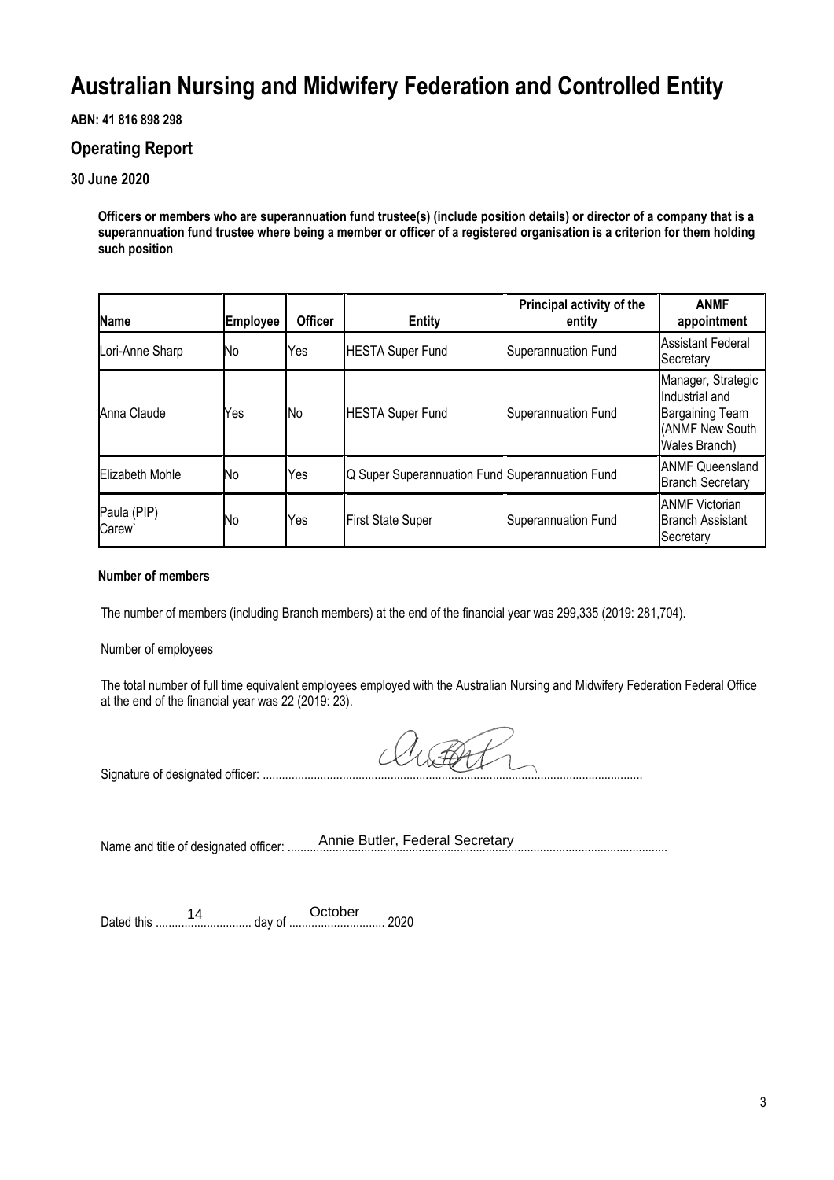# Australian Nursing and Midwifery Federation and Controlled Entity

**ABN: 41 816 898 298**

## Operating Report

**30 June 2020**

**Officers or members who are superannuation fund trustee(s) (include position details) or director of a company that is a superannuation fund trustee where being a member or officer of a registered organisation is a criterion for them holding such position**

| Name | Employee | Officer | Entity | Principal activity of the entity | ANMF appointment |
|---|---|---|---|---|---|
| Lori-Anne Sharp | No | Yes | HESTA Super Fund | Superannuation Fund | Assistant Federal Secretary |
| Anna Claude | Yes | No | HESTA Super Fund | Superannuation Fund | Manager, Strategic Industrial and Bargaining Team (ANMF New South Wales Branch) |
| Elizabeth Mohle | No | Yes | Q Super Superannuation Fund | Superannuation Fund | ANMF Queensland Branch Secretary |
| Paula (PIP) Carew` | No | Yes | First State Super | Superannuation Fund | ANMF Victorian Branch Assistant Secretary |

**Number of members**

The number of members (including Branch members) at the end of the financial year was 299,335 (2019: 281,704).

Number of employees

The total number of full time equivalent employees employed with the Australian Nursing and Midwifery Federation Federal Office at the end of the financial year was 22 (2019: 23).

Signature of designated officer: ..........................................................................................................................

Name and title of designated officer: Annie Butler, Federal Secretary

Dated this 14 day of October 2020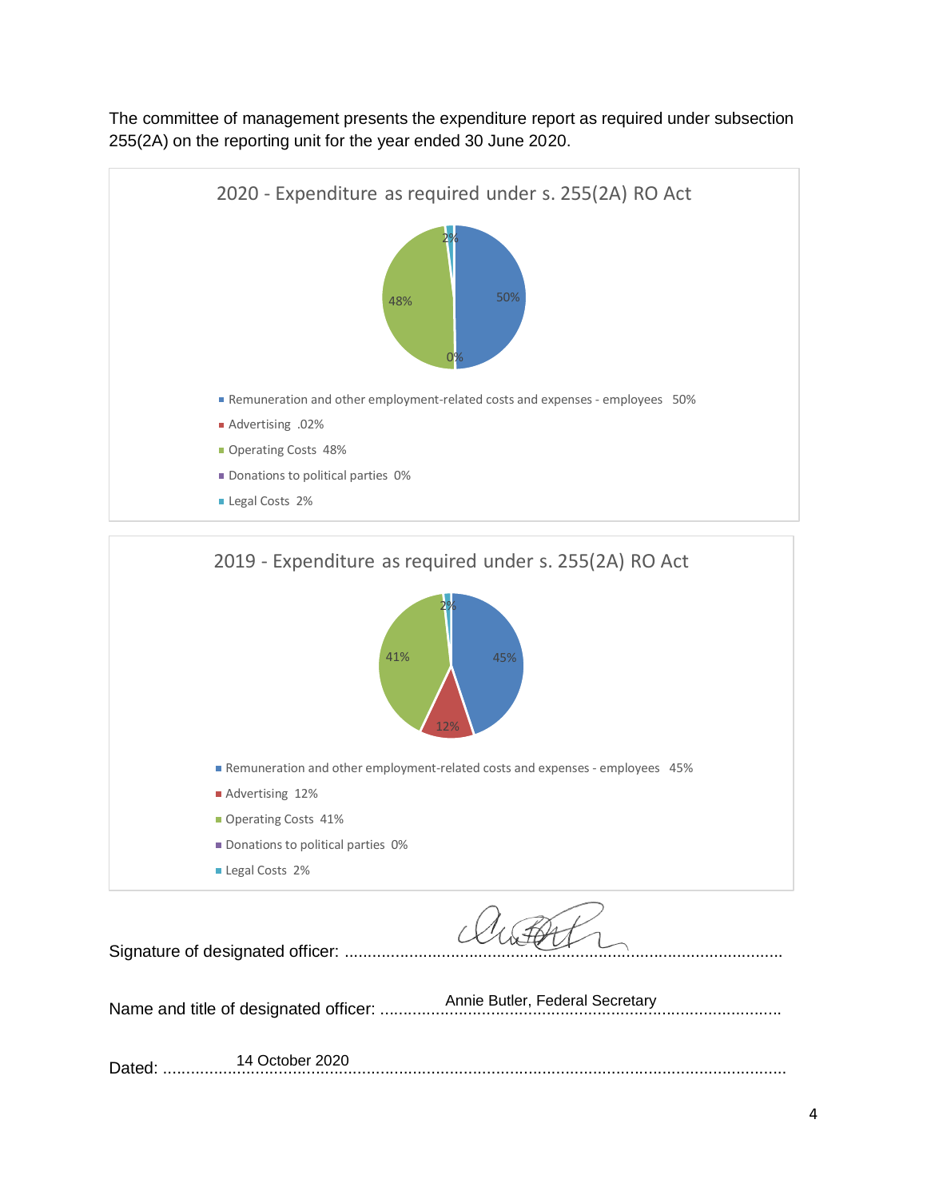The committee of management presents the expenditure report as required under subsection 255(2A) on the reporting unit for the year ended 30 June 2020.

**2020 - Expenditure as required under s. 255(2A) RO Act**

- Remuneration and other employment-related costs and expenses - employees 50%
- Advertising .02%
- Operating Costs 48%
- Donations to political parties 0%
- Legal Costs 2%

**2019 - Expenditure as required under s. 255(2A) RO Act**

- Remuneration and other employment-related costs and expenses - employees 45%
- Advertising 12%
- Operating Costs 41%
- Donations to political parties 0%
- Legal Costs 2%

Signature of designated officer: ...............................................

Name and title of designated officer: Annie Butler, Federal Secretary

Dated: 14 October 2020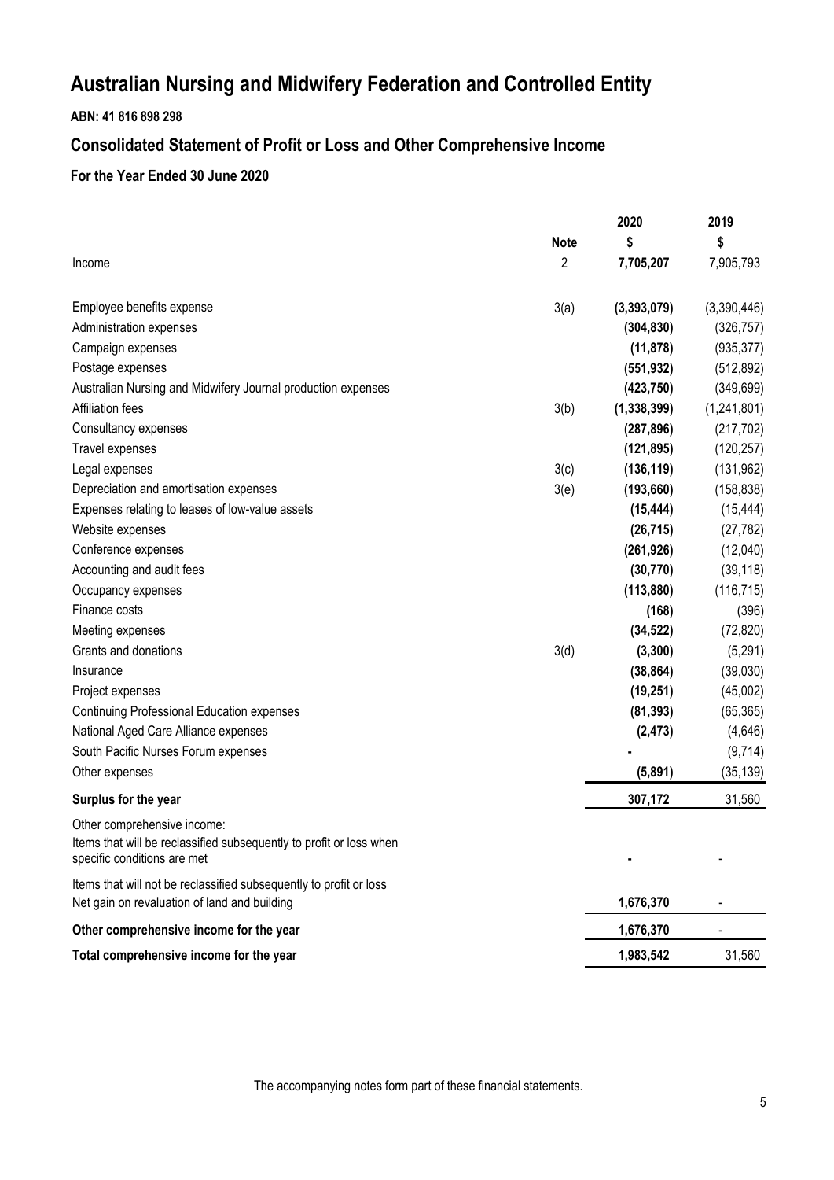# Australian Nursing and Midwifery Federation and Controlled Entity

**ABN: 41 816 898 298**

## Consolidated Statement of Profit or Loss and Other Comprehensive Income

### For the Year Ended 30 June 2020

| | Note | 2020 $ | 2019 $ |
|---|---|---|---|
| Income | 2 | **7,705,207** | 7,905,793 |
| Employee benefits expense | 3(a) | **(3,393,079)** | (3,390,446) |
| Administration expenses | | **(304,830)** | (326,757) |
| Campaign expenses | | **(11,878)** | (935,377) |
| Postage expenses | | **(551,932)** | (512,892) |
| Australian Nursing and Midwifery Journal production expenses | | **(423,750)** | (349,699) |
| Affiliation fees | 3(b) | **(1,338,399)** | (1,241,801) |
| Consultancy expenses | | **(287,896)** | (217,702) |
| Travel expenses | | **(121,895)** | (120,257) |
| Legal expenses | 3(c) | **(136,119)** | (131,962) |
| Depreciation and amortisation expenses | 3(e) | **(193,660)** | (158,838) |
| Expenses relating to leases of low-value assets | | **(15,444)** | (15,444) |
| Website expenses | | **(26,715)** | (27,782) |
| Conference expenses | | **(261,926)** | (12,040) |
| Accounting and audit fees | | **(30,770)** | (39,118) |
| Occupancy expenses | | **(113,880)** | (116,715) |
| Finance costs | | **(168)** | (396) |
| Meeting expenses | | **(34,522)** | (72,820) |
| Grants and donations | 3(d) | **(3,300)** | (5,291) |
| Insurance | | **(38,864)** | (39,030) |
| Project expenses | | **(19,251)** | (45,002) |
| Continuing Professional Education expenses | | **(81,393)** | (65,365) |
| National Aged Care Alliance expenses | | **(2,473)** | (4,646) |
| South Pacific Nurses Forum expenses | | **-** | (9,714) |
| Other expenses | | **(5,891)** | (35,139) |
| **Surplus for the year** | | **307,172** | 31,560 |
| Other comprehensive income: | | | |
| Items that will be reclassified subsequently to profit or loss when specific conditions are met | | **-** | - |
| Items that will not be reclassified subsequently to profit or loss | | | |
| Net gain on revaluation of land and building | | **1,676,370** | - |
| **Other comprehensive income for the year** | | **1,676,370** | - |
| **Total comprehensive income for the year** | | **1,983,542** | 31,560 |

The accompanying notes form part of these financial statements.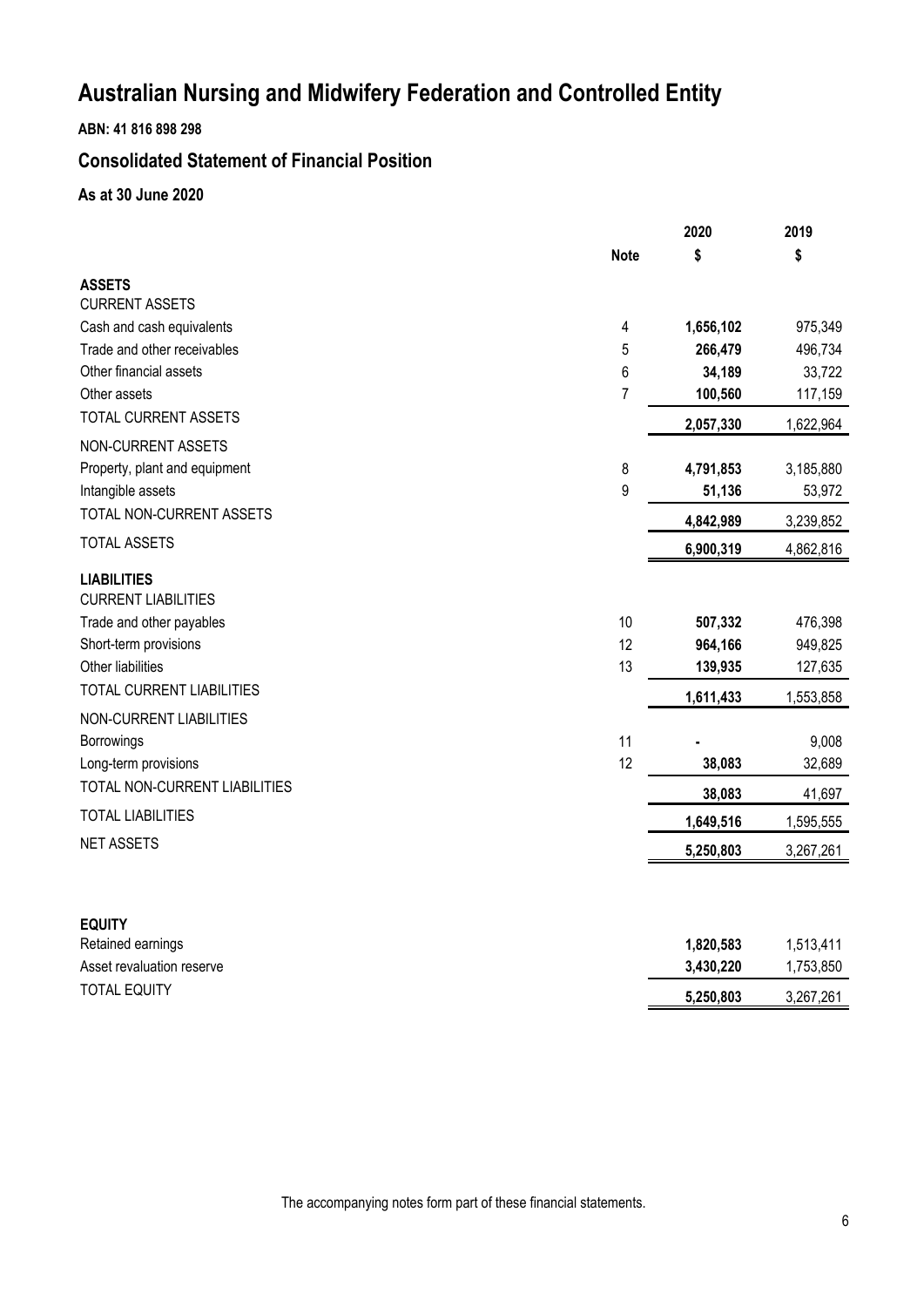# Australian Nursing and Midwifery Federation and Controlled Entity

**ABN: 41 816 898 298**

## Consolidated Statement of Financial Position

**As at 30 June 2020**

| | Note | 2020<br>$ | 2019<br>$ |
|---|---|---|---|
| **ASSETS** | | | |
| CURRENT ASSETS | | | |
| Cash and cash equivalents | 4 | **1,656,102** | 975,349 |
| Trade and other receivables | 5 | **266,479** | 496,734 |
| Other financial assets | 6 | **34,189** | 33,722 |
| Other assets | 7 | **100,560** | 117,159 |
| TOTAL CURRENT ASSETS | | **2,057,330** | 1,622,964 |
| NON-CURRENT ASSETS | | | |
| Property, plant and equipment | 8 | **4,791,853** | 3,185,880 |
| Intangible assets | 9 | **51,136** | 53,972 |
| TOTAL NON-CURRENT ASSETS | | **4,842,989** | 3,239,852 |
| TOTAL ASSETS | | **6,900,319** | 4,862,816 |
| **LIABILITIES** | | | |
| CURRENT LIABILITIES | | | |
| Trade and other payables | 10 | **507,332** | 476,398 |
| Short-term provisions | 12 | **964,166** | 949,825 |
| Other liabilities | 13 | **139,935** | 127,635 |
| TOTAL CURRENT LIABILITIES | | **1,611,433** | 1,553,858 |
| NON-CURRENT LIABILITIES | | | |
| Borrowings | 11 | **-** | 9,008 |
| Long-term provisions | 12 | **38,083** | 32,689 |
| TOTAL NON-CURRENT LIABILITIES | | **38,083** | 41,697 |
| TOTAL LIABILITIES | | **1,649,516** | 1,595,555 |
| NET ASSETS | | **5,250,803** | 3,267,261 |
| | | | |
| **EQUITY** | | | |
| Retained earnings | | **1,820,583** | 1,513,411 |
| Asset revaluation reserve | | **3,430,220** | 1,753,850 |
| TOTAL EQUITY | | **5,250,803** | 3,267,261 |

The accompanying notes form part of these financial statements.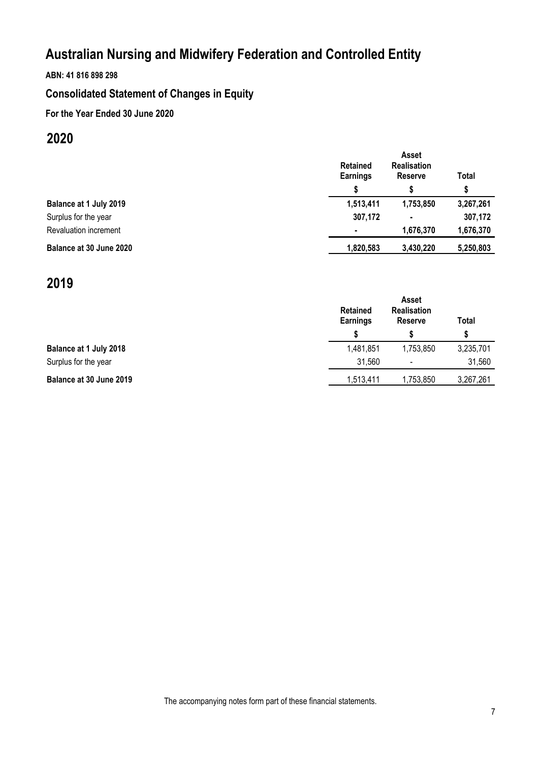# Australian Nursing and Midwifery Federation and Controlled Entity

**ABN: 41 816 898 298**

## Consolidated Statement of Changes in Equity

**For the Year Ended 30 June 2020**

## 2020

| | Retained Earnings | Asset Realisation Reserve | Total |
|---|---|---|---|
| | $ | $ | $ |
| **Balance at 1 July 2019** | **1,513,411** | **1,753,850** | **3,267,261** |
| Surplus for the year | **307,172** | **-** | **307,172** |
| Revaluation increment | **-** | **1,676,370** | **1,676,370** |
| **Balance at 30 June 2020** | **1,820,583** | **3,430,220** | **5,250,803** |

## 2019

| | Retained Earnings | Asset Realisation Reserve | Total |
|---|---|---|---|
| | $ | $ | $ |
| **Balance at 1 July 2018** | 1,481,851 | 1,753,850 | 3,235,701 |
| Surplus for the year | 31,560 | - | 31,560 |
| **Balance at 30 June 2019** | 1,513,411 | 1,753,850 | 3,267,261 |

The accompanying notes form part of these financial statements.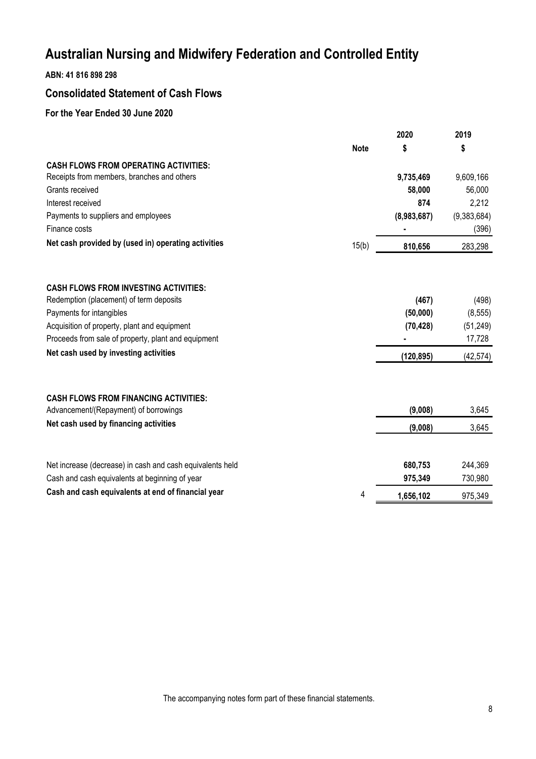# Australian Nursing and Midwifery Federation and Controlled Entity

**ABN: 41 816 898 298**

## Consolidated Statement of Cash Flows

### For the Year Ended 30 June 2020

| | Note | 2020 $ | 2019 $ |
|---|---|---|---|
| **CASH FLOWS FROM OPERATING ACTIVITIES:** | | | |
| Receipts from members, branches and others | | **9,735,469** | 9,609,166 |
| Grants received | | **58,000** | 56,000 |
| Interest received | | **874** | 2,212 |
| Payments to suppliers and employees | | **(8,983,687)** | (9,383,684) |
| Finance costs | | **-** | (396) |
| **Net cash provided by (used in) operating activities** | 15(b) | **810,656** | 283,298 |
| | | | |
| **CASH FLOWS FROM INVESTING ACTIVITIES:** | | | |
| Redemption (placement) of term deposits | | **(467)** | (498) |
| Payments for intangibles | | **(50,000)** | (8,555) |
| Acquisition of property, plant and equipment | | **(70,428)** | (51,249) |
| Proceeds from sale of property, plant and equipment | | **-** | 17,728 |
| **Net cash used by investing activities** | | **(120,895)** | (42,574) |
| | | | |
| **CASH FLOWS FROM FINANCING ACTIVITIES:** | | | |
| Advancement/(Repayment) of borrowings | | **(9,008)** | 3,645 |
| **Net cash used by financing activities** | | **(9,008)** | 3,645 |
| | | | |
| Net increase (decrease) in cash and cash equivalents held | | **680,753** | 244,369 |
| Cash and cash equivalents at beginning of year | | **975,349** | 730,980 |
| **Cash and cash equivalents at end of financial year** | 4 | **1,656,102** | 975,349 |

The accompanying notes form part of these financial statements.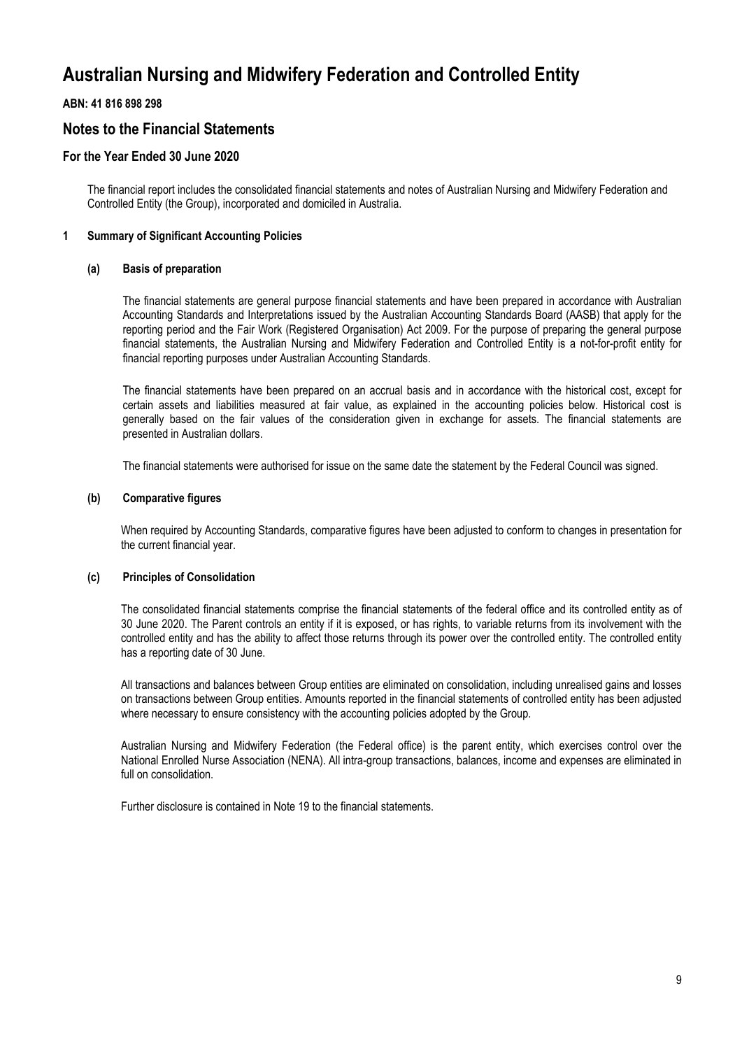# Australian Nursing and Midwifery Federation and Controlled Entity

**ABN: 41 816 898 298**

## Notes to the Financial Statements

### For the Year Ended 30 June 2020

The financial report includes the consolidated financial statements and notes of Australian Nursing and Midwifery Federation and Controlled Entity (the Group), incorporated and domiciled in Australia.

**1 Summary of Significant Accounting Policies**

**(a) Basis of preparation**

The financial statements are general purpose financial statements and have been prepared in accordance with Australian Accounting Standards and Interpretations issued by the Australian Accounting Standards Board (AASB) that apply for the reporting period and the Fair Work (Registered Organisation) Act 2009. For the purpose of preparing the general purpose financial statements, the Australian Nursing and Midwifery Federation and Controlled Entity is a not-for-profit entity for financial reporting purposes under Australian Accounting Standards.

The financial statements have been prepared on an accrual basis and in accordance with the historical cost, except for certain assets and liabilities measured at fair value, as explained in the accounting policies below. Historical cost is generally based on the fair values of the consideration given in exchange for assets. The financial statements are presented in Australian dollars.

The financial statements were authorised for issue on the same date the statement by the Federal Council was signed.

**(b) Comparative figures**

When required by Accounting Standards, comparative figures have been adjusted to conform to changes in presentation for the current financial year.

**(c) Principles of Consolidation**

The consolidated financial statements comprise the financial statements of the federal office and its controlled entity as of 30 June 2020. The Parent controls an entity if it is exposed, or has rights, to variable returns from its involvement with the controlled entity and has the ability to affect those returns through its power over the controlled entity. The controlled entity has a reporting date of 30 June.

All transactions and balances between Group entities are eliminated on consolidation, including unrealised gains and losses on transactions between Group entities. Amounts reported in the financial statements of controlled entity has been adjusted where necessary to ensure consistency with the accounting policies adopted by the Group.

Australian Nursing and Midwifery Federation (the Federal office) is the parent entity, which exercises control over the National Enrolled Nurse Association (NENA). All intra-group transactions, balances, income and expenses are eliminated in full on consolidation.

Further disclosure is contained in Note 19 to the financial statements.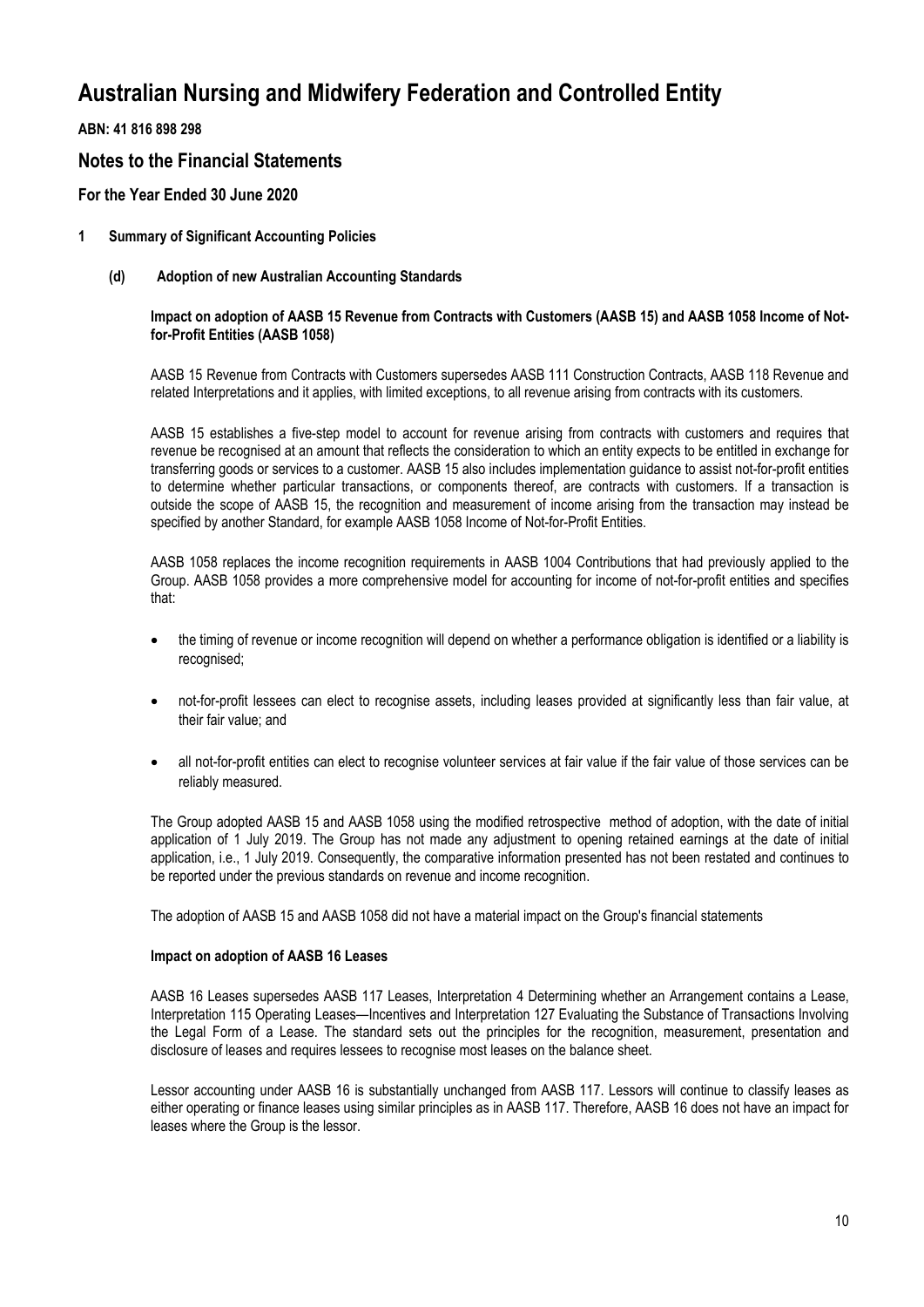# Australian Nursing and Midwifery Federation and Controlled Entity

**ABN: 41 816 898 298**

## Notes to the Financial Statements

### For the Year Ended 30 June 2020

**1 Summary of Significant Accounting Policies**

**(d) Adoption of new Australian Accounting Standards**

**Impact on adoption of AASB 15 Revenue from Contracts with Customers (AASB 15) and AASB 1058 Income of Not-for-Profit Entities (AASB 1058)**

AASB 15 Revenue from Contracts with Customers supersedes AASB 111 Construction Contracts, AASB 118 Revenue and related Interpretations and it applies, with limited exceptions, to all revenue arising from contracts with its customers.

AASB 15 establishes a five-step model to account for revenue arising from contracts with customers and requires that revenue be recognised at an amount that reflects the consideration to which an entity expects to be entitled in exchange for transferring goods or services to a customer. AASB 15 also includes implementation guidance to assist not-for-profit entities to determine whether particular transactions, or components thereof, are contracts with customers. If a transaction is outside the scope of AASB 15, the recognition and measurement of income arising from the transaction may instead be specified by another Standard, for example AASB 1058 Income of Not-for-Profit Entities.

AASB 1058 replaces the income recognition requirements in AASB 1004 Contributions that had previously applied to the Group. AASB 1058 provides a more comprehensive model for accounting for income of not-for-profit entities and specifies that:

- the timing of revenue or income recognition will depend on whether a performance obligation is identified or a liability is recognised;
- not-for-profit lessees can elect to recognise assets, including leases provided at significantly less than fair value, at their fair value; and
- all not-for-profit entities can elect to recognise volunteer services at fair value if the fair value of those services can be reliably measured.

The Group adopted AASB 15 and AASB 1058 using the modified retrospective method of adoption, with the date of initial application of 1 July 2019. The Group has not made any adjustment to opening retained earnings at the date of initial application, i.e., 1 July 2019. Consequently, the comparative information presented has not been restated and continues to be reported under the previous standards on revenue and income recognition.

The adoption of AASB 15 and AASB 1058 did not have a material impact on the Group's financial statements

**Impact on adoption of AASB 16 Leases**

AASB 16 Leases supersedes AASB 117 Leases, Interpretation 4 Determining whether an Arrangement contains a Lease, Interpretation 115 Operating Leases—Incentives and Interpretation 127 Evaluating the Substance of Transactions Involving the Legal Form of a Lease. The standard sets out the principles for the recognition, measurement, presentation and disclosure of leases and requires lessees to recognise most leases on the balance sheet.

Lessor accounting under AASB 16 is substantially unchanged from AASB 117. Lessors will continue to classify leases as either operating or finance leases using similar principles as in AASB 117. Therefore, AASB 16 does not have an impact for leases where the Group is the lessor.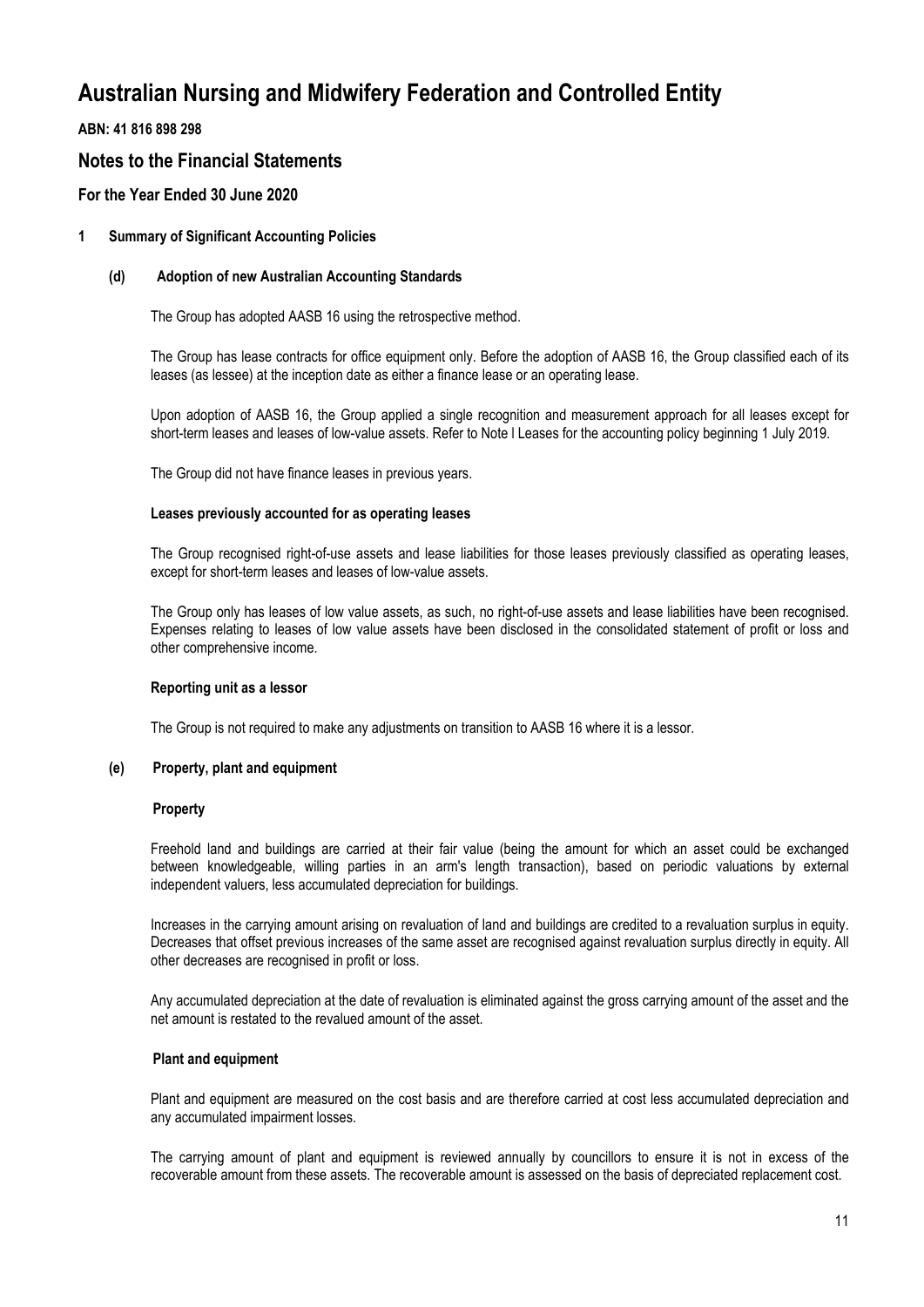# Australian Nursing and Midwifery Federation and Controlled Entity

**ABN: 41 816 898 298**

## Notes to the Financial Statements

### For the Year Ended 30 June 2020

**1 Summary of Significant Accounting Policies**

**(d) Adoption of new Australian Accounting Standards**

The Group has adopted AASB 16 using the retrospective method.

The Group has lease contracts for office equipment only. Before the adoption of AASB 16, the Group classified each of its leases (as lessee) at the inception date as either a finance lease or an operating lease.

Upon adoption of AASB 16, the Group applied a single recognition and measurement approach for all leases except for short-term leases and leases of low-value assets. Refer to Note l Leases for the accounting policy beginning 1 July 2019.

The Group did not have finance leases in previous years.

**Leases previously accounted for as operating leases**

The Group recognised right-of-use assets and lease liabilities for those leases previously classified as operating leases, except for short-term leases and leases of low-value assets.

The Group only has leases of low value assets, as such, no right-of-use assets and lease liabilities have been recognised. Expenses relating to leases of low value assets have been disclosed in the consolidated statement of profit or loss and other comprehensive income.

**Reporting unit as a lessor**

The Group is not required to make any adjustments on transition to AASB 16 where it is a lessor.

**(e) Property, plant and equipment**

**Property**

Freehold land and buildings are carried at their fair value (being the amount for which an asset could be exchanged between knowledgeable, willing parties in an arm's length transaction), based on periodic valuations by external independent valuers, less accumulated depreciation for buildings.

Increases in the carrying amount arising on revaluation of land and buildings are credited to a revaluation surplus in equity. Decreases that offset previous increases of the same asset are recognised against revaluation surplus directly in equity. All other decreases are recognised in profit or loss.

Any accumulated depreciation at the date of revaluation is eliminated against the gross carrying amount of the asset and the net amount is restated to the revalued amount of the asset.

**Plant and equipment**

Plant and equipment are measured on the cost basis and are therefore carried at cost less accumulated depreciation and any accumulated impairment losses.

The carrying amount of plant and equipment is reviewed annually by councillors to ensure it is not in excess of the recoverable amount from these assets. The recoverable amount is assessed on the basis of depreciated replacement cost.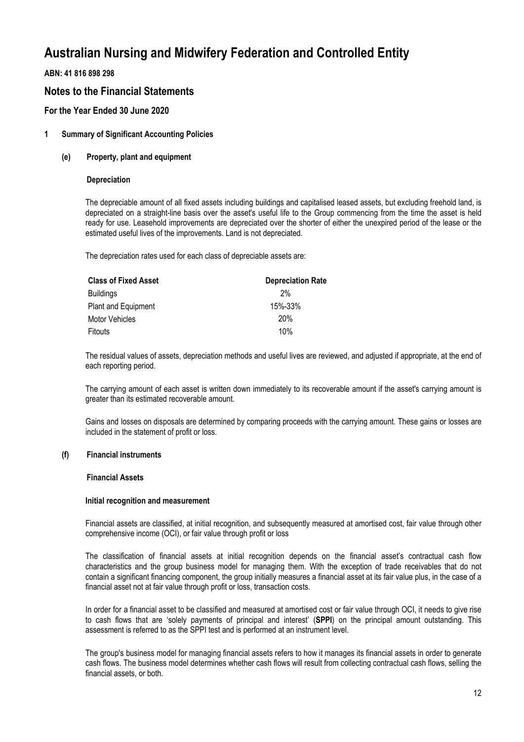# Australian Nursing and Midwifery Federation and Controlled Entity

**ABN: 41 816 898 298**

## Notes to the Financial Statements

### For the Year Ended 30 June 2020

**1 Summary of Significant Accounting Policies**

**(e) Property, plant and equipment**

**Depreciation**

The depreciable amount of all fixed assets including buildings and capitalised leased assets, but excluding freehold land, is depreciated on a straight-line basis over the asset's useful life to the Group commencing from the time the asset is held ready for use. Leasehold improvements are depreciated over the shorter of either the unexpired period of the lease or the estimated useful lives of the improvements. Land is not depreciated.

The depreciation rates used for each class of depreciable assets are:

| Class of Fixed Asset | Depreciation Rate |
|---|---|
| Buildings | 2% |
| Plant and Equipment | 15%-33% |
| Motor Vehicles | 20% |
| Fitouts | 10% |

The residual values of assets, depreciation methods and useful lives are reviewed, and adjusted if appropriate, at the end of each reporting period.

The carrying amount of each asset is written down immediately to its recoverable amount if the asset's carrying amount is greater than its estimated recoverable amount.

Gains and losses on disposals are determined by comparing proceeds with the carrying amount. These gains or losses are included in the statement of profit or loss.

**(f) Financial instruments**

**Financial Assets**

**Initial recognition and measurement**

Financial assets are classified, at initial recognition, and subsequently measured at amortised cost, fair value through other comprehensive income (OCI), or fair value through profit or loss

The classification of financial assets at initial recognition depends on the financial asset's contractual cash flow characteristics and the group business model for managing them. With the exception of trade receivables that do not contain a significant financing component, the group initially measures a financial asset at its fair value plus, in the case of a financial asset not at fair value through profit or loss, transaction costs.

In order for a financial asset to be classified and measured at amortised cost or fair value through OCI, it needs to give rise to cash flows that are 'solely payments of principal and interest' (**SPPI**) on the principal amount outstanding. This assessment is referred to as the SPPI test and is performed at an instrument level.

The group's business model for managing financial assets refers to how it manages its financial assets in order to generate cash flows. The business model determines whether cash flows will result from collecting contractual cash flows, selling the financial assets, or both.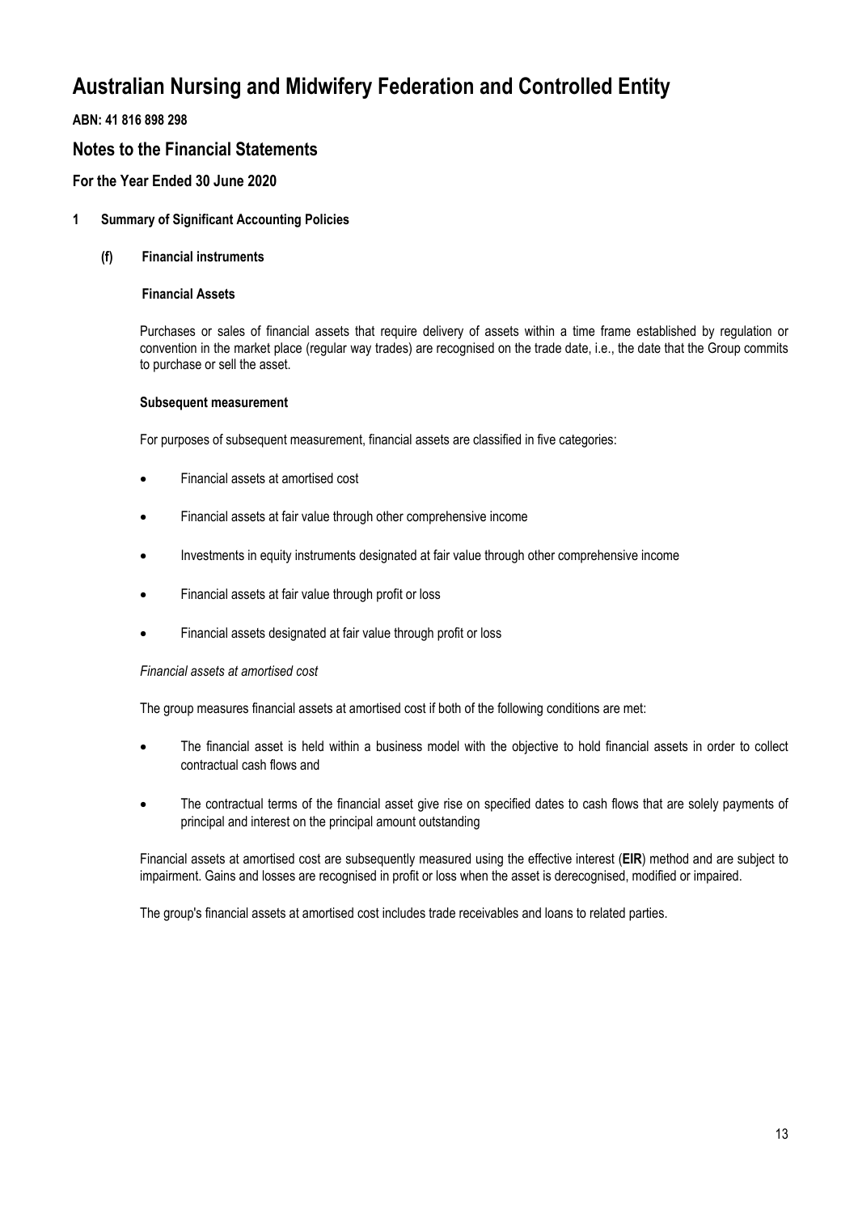# Australian Nursing and Midwifery Federation and Controlled Entity

**ABN: 41 816 898 298**

## Notes to the Financial Statements

### For the Year Ended 30 June 2020

**1 Summary of Significant Accounting Policies**

**(f) Financial instruments**

**Financial Assets**

Purchases or sales of financial assets that require delivery of assets within a time frame established by regulation or convention in the market place (regular way trades) are recognised on the trade date, i.e., the date that the Group commits to purchase or sell the asset.

**Subsequent measurement**

For purposes of subsequent measurement, financial assets are classified in five categories:

- Financial assets at amortised cost
- Financial assets at fair value through other comprehensive income
- Investments in equity instruments designated at fair value through other comprehensive income
- Financial assets at fair value through profit or loss
- Financial assets designated at fair value through profit or loss

*Financial assets at amortised cost*

The group measures financial assets at amortised cost if both of the following conditions are met:

- The financial asset is held within a business model with the objective to hold financial assets in order to collect contractual cash flows and
- The contractual terms of the financial asset give rise on specified dates to cash flows that are solely payments of principal and interest on the principal amount outstanding

Financial assets at amortised cost are subsequently measured using the effective interest (**EIR**) method and are subject to impairment. Gains and losses are recognised in profit or loss when the asset is derecognised, modified or impaired.

The group's financial assets at amortised cost includes trade receivables and loans to related parties.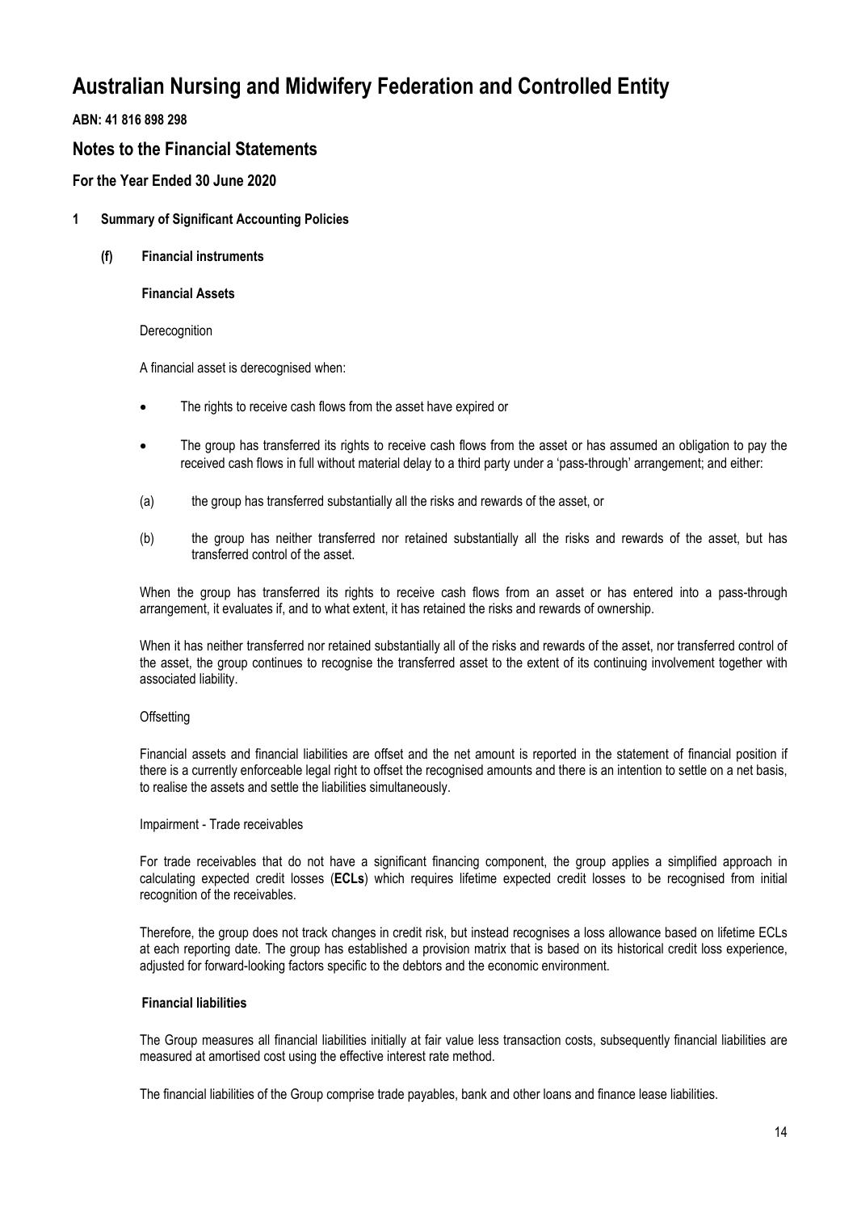# Australian Nursing and Midwifery Federation and Controlled Entity

**ABN: 41 816 898 298**

## Notes to the Financial Statements

### For the Year Ended 30 June 2020

**1 Summary of Significant Accounting Policies**

**(f) Financial instruments**

**Financial Assets**

Derecognition

A financial asset is derecognised when:

- The rights to receive cash flows from the asset have expired or
- The group has transferred its rights to receive cash flows from the asset or has assumed an obligation to pay the received cash flows in full without material delay to a third party under a 'pass-through' arrangement; and either:

(a) the group has transferred substantially all the risks and rewards of the asset, or

(b) the group has neither transferred nor retained substantially all the risks and rewards of the asset, but has transferred control of the asset.

When the group has transferred its rights to receive cash flows from an asset or has entered into a pass-through arrangement, it evaluates if, and to what extent, it has retained the risks and rewards of ownership.

When it has neither transferred nor retained substantially all of the risks and rewards of the asset, nor transferred control of the asset, the group continues to recognise the transferred asset to the extent of its continuing involvement together with associated liability.

Offsetting

Financial assets and financial liabilities are offset and the net amount is reported in the statement of financial position if there is a currently enforceable legal right to offset the recognised amounts and there is an intention to settle on a net basis, to realise the assets and settle the liabilities simultaneously.

Impairment - Trade receivables

For trade receivables that do not have a significant financing component, the group applies a simplified approach in calculating expected credit losses (**ECLs**) which requires lifetime expected credit losses to be recognised from initial recognition of the receivables.

Therefore, the group does not track changes in credit risk, but instead recognises a loss allowance based on lifetime ECLs at each reporting date. The group has established a provision matrix that is based on its historical credit loss experience, adjusted for forward-looking factors specific to the debtors and the economic environment.

**Financial liabilities**

The Group measures all financial liabilities initially at fair value less transaction costs, subsequently financial liabilities are measured at amortised cost using the effective interest rate method.

The financial liabilities of the Group comprise trade payables, bank and other loans and finance lease liabilities.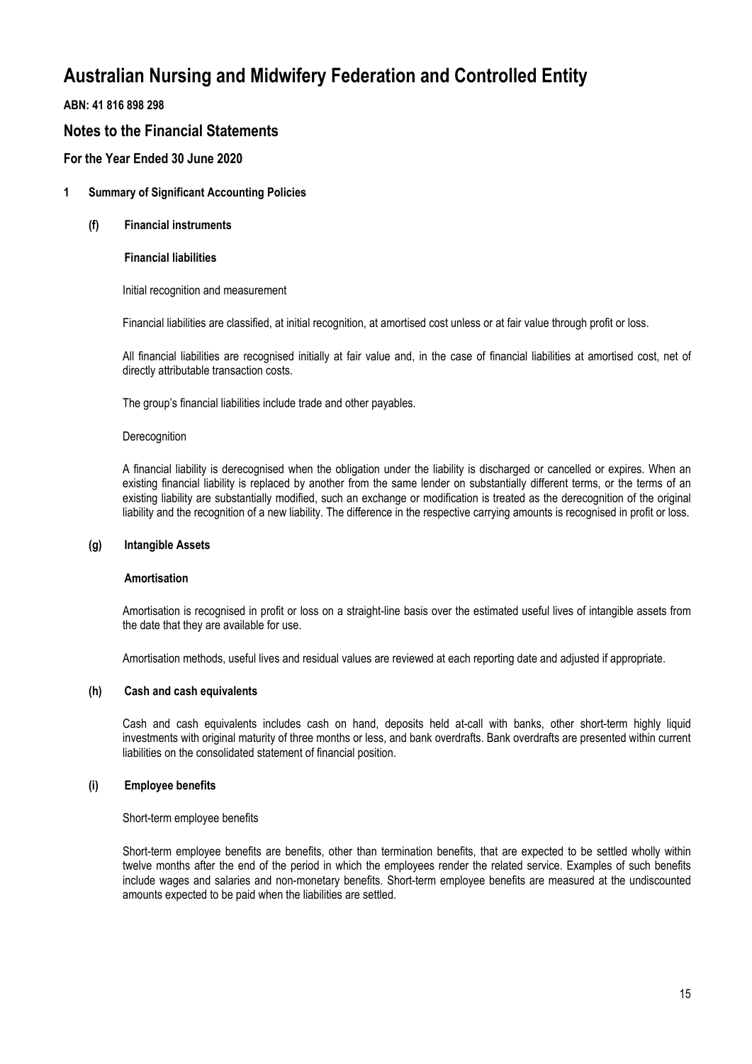# Australian Nursing and Midwifery Federation and Controlled Entity

**ABN: 41 816 898 298**

## Notes to the Financial Statements

### For the Year Ended 30 June 2020

**1 Summary of Significant Accounting Policies**

**(f) Financial instruments**

**Financial liabilities**

Initial recognition and measurement

Financial liabilities are classified, at initial recognition, at amortised cost unless or at fair value through profit or loss.

All financial liabilities are recognised initially at fair value and, in the case of financial liabilities at amortised cost, net of directly attributable transaction costs.

The group's financial liabilities include trade and other payables.

Derecognition

A financial liability is derecognised when the obligation under the liability is discharged or cancelled or expires. When an existing financial liability is replaced by another from the same lender on substantially different terms, or the terms of an existing liability are substantially modified, such an exchange or modification is treated as the derecognition of the original liability and the recognition of a new liability. The difference in the respective carrying amounts is recognised in profit or loss.

**(g) Intangible Assets**

**Amortisation**

Amortisation is recognised in profit or loss on a straight-line basis over the estimated useful lives of intangible assets from the date that they are available for use.

Amortisation methods, useful lives and residual values are reviewed at each reporting date and adjusted if appropriate.

**(h) Cash and cash equivalents**

Cash and cash equivalents includes cash on hand, deposits held at-call with banks, other short-term highly liquid investments with original maturity of three months or less, and bank overdrafts. Bank overdrafts are presented within current liabilities on the consolidated statement of financial position.

**(i) Employee benefits**

Short-term employee benefits

Short-term employee benefits are benefits, other than termination benefits, that are expected to be settled wholly within twelve months after the end of the period in which the employees render the related service. Examples of such benefits include wages and salaries and non-monetary benefits. Short-term employee benefits are measured at the undiscounted amounts expected to be paid when the liabilities are settled.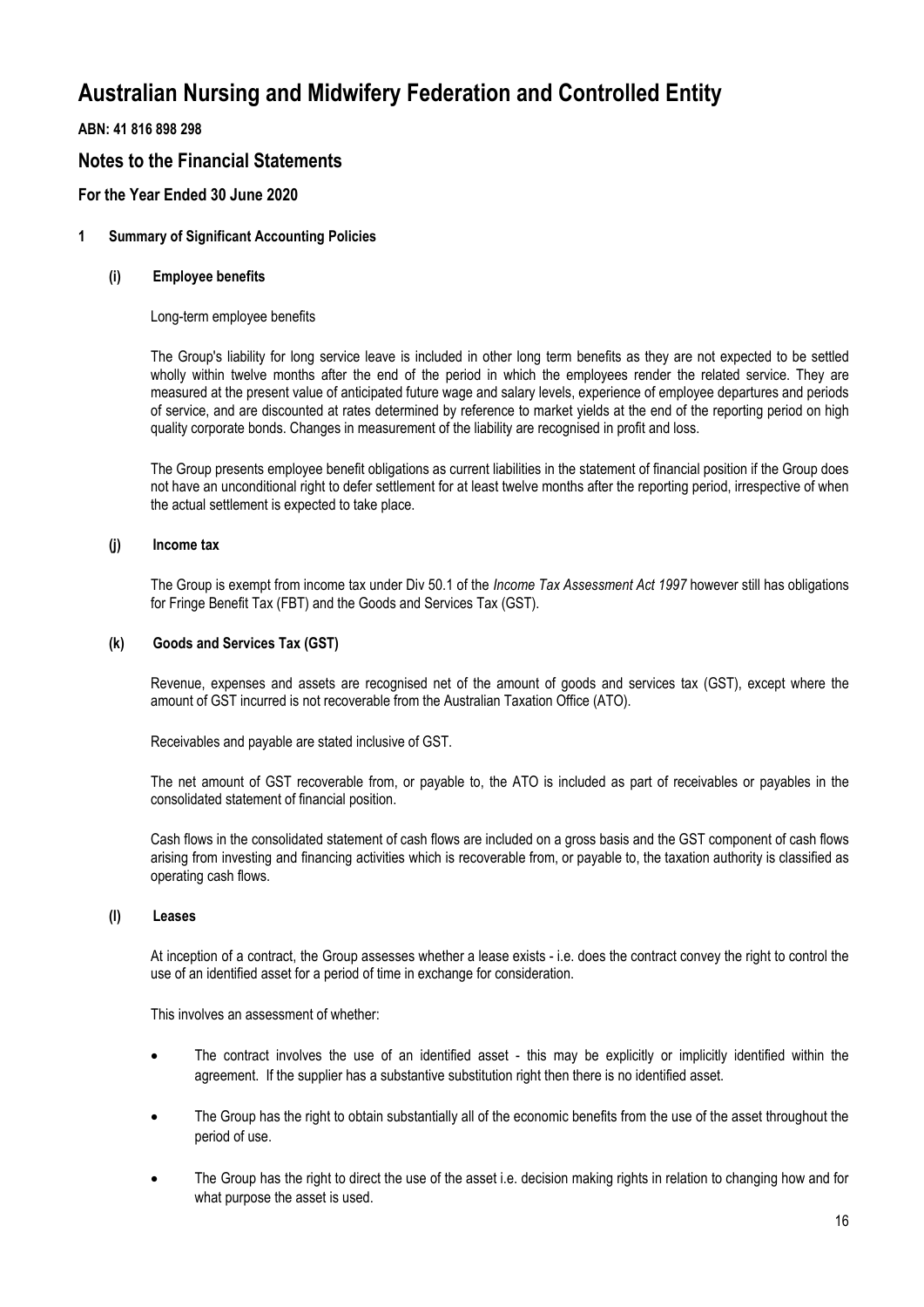# Australian Nursing and Midwifery Federation and Controlled Entity

**ABN: 41 816 898 298**

## Notes to the Financial Statements

### For the Year Ended 30 June 2020

**1 Summary of Significant Accounting Policies**

**(i) Employee benefits**

Long-term employee benefits

The Group's liability for long service leave is included in other long term benefits as they are not expected to be settled wholly within twelve months after the end of the period in which the employees render the related service. They are measured at the present value of anticipated future wage and salary levels, experience of employee departures and periods of service, and are discounted at rates determined by reference to market yields at the end of the reporting period on high quality corporate bonds. Changes in measurement of the liability are recognised in profit and loss.

The Group presents employee benefit obligations as current liabilities in the statement of financial position if the Group does not have an unconditional right to defer settlement for at least twelve months after the reporting period, irrespective of when the actual settlement is expected to take place.

**(j) Income tax**

The Group is exempt from income tax under Div 50.1 of the *Income Tax Assessment Act 1997* however still has obligations for Fringe Benefit Tax (FBT) and the Goods and Services Tax (GST).

**(k) Goods and Services Tax (GST)**

Revenue, expenses and assets are recognised net of the amount of goods and services tax (GST), except where the amount of GST incurred is not recoverable from the Australian Taxation Office (ATO).

Receivables and payable are stated inclusive of GST.

The net amount of GST recoverable from, or payable to, the ATO is included as part of receivables or payables in the consolidated statement of financial position.

Cash flows in the consolidated statement of cash flows are included on a gross basis and the GST component of cash flows arising from investing and financing activities which is recoverable from, or payable to, the taxation authority is classified as operating cash flows.

**(l) Leases**

At inception of a contract, the Group assesses whether a lease exists - i.e. does the contract convey the right to control the use of an identified asset for a period of time in exchange for consideration.

This involves an assessment of whether:

- The contract involves the use of an identified asset - this may be explicitly or implicitly identified within the agreement. If the supplier has a substantive substitution right then there is no identified asset.
- The Group has the right to obtain substantially all of the economic benefits from the use of the asset throughout the period of use.
- The Group has the right to direct the use of the asset i.e. decision making rights in relation to changing how and for what purpose the asset is used.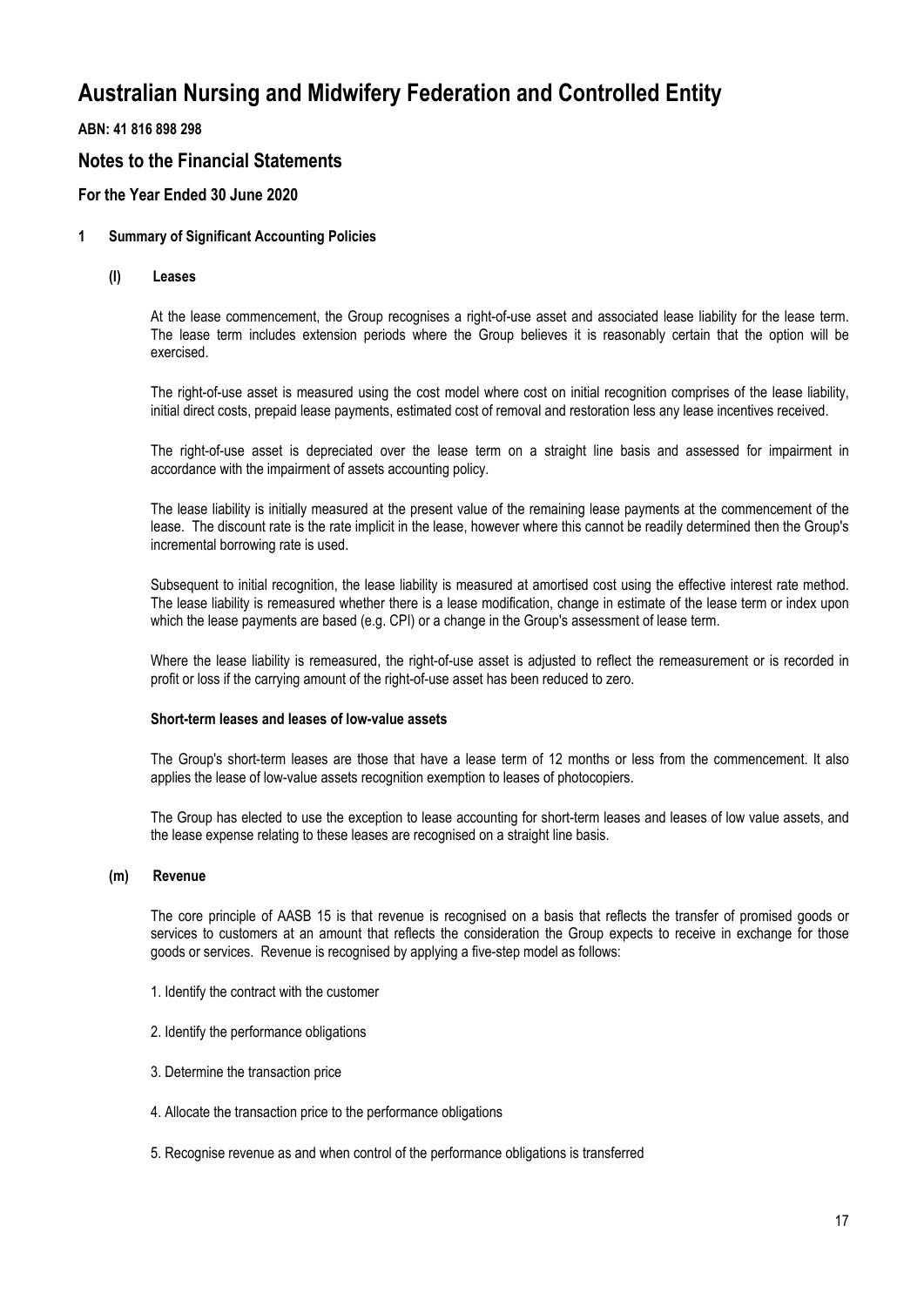# Australian Nursing and Midwifery Federation and Controlled Entity

**ABN: 41 816 898 298**

## Notes to the Financial Statements

### For the Year Ended 30 June 2020

**1 Summary of Significant Accounting Policies**

**(l) Leases**

At the lease commencement, the Group recognises a right-of-use asset and associated lease liability for the lease term. The lease term includes extension periods where the Group believes it is reasonably certain that the option will be exercised.

The right-of-use asset is measured using the cost model where cost on initial recognition comprises of the lease liability, initial direct costs, prepaid lease payments, estimated cost of removal and restoration less any lease incentives received.

The right-of-use asset is depreciated over the lease term on a straight line basis and assessed for impairment in accordance with the impairment of assets accounting policy.

The lease liability is initially measured at the present value of the remaining lease payments at the commencement of the lease. The discount rate is the rate implicit in the lease, however where this cannot be readily determined then the Group's incremental borrowing rate is used.

Subsequent to initial recognition, the lease liability is measured at amortised cost using the effective interest rate method. The lease liability is remeasured whether there is a lease modification, change in estimate of the lease term or index upon which the lease payments are based (e.g. CPI) or a change in the Group's assessment of lease term.

Where the lease liability is remeasured, the right-of-use asset is adjusted to reflect the remeasurement or is recorded in profit or loss if the carrying amount of the right-of-use asset has been reduced to zero.

**Short-term leases and leases of low-value assets**

The Group's short-term leases are those that have a lease term of 12 months or less from the commencement. It also applies the lease of low-value assets recognition exemption to leases of photocopiers.

The Group has elected to use the exception to lease accounting for short-term leases and leases of low value assets, and the lease expense relating to these leases are recognised on a straight line basis.

**(m) Revenue**

The core principle of AASB 15 is that revenue is recognised on a basis that reflects the transfer of promised goods or services to customers at an amount that reflects the consideration the Group expects to receive in exchange for those goods or services. Revenue is recognised by applying a five-step model as follows:

1. Identify the contract with the customer

2. Identify the performance obligations

3. Determine the transaction price

4. Allocate the transaction price to the performance obligations

5. Recognise revenue as and when control of the performance obligations is transferred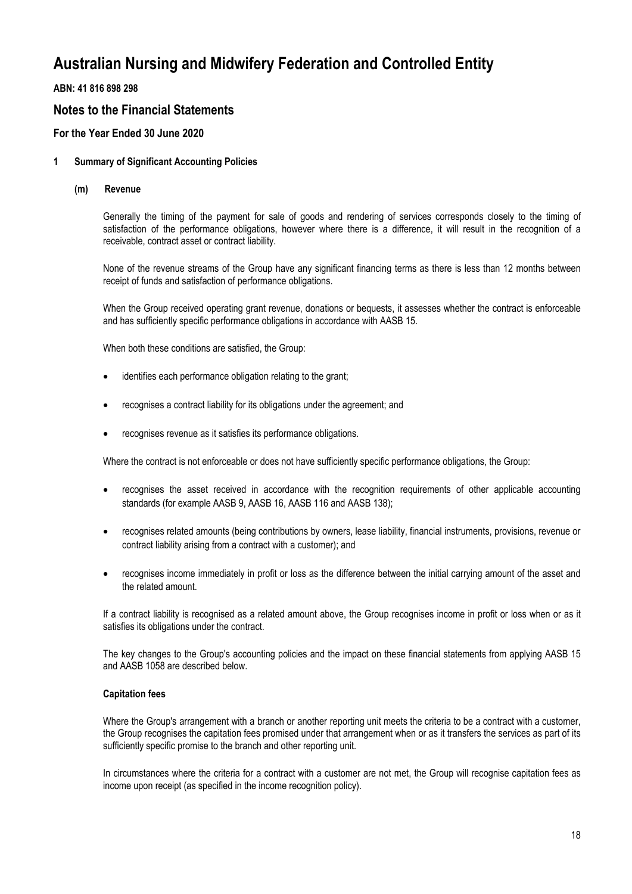# Australian Nursing and Midwifery Federation and Controlled Entity

**ABN: 41 816 898 298**

## Notes to the Financial Statements

### For the Year Ended 30 June 2020

**1 Summary of Significant Accounting Policies**

**(m) Revenue**

Generally the timing of the payment for sale of goods and rendering of services corresponds closely to the timing of satisfaction of the performance obligations, however where there is a difference, it will result in the recognition of a receivable, contract asset or contract liability.

None of the revenue streams of the Group have any significant financing terms as there is less than 12 months between receipt of funds and satisfaction of performance obligations.

When the Group received operating grant revenue, donations or bequests, it assesses whether the contract is enforceable and has sufficiently specific performance obligations in accordance with AASB 15.

When both these conditions are satisfied, the Group:

- identifies each performance obligation relating to the grant;
- recognises a contract liability for its obligations under the agreement; and
- recognises revenue as it satisfies its performance obligations.

Where the contract is not enforceable or does not have sufficiently specific performance obligations, the Group:

- recognises the asset received in accordance with the recognition requirements of other applicable accounting standards (for example AASB 9, AASB 16, AASB 116 and AASB 138);
- recognises related amounts (being contributions by owners, lease liability, financial instruments, provisions, revenue or contract liability arising from a contract with a customer); and
- recognises income immediately in profit or loss as the difference between the initial carrying amount of the asset and the related amount.

If a contract liability is recognised as a related amount above, the Group recognises income in profit or loss when or as it satisfies its obligations under the contract.

The key changes to the Group's accounting policies and the impact on these financial statements from applying AASB 15 and AASB 1058 are described below.

**Capitation fees**

Where the Group's arrangement with a branch or another reporting unit meets the criteria to be a contract with a customer, the Group recognises the capitation fees promised under that arrangement when or as it transfers the services as part of its sufficiently specific promise to the branch and other reporting unit.

In circumstances where the criteria for a contract with a customer are not met, the Group will recognise capitation fees as income upon receipt (as specified in the income recognition policy).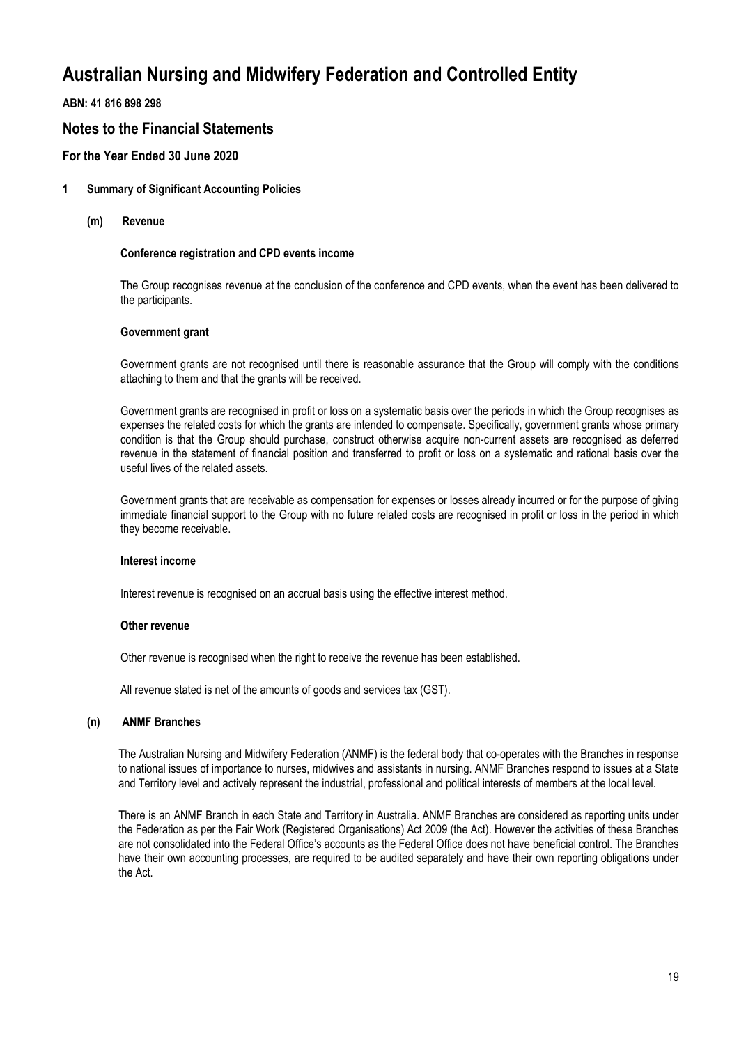# Australian Nursing and Midwifery Federation and Controlled Entity

**ABN: 41 816 898 298**

## Notes to the Financial Statements

### For the Year Ended 30 June 2020

**1 Summary of Significant Accounting Policies**

**(m) Revenue**

**Conference registration and CPD events income**

The Group recognises revenue at the conclusion of the conference and CPD events, when the event has been delivered to the participants.

**Government grant**

Government grants are not recognised until there is reasonable assurance that the Group will comply with the conditions attaching to them and that the grants will be received.

Government grants are recognised in profit or loss on a systematic basis over the periods in which the Group recognises as expenses the related costs for which the grants are intended to compensate. Specifically, government grants whose primary condition is that the Group should purchase, construct otherwise acquire non-current assets are recognised as deferred revenue in the statement of financial position and transferred to profit or loss on a systematic and rational basis over the useful lives of the related assets.

Government grants that are receivable as compensation for expenses or losses already incurred or for the purpose of giving immediate financial support to the Group with no future related costs are recognised in profit or loss in the period in which they become receivable.

**Interest income**

Interest revenue is recognised on an accrual basis using the effective interest method.

**Other revenue**

Other revenue is recognised when the right to receive the revenue has been established.

All revenue stated is net of the amounts of goods and services tax (GST).

**(n) ANMF Branches**

The Australian Nursing and Midwifery Federation (ANMF) is the federal body that co-operates with the Branches in response to national issues of importance to nurses, midwives and assistants in nursing. ANMF Branches respond to issues at a State and Territory level and actively represent the industrial, professional and political interests of members at the local level.

There is an ANMF Branch in each State and Territory in Australia. ANMF Branches are considered as reporting units under the Federation as per the Fair Work (Registered Organisations) Act 2009 (the Act). However the activities of these Branches are not consolidated into the Federal Office's accounts as the Federal Office does not have beneficial control. The Branches have their own accounting processes, are required to be audited separately and have their own reporting obligations under the Act.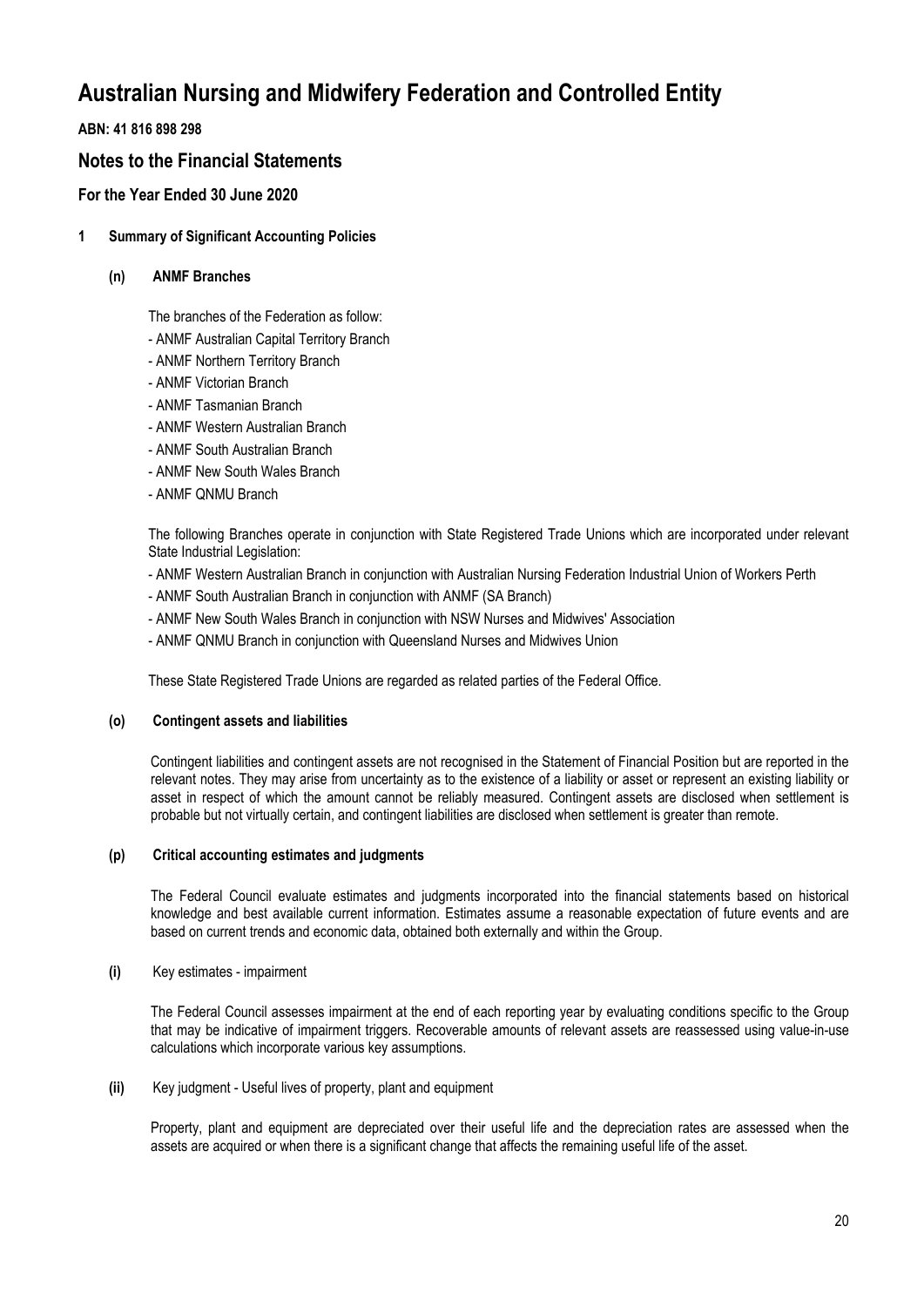# Australian Nursing and Midwifery Federation and Controlled Entity

**ABN: 41 816 898 298**

## Notes to the Financial Statements

### For the Year Ended 30 June 2020

**1 Summary of Significant Accounting Policies**

**(n) ANMF Branches**

The branches of the Federation as follow:

- ANMF Australian Capital Territory Branch
- ANMF Northern Territory Branch
- ANMF Victorian Branch
- ANMF Tasmanian Branch
- ANMF Western Australian Branch
- ANMF South Australian Branch
- ANMF New South Wales Branch
- ANMF QNMU Branch

The following Branches operate in conjunction with State Registered Trade Unions which are incorporated under relevant State Industrial Legislation:

- ANMF Western Australian Branch in conjunction with Australian Nursing Federation Industrial Union of Workers Perth
- ANMF South Australian Branch in conjunction with ANMF (SA Branch)
- ANMF New South Wales Branch in conjunction with NSW Nurses and Midwives' Association
- ANMF QNMU Branch in conjunction with Queensland Nurses and Midwives Union

These State Registered Trade Unions are regarded as related parties of the Federal Office.

**(o) Contingent assets and liabilities**

Contingent liabilities and contingent assets are not recognised in the Statement of Financial Position but are reported in the relevant notes. They may arise from uncertainty as to the existence of a liability or asset or represent an existing liability or asset in respect of which the amount cannot be reliably measured. Contingent assets are disclosed when settlement is probable but not virtually certain, and contingent liabilities are disclosed when settlement is greater than remote.

**(p) Critical accounting estimates and judgments**

The Federal Council evaluate estimates and judgments incorporated into the financial statements based on historical knowledge and best available current information. Estimates assume a reasonable expectation of future events and are based on current trends and economic data, obtained both externally and within the Group.

**(i)** Key estimates - impairment

The Federal Council assesses impairment at the end of each reporting year by evaluating conditions specific to the Group that may be indicative of impairment triggers. Recoverable amounts of relevant assets are reassessed using value-in-use calculations which incorporate various key assumptions.

**(ii)** Key judgment - Useful lives of property, plant and equipment

Property, plant and equipment are depreciated over their useful life and the depreciation rates are assessed when the assets are acquired or when there is a significant change that affects the remaining useful life of the asset.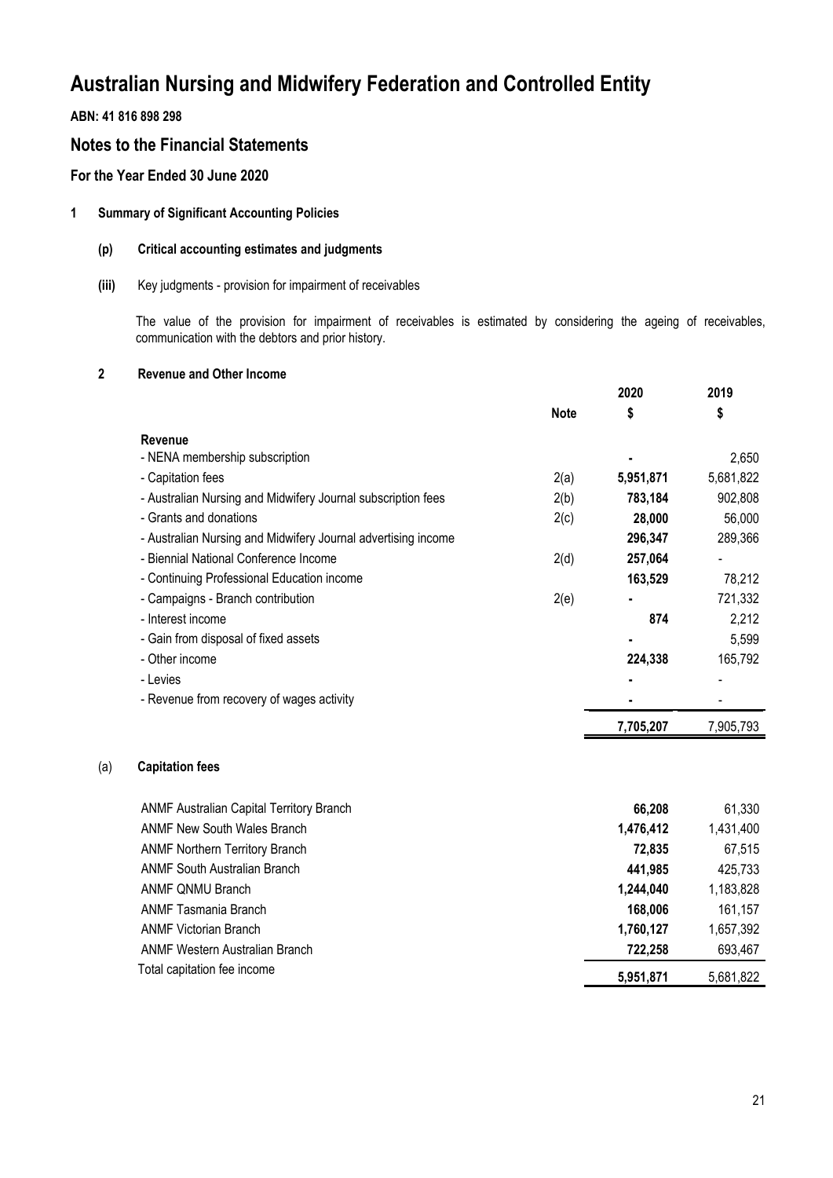# Australian Nursing and Midwifery Federation and Controlled Entity

**ABN: 41 816 898 298**

## Notes to the Financial Statements

### For the Year Ended 30 June 2020

**1 Summary of Significant Accounting Policies**

**(p) Critical accounting estimates and judgments**

**(iii)** Key judgments - provision for impairment of receivables

The value of the provision for impairment of receivables is estimated by considering the ageing of receivables, communication with the debtors and prior history.

**2 Revenue and Other Income**

| | Note | 2020 $ | 2019 $ |
|---|---|---|---|
| **Revenue** | | | |
| - NENA membership subscription | | **-** | 2,650 |
| - Capitation fees | 2(a) | **5,951,871** | 5,681,822 |
| - Australian Nursing and Midwifery Journal subscription fees | 2(b) | **783,184** | 902,808 |
| - Grants and donations | 2(c) | **28,000** | 56,000 |
| - Australian Nursing and Midwifery Journal advertising income | | **296,347** | 289,366 |
| - Biennial National Conference Income | 2(d) | **257,064** | - |
| - Continuing Professional Education income | | **163,529** | 78,212 |
| - Campaigns - Branch contribution | 2(e) | **-** | 721,332 |
| - Interest income | | **874** | 2,212 |
| - Gain from disposal of fixed assets | | **-** | 5,599 |
| - Other income | | **224,338** | 165,792 |
| - Levies | | **-** | - |
| - Revenue from recovery of wages activity | | **-** | - |
| | | **7,705,207** | 7,905,793 |

(a) **Capitation fees**

| | 2020 $ | 2019 $ |
|---|---|---|
| ANMF Australian Capital Territory Branch | **66,208** | 61,330 |
| ANMF New South Wales Branch | **1,476,412** | 1,431,400 |
| ANMF Northern Territory Branch | **72,835** | 67,515 |
| ANMF South Australian Branch | **441,985** | 425,733 |
| ANMF QNMU Branch | **1,244,040** | 1,183,828 |
| ANMF Tasmania Branch | **168,006** | 161,157 |
| ANMF Victorian Branch | **1,760,127** | 1,657,392 |
| ANMF Western Australian Branch | **722,258** | 693,467 |
| Total capitation fee income | **5,951,871** | 5,681,822 |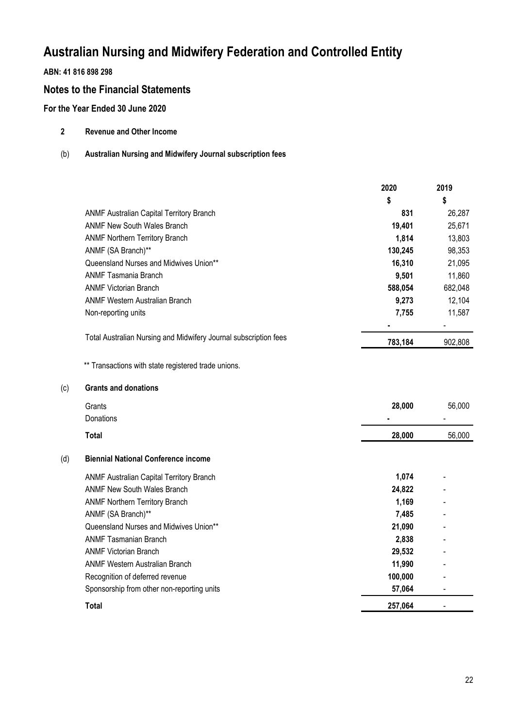# Australian Nursing and Midwifery Federation and Controlled Entity

**ABN: 41 816 898 298**

## Notes to the Financial Statements

### For the Year Ended 30 June 2020

**2 Revenue and Other Income**

**(b) Australian Nursing and Midwifery Journal subscription fees**

| | 2020 | 2019 |
|---|---|---|
| | $ | $ |
| ANMF Australian Capital Territory Branch | **831** | 26,287 |
| ANMF New South Wales Branch | **19,401** | 25,671 |
| ANMF Northern Territory Branch | **1,814** | 13,803 |
| ANMF (SA Branch)** | **130,245** | 98,353 |
| Queensland Nurses and Midwives Union** | **16,310** | 21,095 |
| ANMF Tasmania Branch | **9,501** | 11,860 |
| ANMF Victorian Branch | **588,054** | 682,048 |
| ANMF Western Australian Branch | **9,273** | 12,104 |
| Non-reporting units | **7,755** | 11,587 |
| | **-** | - |
| Total Australian Nursing and Midwifery Journal subscription fees | **783,184** | 902,808 |

** Transactions with state registered trade unions.

**(c) Grants and donations**

| | 2020 | 2019 |
|---|---|---|
| Grants | **28,000** | 56,000 |
| Donations | **-** | - |
| **Total** | **28,000** | 56,000 |

**(d) Biennial National Conference income**

| | 2020 | 2019 |
|---|---|---|
| ANMF Australian Capital Territory Branch | **1,074** | - |
| ANMF New South Wales Branch | **24,822** | - |
| ANMF Northern Territory Branch | **1,169** | - |
| ANMF (SA Branch)** | **7,485** | - |
| Queensland Nurses and Midwives Union** | **21,090** | - |
| ANMF Tasmanian Branch | **2,838** | - |
| ANMF Victorian Branch | **29,532** | - |
| ANMF Western Australian Branch | **11,990** | - |
| Recognition of deferred revenue | **100,000** | - |
| Sponsorship from other non-reporting units | **57,064** | - |
| **Total** | **257,064** | - |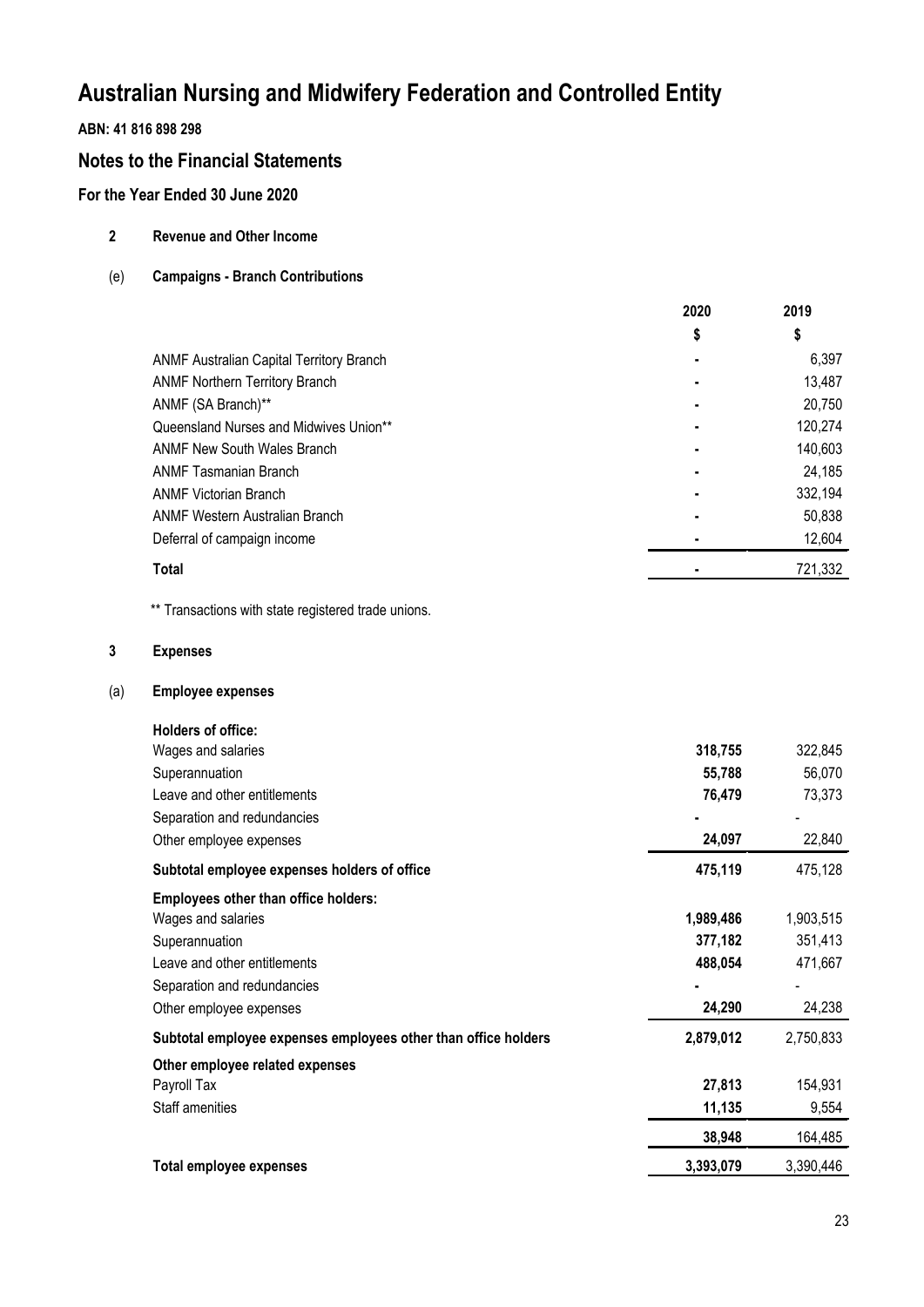# Australian Nursing and Midwifery Federation and Controlled Entity

**ABN: 41 816 898 298**

## Notes to the Financial Statements

### For the Year Ended 30 June 2020

**2 Revenue and Other Income**

**(e) Campaigns - Branch Contributions**

| | 2020 | 2019 |
|---|---|---|
| | $ | $ |
| ANMF Australian Capital Territory Branch | - | 6,397 |
| ANMF Northern Territory Branch | - | 13,487 |
| ANMF (SA Branch)** | - | 20,750 |
| Queensland Nurses and Midwives Union** | - | 120,274 |
| ANMF New South Wales Branch | - | 140,603 |
| ANMF Tasmanian Branch | - | 24,185 |
| ANMF Victorian Branch | - | 332,194 |
| ANMF Western Australian Branch | - | 50,838 |
| Deferral of campaign income | - | 12,604 |
| **Total** | - | 721,332 |

** Transactions with state registered trade unions.

**3 Expenses**

**(a) Employee expenses**

| | 2020 | 2019 |
|---|---|---|
| **Holders of office:** | | |
| Wages and salaries | **318,755** | 322,845 |
| Superannuation | **55,788** | 56,070 |
| Leave and other entitlements | **76,479** | 73,373 |
| Separation and redundancies | **-** | - |
| Other employee expenses | **24,097** | 22,840 |
| **Subtotal employee expenses holders of office** | **475,119** | 475,128 |
| **Employees other than office holders:** | | |
| Wages and salaries | **1,989,486** | 1,903,515 |
| Superannuation | **377,182** | 351,413 |
| Leave and other entitlements | **488,054** | 471,667 |
| Separation and redundancies | **-** | - |
| Other employee expenses | **24,290** | 24,238 |
| **Subtotal employee expenses employees other than office holders** | **2,879,012** | 2,750,833 |
| **Other employee related expenses** | | |
| Payroll Tax | **27,813** | 154,931 |
| Staff amenities | **11,135** | 9,554 |
| | **38,948** | 164,485 |
| **Total employee expenses** | **3,393,079** | 3,390,446 |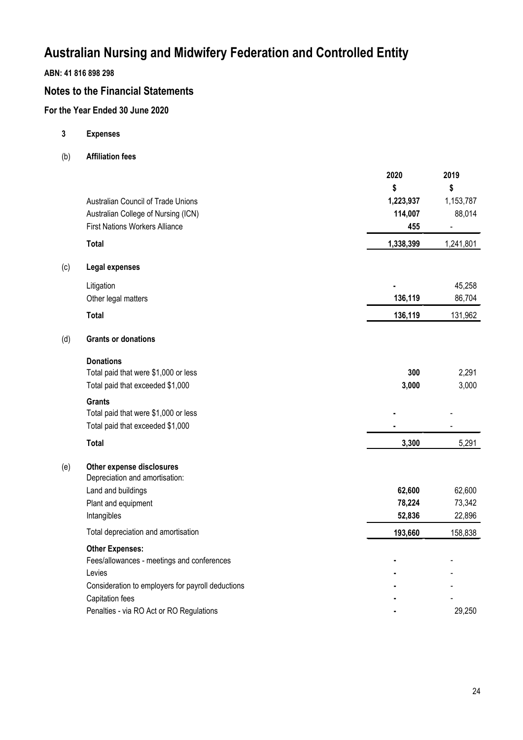# Australian Nursing and Midwifery Federation and Controlled Entity

**ABN: 41 816 898 298**

## Notes to the Financial Statements

### For the Year Ended 30 June 2020

**3 Expenses**

**(b) Affiliation fees**

| | 2020 | 2019 |
|---|---|---|
| | $ | $ |
| Australian Council of Trade Unions | 1,223,937 | 1,153,787 |
| Australian College of Nursing (ICN) | 114,007 | 88,014 |
| First Nations Workers Alliance | 455 | - |
| **Total** | **1,338,399** | 1,241,801 |

**(c) Legal expenses**

| | 2020 | 2019 |
|---|---|---|
| Litigation | - | 45,258 |
| Other legal matters | 136,119 | 86,704 |
| **Total** | **136,119** | 131,962 |

**(d) Grants or donations**

| | 2020 | 2019 |
|---|---|---|
| **Donations** | | |
| Total paid that were $1,000 or less | 300 | 2,291 |
| Total paid that exceeded $1,000 | 3,000 | 3,000 |
| **Grants** | | |
| Total paid that were $1,000 or less | - | - |
| Total paid that exceeded $1,000 | - | - |
| **Total** | **3,300** | 5,291 |

**(e) Other expense disclosures**

| | 2020 | 2019 |
|---|---|---|
| Depreciation and amortisation: | | |
| Land and buildings | 62,600 | 62,600 |
| Plant and equipment | 78,224 | 73,342 |
| Intangibles | 52,836 | 22,896 |
| Total depreciation and amortisation | 193,660 | 158,838 |
| **Other Expenses:** | | |
| Fees/allowances - meetings and conferences | - | - |
| Levies | - | - |
| Consideration to employers for payroll deductions | - | - |
| Capitation fees | - | - |
| Penalties - via RO Act or RO Regulations | - | 29,250 |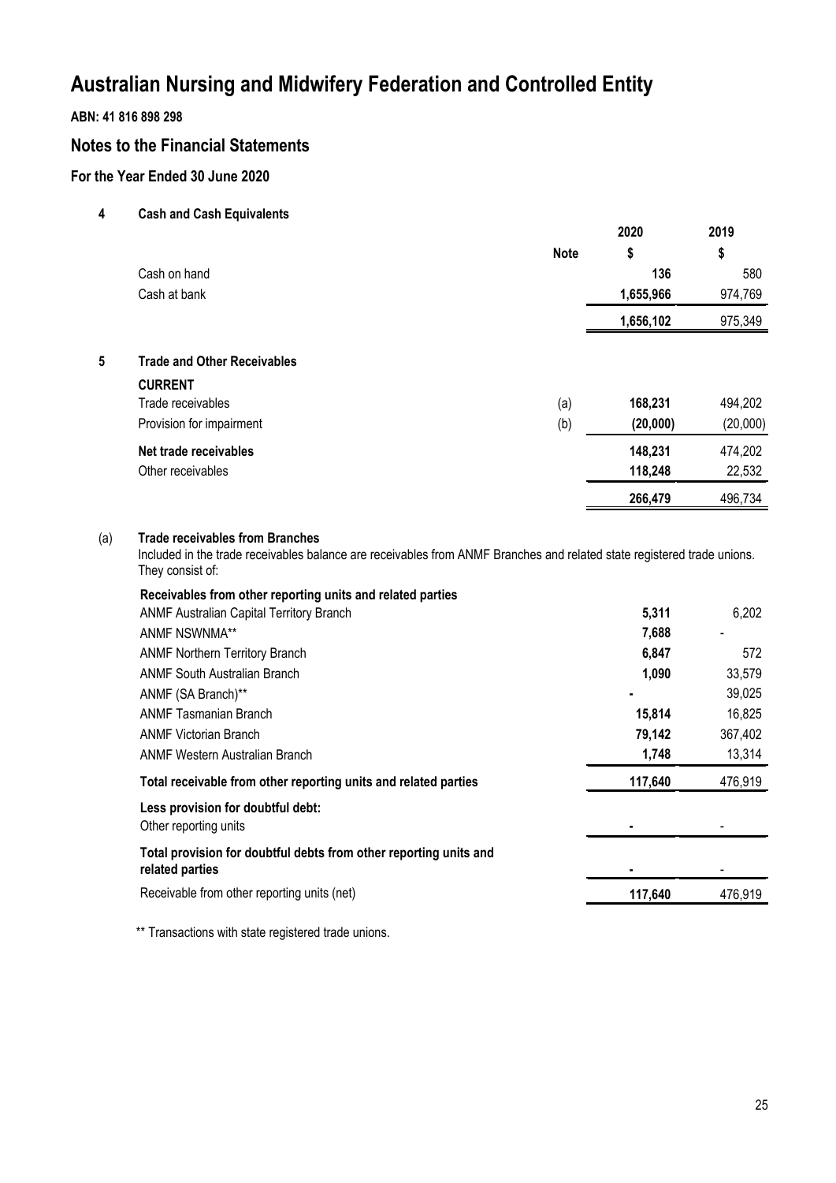# Australian Nursing and Midwifery Federation and Controlled Entity

**ABN: 41 816 898 298**

## Notes to the Financial Statements

### For the Year Ended 30 June 2020

**4 Cash and Cash Equivalents**

| | Note | 2020 $ | 2019 $ |
|---|---|---|---|
| Cash on hand | | **136** | 580 |
| Cash at bank | | **1,655,966** | 974,769 |
| | | **1,656,102** | 975,349 |

**5 Trade and Other Receivables**

| | Note | 2020 $ | 2019 $ |
|---|---|---|---|
| **CURRENT** | | | |
| Trade receivables | (a) | **168,231** | 494,202 |
| Provision for impairment | (b) | **(20,000)** | (20,000) |
| **Net trade receivables** | | **148,231** | 474,202 |
| Other receivables | | **118,248** | 22,532 |
| | | **266,479** | 496,734 |

(a) **Trade receivables from Branches**

Included in the trade receivables balance are receivables from ANMF Branches and related state registered trade unions. They consist of:

| | 2020 | 2019 |
|---|---|---|
| **Receivables from other reporting units and related parties** | | |
| ANMF Australian Capital Territory Branch | **5,311** | 6,202 |
| ANMF NSWNMA** | **7,688** | - |
| ANMF Northern Territory Branch | **6,847** | 572 |
| ANMF South Australian Branch | **1,090** | 33,579 |
| ANMF (SA Branch)** | **-** | 39,025 |
| ANMF Tasmanian Branch | **15,814** | 16,825 |
| ANMF Victorian Branch | **79,142** | 367,402 |
| ANMF Western Australian Branch | **1,748** | 13,314 |
| **Total receivable from other reporting units and related parties** | **117,640** | 476,919 |
| **Less provision for doubtful debt:** | | |
| Other reporting units | **-** | - |
| **Total provision for doubtful debts from other reporting units and related parties** | **-** | - |
| Receivable from other reporting units (net) | **117,640** | 476,919 |

** Transactions with state registered trade unions.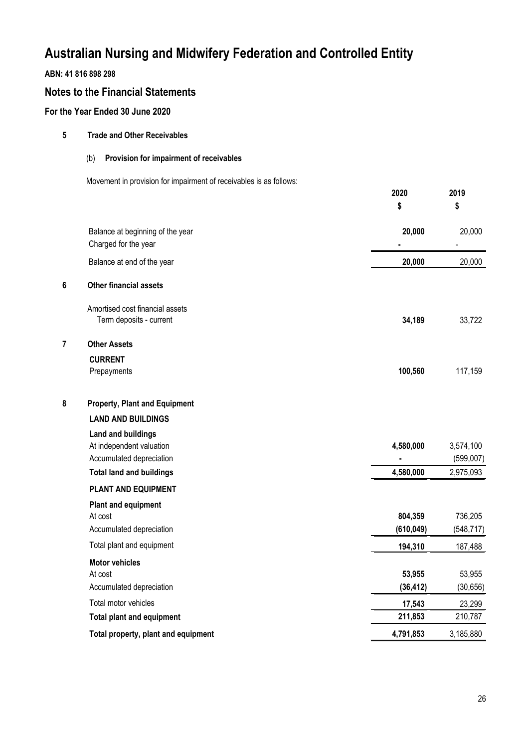# Australian Nursing and Midwifery Federation and Controlled Entity

**ABN: 41 816 898 298**

## Notes to the Financial Statements

### For the Year Ended 30 June 2020

**5 Trade and Other Receivables**

(b) **Provision for impairment of receivables**

Movement in provision for impairment of receivables is as follows:

| | 2020 $ | 2019 $ |
|---|---|---|
| Balance at beginning of the year | **20,000** | 20,000 |
| Charged for the year | **-** | - |
| Balance at end of the year | **20,000** | 20,000 |

**6 Other financial assets**

| | 2020 $ | 2019 $ |
|---|---|---|
| Amortised cost financial assets | | |
| Term deposits - current | **34,189** | 33,722 |

**7 Other Assets**

| | 2020 $ | 2019 $ |
|---|---|---|
| **CURRENT** | | |
| Prepayments | **100,560** | 117,159 |

**8 Property, Plant and Equipment**

| | 2020 $ | 2019 $ |
|---|---|---|
| **LAND AND BUILDINGS** | | |
| **Land and buildings** | | |
| At independent valuation | **4,580,000** | 3,574,100 |
| Accumulated depreciation | **-** | (599,007) |
| **Total land and buildings** | **4,580,000** | 2,975,093 |
| **PLANT AND EQUIPMENT** | | |
| **Plant and equipment** | | |
| At cost | **804,359** | 736,205 |
| Accumulated depreciation | **(610,049)** | (548,717) |
| Total plant and equipment | **194,310** | 187,488 |
| **Motor vehicles** | | |
| At cost | **53,955** | 53,955 |
| Accumulated depreciation | **(36,412)** | (30,656) |
| Total motor vehicles | **17,543** | 23,299 |
| **Total plant and equipment** | **211,853** | 210,787 |
| **Total property, plant and equipment** | **4,791,853** | 3,185,880 |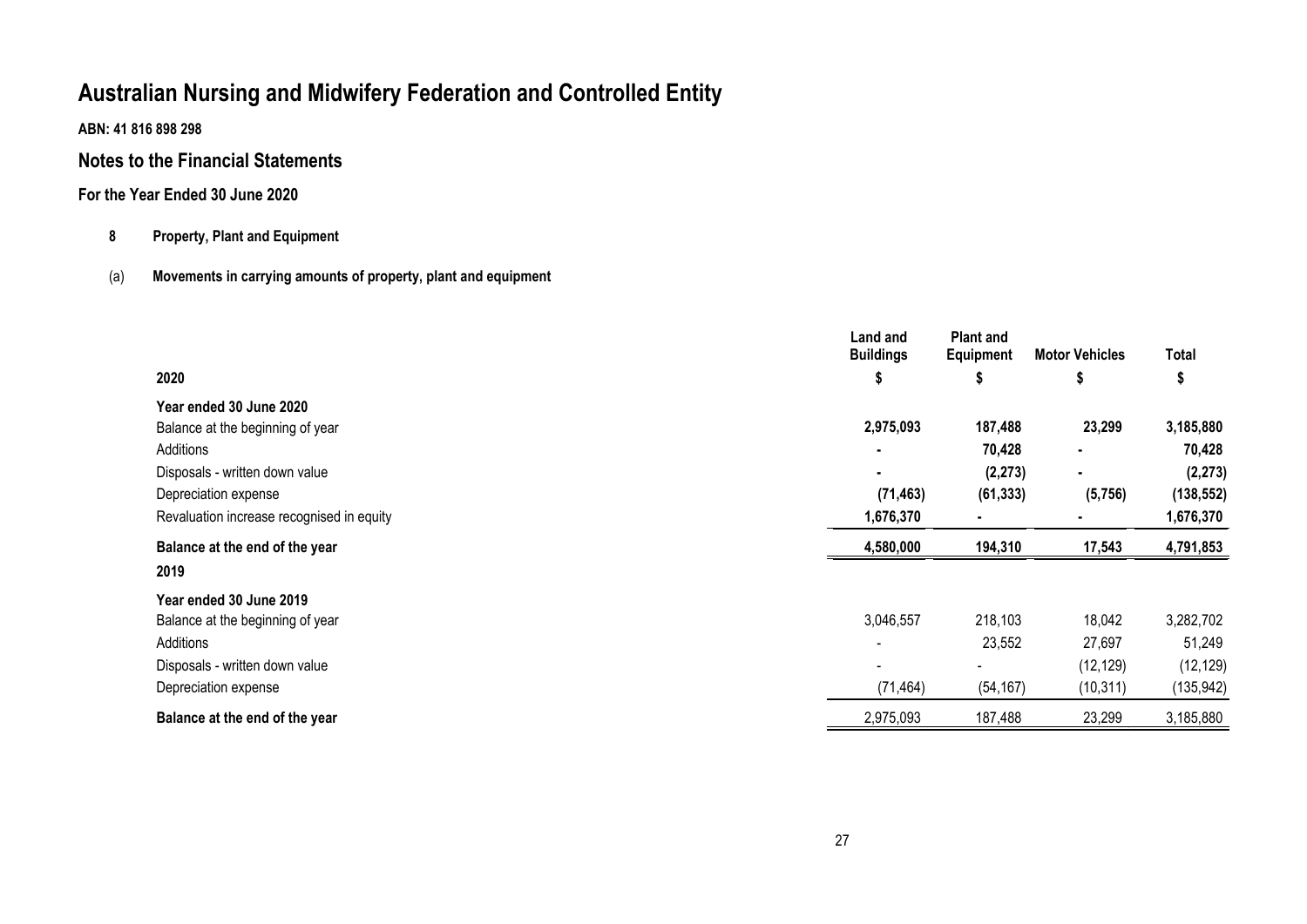# Australian Nursing and Midwifery Federation and Controlled Entity

**ABN: 41 816 898 298**

## Notes to the Financial Statements

### For the Year Ended 30 June 2020

**8 Property, Plant and Equipment**

(a) **Movements in carrying amounts of property, plant and equipment**

| | Land and Buildings | Plant and Equipment | Motor Vehicles | Total |
|---|---|---|---|---|
| **2020** | **$** | **$** | **$** | **$** |
| **Year ended 30 June 2020** | | | | |
| Balance at the beginning of year | **2,975,093** | **187,488** | **23,299** | **3,185,880** |
| Additions | **-** | **70,428** | **-** | **70,428** |
| Disposals - written down value | **-** | **(2,273)** | **-** | **(2,273)** |
| Depreciation expense | **(71,463)** | **(61,333)** | **(5,756)** | **(138,552)** |
| Revaluation increase recognised in equity | **1,676,370** | **-** | **-** | **1,676,370** |
| **Balance at the end of the year** | **4,580,000** | **194,310** | **17,543** | **4,791,853** |
| **2019** | | | | |
| **Year ended 30 June 2019** | | | | |
| Balance at the beginning of year | 3,046,557 | 218,103 | 18,042 | 3,282,702 |
| Additions | - | 23,552 | 27,697 | 51,249 |
| Disposals - written down value | - | - | (12,129) | (12,129) |
| Depreciation expense | (71,464) | (54,167) | (10,311) | (135,942) |
| **Balance at the end of the year** | 2,975,093 | 187,488 | 23,299 | 3,185,880 |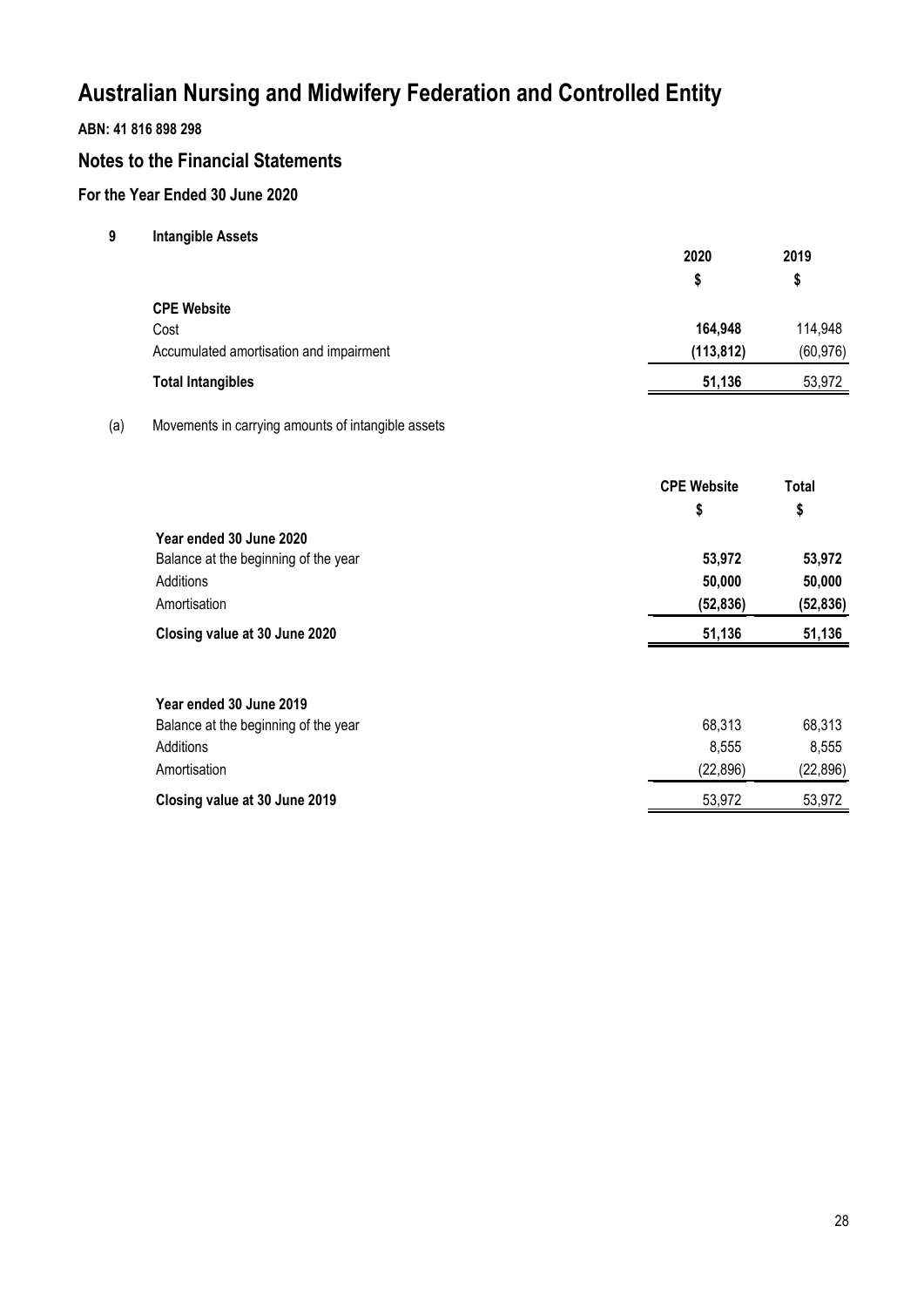# Australian Nursing and Midwifery Federation and Controlled Entity

**ABN: 41 816 898 298**

## Notes to the Financial Statements

### For the Year Ended 30 June 2020

**9 Intangible Assets**

| | 2020 | 2019 |
|---|---|---|
| | $ | $ |
| **CPE Website** | | |
| Cost | **164,948** | 114,948 |
| Accumulated amortisation and impairment | **(113,812)** | (60,976) |
| **Total Intangibles** | **51,136** | 53,972 |

(a) Movements in carrying amounts of intangible assets

| | CPE Website | Total |
|---|---|---|
| | $ | $ |
| **Year ended 30 June 2020** | | |
| Balance at the beginning of the year | **53,972** | **53,972** |
| Additions | **50,000** | **50,000** |
| Amortisation | **(52,836)** | **(52,836)** |
| **Closing value at 30 June 2020** | **51,136** | **51,136** |
| | | |
| **Year ended 30 June 2019** | | |
| Balance at the beginning of the year | 68,313 | 68,313 |
| Additions | 8,555 | 8,555 |
| Amortisation | (22,896) | (22,896) |
| **Closing value at 30 June 2019** | 53,972 | 53,972 |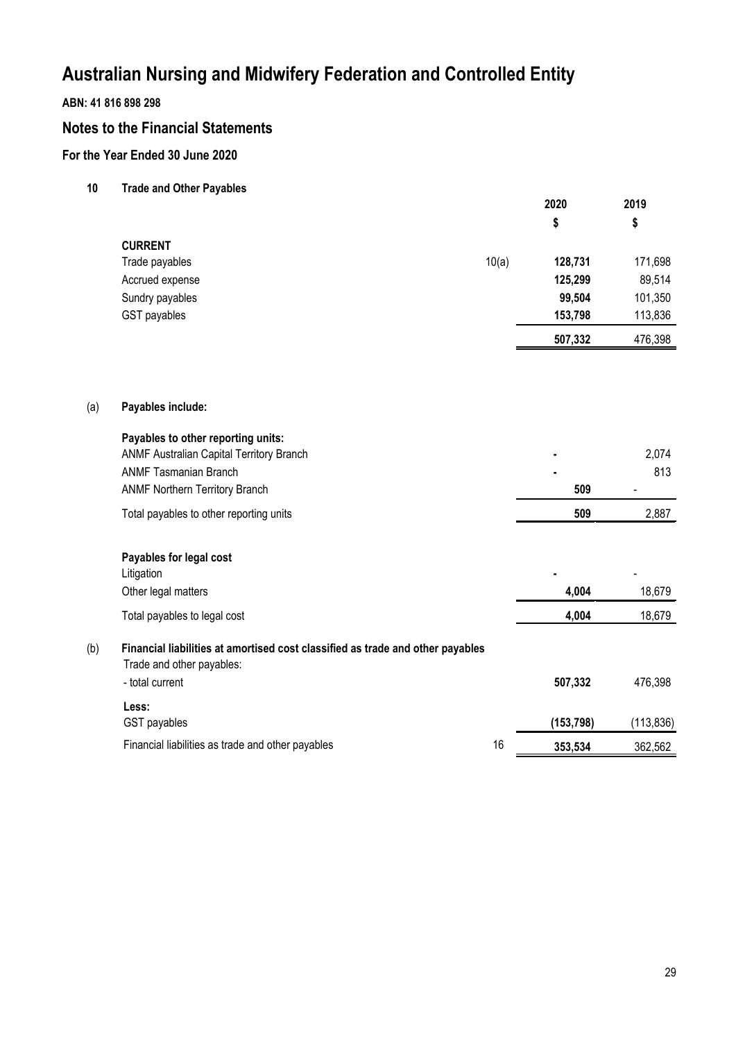# Australian Nursing and Midwifery Federation and Controlled Entity

**ABN: 41 816 898 298**

## Notes to the Financial Statements

### For the Year Ended 30 June 2020

**10 Trade and Other Payables**

| | | 2020 | 2019 |
|---|---|---|---|
| | | $ | $ |
| **CURRENT** | | | |
| Trade payables | 10(a) | **128,731** | 171,698 |
| Accrued expense | | **125,299** | 89,514 |
| Sundry payables | | **99,504** | 101,350 |
| GST payables | | **153,798** | 113,836 |
| | | **507,332** | 476,398 |

(a) **Payables include:**

| | 2020 | 2019 |
|---|---|---|
| **Payables to other reporting units:** | | |
| ANMF Australian Capital Territory Branch | **-** | 2,074 |
| ANMF Tasmanian Branch | **-** | 813 |
| ANMF Northern Territory Branch | **509** | - |
| Total payables to other reporting units | **509** | 2,887 |
| | | |
| **Payables for legal cost** | | |
| Litigation | **-** | - |
| Other legal matters | **4,004** | 18,679 |
| Total payables to legal cost | **4,004** | 18,679 |

(b) **Financial liabilities at amortised cost classified as trade and other payables**

| | | 2020 | 2019 |
|---|---|---|---|
| Trade and other payables: | | | |
| - total current | | **507,332** | 476,398 |
| **Less:** | | | |
| GST payables | | **(153,798)** | (113,836) |
| Financial liabilities as trade and other payables | 16 | **353,534** | 362,562 |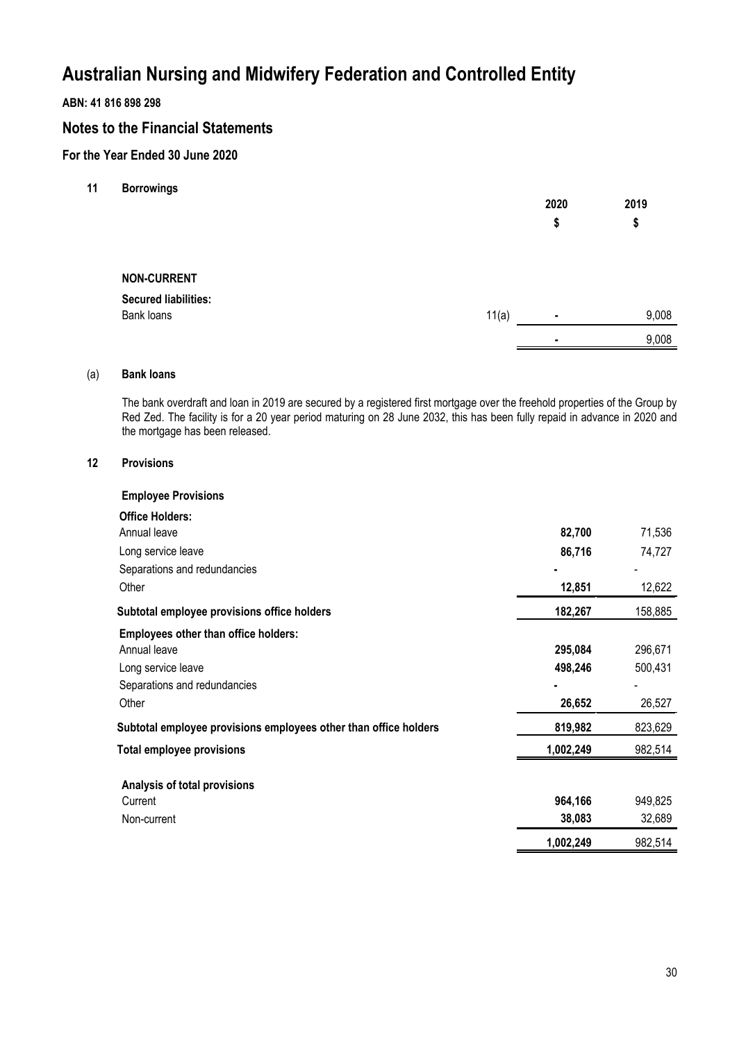# Australian Nursing and Midwifery Federation and Controlled Entity

**ABN: 41 816 898 298**

## Notes to the Financial Statements

### For the Year Ended 30 June 2020

**11 Borrowings**

| | | 2020 | 2019 |
|---|---|---|---|
| | | $ | $ |
| **NON-CURRENT** | | | |
| **Secured liabilities:** | | | |
| Bank loans | 11(a) | - | 9,008 |
| | | - | 9,008 |

(a) **Bank loans**

The bank overdraft and loan in 2019 are secured by a registered first mortgage over the freehold properties of the Group by Red Zed. The facility is for a 20 year period maturing on 28 June 2032, this has been fully repaid in advance in 2020 and the mortgage has been released.

**12 Provisions**

| | 2020 | 2019 |
|---|---|---|
| **Employee Provisions** | | |
| **Office Holders:** | | |
| Annual leave | **82,700** | 71,536 |
| Long service leave | **86,716** | 74,727 |
| Separations and redundancies | **-** | - |
| Other | **12,851** | 12,622 |
| **Subtotal employee provisions office holders** | **182,267** | 158,885 |
| **Employees other than office holders:** | | |
| Annual leave | **295,084** | 296,671 |
| Long service leave | **498,246** | 500,431 |
| Separations and redundancies | **-** | - |
| Other | **26,652** | 26,527 |
| **Subtotal employee provisions employees other than office holders** | **819,982** | 823,629 |
| **Total employee provisions** | **1,002,249** | 982,514 |
| **Analysis of total provisions** | | |
| Current | **964,166** | 949,825 |
| Non-current | **38,083** | 32,689 |
| | **1,002,249** | 982,514 |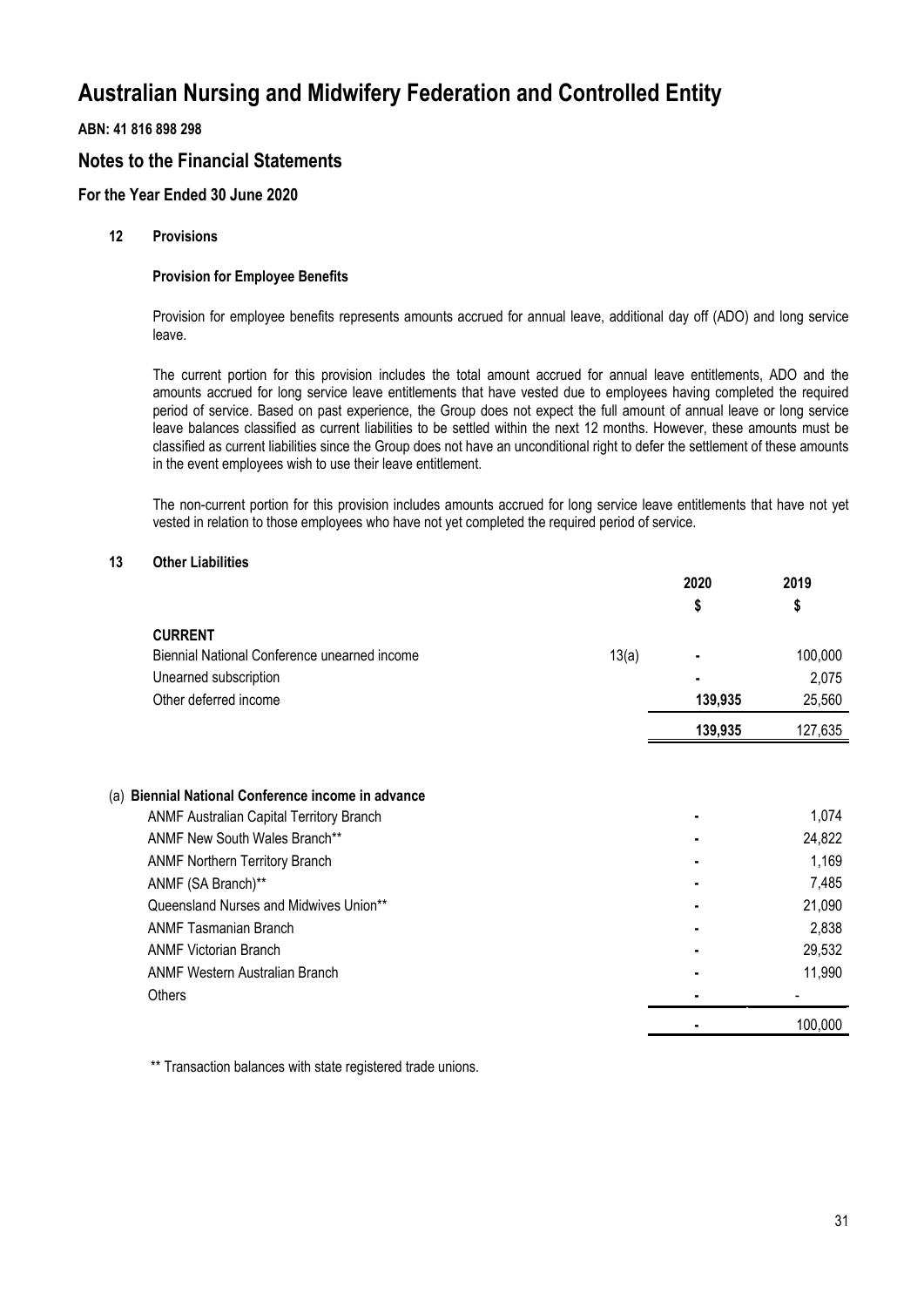# Australian Nursing and Midwifery Federation and Controlled Entity

**ABN: 41 816 898 298**

## Notes to the Financial Statements

### For the Year Ended 30 June 2020

**12 Provisions**

**Provision for Employee Benefits**

Provision for employee benefits represents amounts accrued for annual leave, additional day off (ADO) and long service leave.

The current portion for this provision includes the total amount accrued for annual leave entitlements, ADO and the amounts accrued for long service leave entitlements that have vested due to employees having completed the required period of service. Based on past experience, the Group does not expect the full amount of annual leave or long service leave balances classified as current liabilities to be settled within the next 12 months. However, these amounts must be classified as current liabilities since the Group does not have an unconditional right to defer the settlement of these amounts in the event employees wish to use their leave entitlement.

The non-current portion for this provision includes amounts accrued for long service leave entitlements that have not yet vested in relation to those employees who have not yet completed the required period of service.

**13 Other Liabilities**

| | | 2020 | 2019 |
|---|---|---|---|
| | | $ | $ |
| **CURRENT** | | | |
| Biennial National Conference unearned income | 13(a) | - | 100,000 |
| Unearned subscription | | - | 2,075 |
| Other deferred income | | **139,935** | 25,560 |
| | | **139,935** | 127,635 |

**(a) Biennial National Conference income in advance**

| | 2020 | 2019 |
|---|---|---|
| ANMF Australian Capital Territory Branch | - | 1,074 |
| ANMF New South Wales Branch** | - | 24,822 |
| ANMF Northern Territory Branch | - | 1,169 |
| ANMF (SA Branch)** | - | 7,485 |
| Queensland Nurses and Midwives Union** | - | 21,090 |
| ANMF Tasmanian Branch | - | 2,838 |
| ANMF Victorian Branch | - | 29,532 |
| ANMF Western Australian Branch | - | 11,990 |
| Others | - | - |
| | - | 100,000 |

** Transaction balances with state registered trade unions.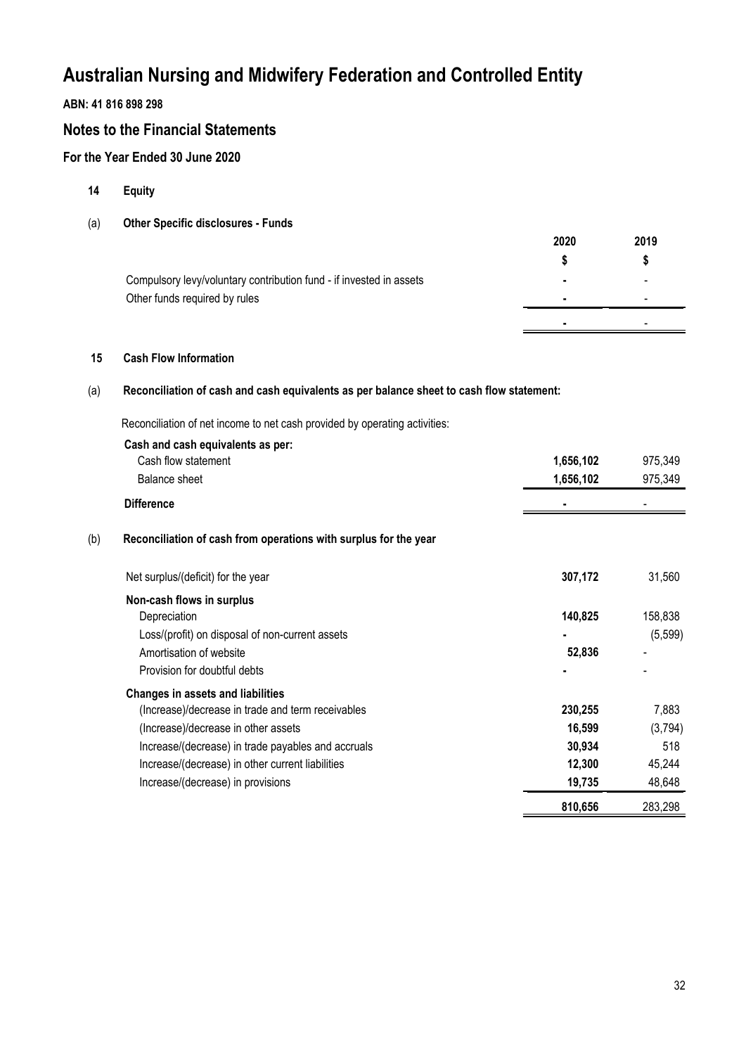# Australian Nursing and Midwifery Federation and Controlled Entity

**ABN: 41 816 898 298**

## Notes to the Financial Statements

### For the Year Ended 30 June 2020

**14 Equity**

**(a) Other Specific disclosures - Funds**

| | 2020 | 2019 |
|---|---|---|
| | $ | $ |
| Compulsory levy/voluntary contribution fund - if invested in assets | - | - |
| Other funds required by rules | - | - |
| | - | - |

**15 Cash Flow Information**

**(a) Reconciliation of cash and cash equivalents as per balance sheet to cash flow statement:**

Reconciliation of net income to net cash provided by operating activities:

| | 2020 | 2019 |
|---|---|---|
| **Cash and cash equivalents as per:** | | |
| Cash flow statement | **1,656,102** | 975,349 |
| Balance sheet | **1,656,102** | 975,349 |
| **Difference** | - | - |

**(b) Reconciliation of cash from operations with surplus for the year**

| | 2020 | 2019 |
|---|---|---|
| Net surplus/(deficit) for the year | **307,172** | 31,560 |
| **Non-cash flows in surplus** | | |
| Depreciation | **140,825** | 158,838 |
| Loss/(profit) on disposal of non-current assets | - | (5,599) |
| Amortisation of website | **52,836** | - |
| Provision for doubtful debts | - | - |
| **Changes in assets and liabilities** | | |
| (Increase)/decrease in trade and term receivables | **230,255** | 7,883 |
| (Increase)/decrease in other assets | **16,599** | (3,794) |
| Increase/(decrease) in trade payables and accruals | **30,934** | 518 |
| Increase/(decrease) in other current liabilities | **12,300** | 45,244 |
| Increase/(decrease) in provisions | **19,735** | 48,648 |
| | **810,656** | 283,298 |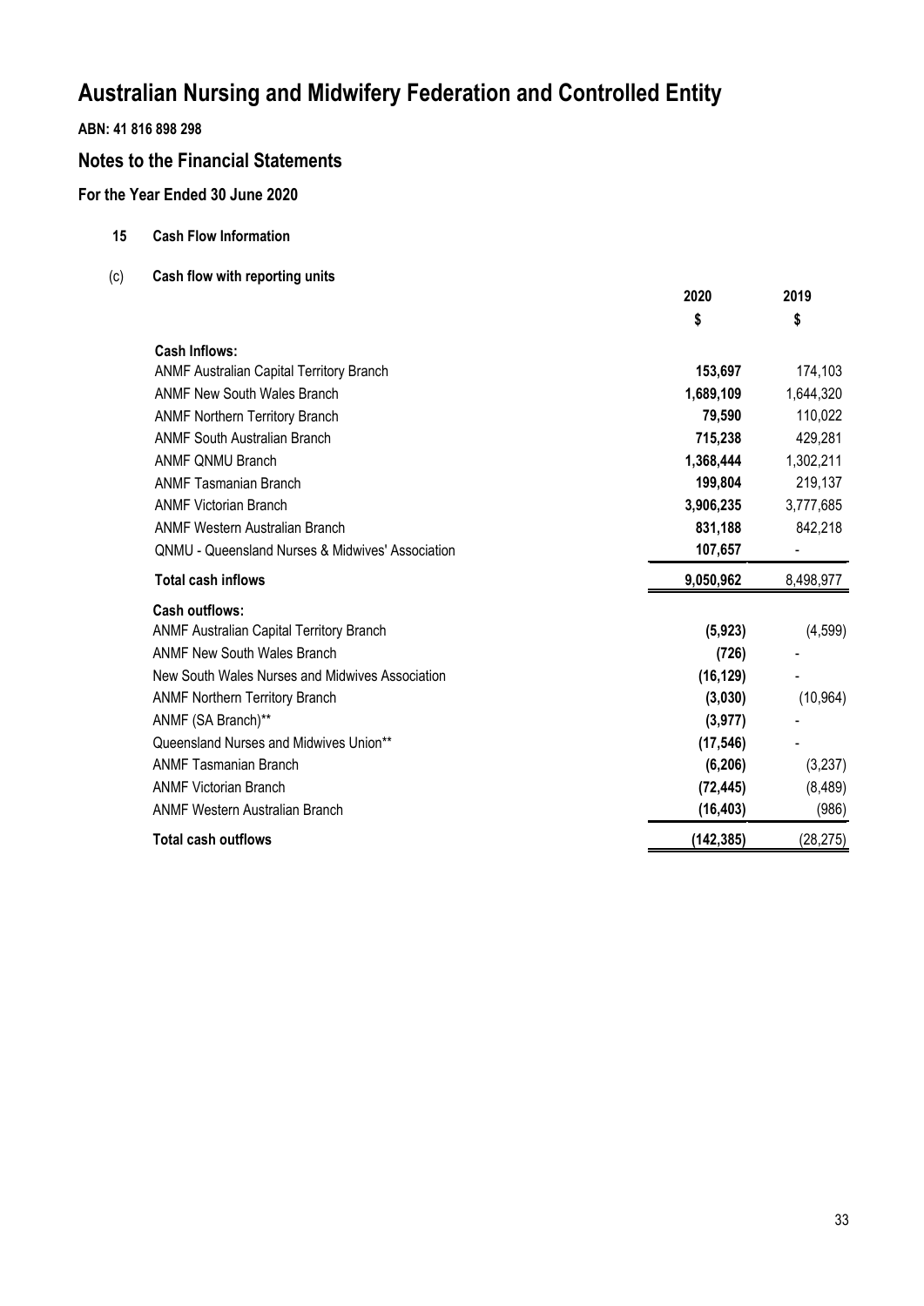# Australian Nursing and Midwifery Federation and Controlled Entity

**ABN: 41 816 898 298**

## Notes to the Financial Statements

### For the Year Ended 30 June 2020

**15 Cash Flow Information**

(c) **Cash flow with reporting units**

| | 2020 | 2019 |
|---|---|---|
| | $ | $ |
| **Cash Inflows:** | | |
| ANMF Australian Capital Territory Branch | **153,697** | 174,103 |
| ANMF New South Wales Branch | **1,689,109** | 1,644,320 |
| ANMF Northern Territory Branch | **79,590** | 110,022 |
| ANMF South Australian Branch | **715,238** | 429,281 |
| ANMF QNMU Branch | **1,368,444** | 1,302,211 |
| ANMF Tasmanian Branch | **199,804** | 219,137 |
| ANMF Victorian Branch | **3,906,235** | 3,777,685 |
| ANMF Western Australian Branch | **831,188** | 842,218 |
| QNMU - Queensland Nurses & Midwives' Association | **107,657** | - |
| **Total cash inflows** | **9,050,962** | 8,498,977 |
| **Cash outflows:** | | |
| ANMF Australian Capital Territory Branch | **(5,923)** | (4,599) |
| ANMF New South Wales Branch | **(726)** | - |
| New South Wales Nurses and Midwives Association | **(16,129)** | - |
| ANMF Northern Territory Branch | **(3,030)** | (10,964) |
| ANMF (SA Branch)** | **(3,977)** | - |
| Queensland Nurses and Midwives Union** | **(17,546)** | - |
| ANMF Tasmanian Branch | **(6,206)** | (3,237) |
| ANMF Victorian Branch | **(72,445)** | (8,489) |
| ANMF Western Australian Branch | **(16,403)** | (986) |
| **Total cash outflows** | **(142,385)** | (28,275) |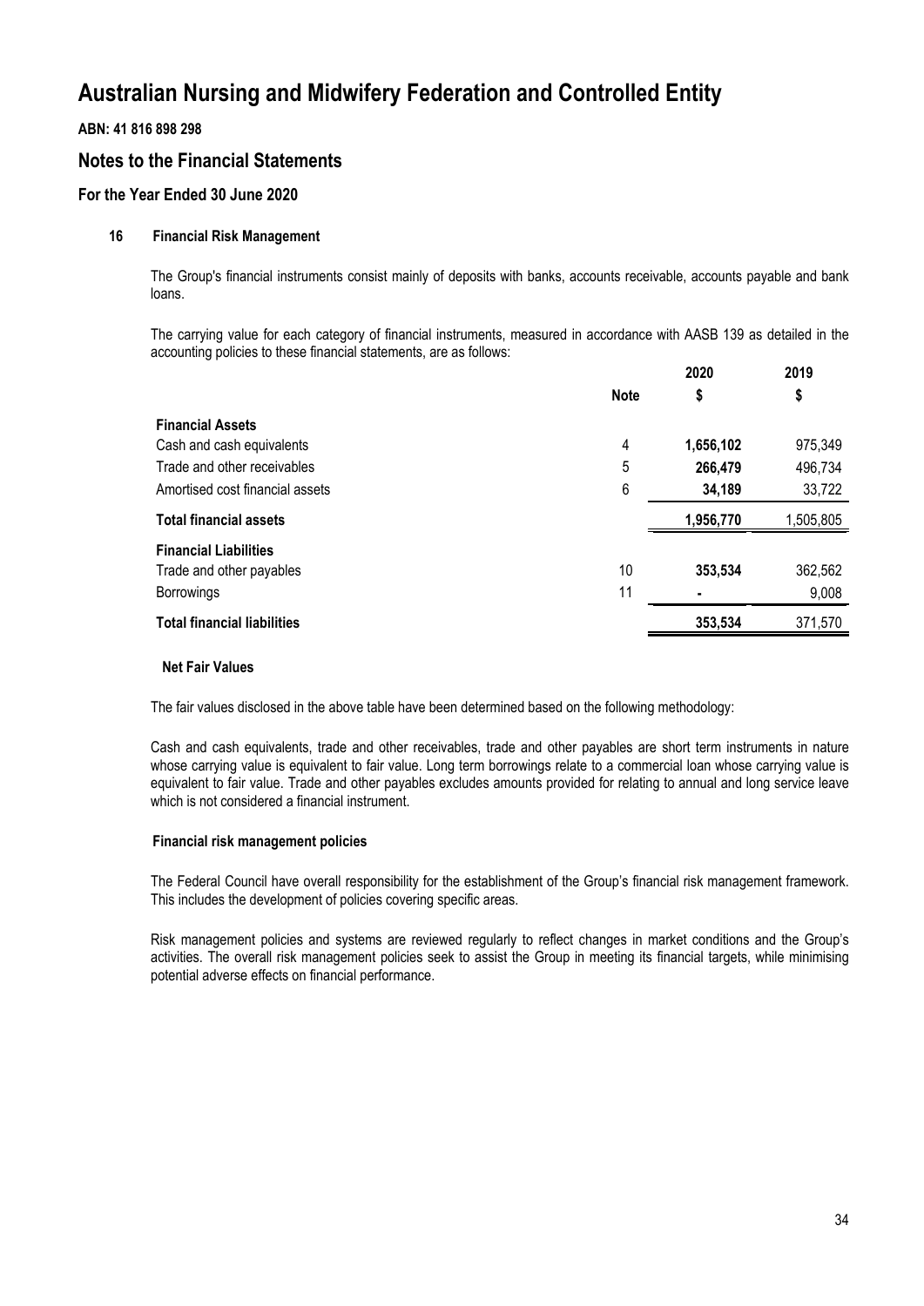# Australian Nursing and Midwifery Federation and Controlled Entity

**ABN: 41 816 898 298**

## Notes to the Financial Statements

### For the Year Ended 30 June 2020

#### 16 Financial Risk Management

The Group's financial instruments consist mainly of deposits with banks, accounts receivable, accounts payable and bank loans.

The carrying value for each category of financial instruments, measured in accordance with AASB 139 as detailed in the accounting policies to these financial statements, are as follows:

| | Note | 2020<br>$ | 2019<br>$ |
|---|---|---|---|
| **Financial Assets** | | | |
| Cash and cash equivalents | 4 | **1,656,102** | 975,349 |
| Trade and other receivables | 5 | **266,479** | 496,734 |
| Amortised cost financial assets | 6 | **34,189** | 33,722 |
| **Total financial assets** | | **1,956,770** | 1,505,805 |
| **Financial Liabilities** | | | |
| Trade and other payables | 10 | **353,534** | 362,562 |
| Borrowings | 11 | **-** | 9,008 |
| **Total financial liabilities** | | **353,534** | 371,570 |

**Net Fair Values**

The fair values disclosed in the above table have been determined based on the following methodology:

Cash and cash equivalents, trade and other receivables, trade and other payables are short term instruments in nature whose carrying value is equivalent to fair value. Long term borrowings relate to a commercial loan whose carrying value is equivalent to fair value. Trade and other payables excludes amounts provided for relating to annual and long service leave which is not considered a financial instrument.

**Financial risk management policies**

The Federal Council have overall responsibility for the establishment of the Group's financial risk management framework. This includes the development of policies covering specific areas.

Risk management policies and systems are reviewed regularly to reflect changes in market conditions and the Group's activities. The overall risk management policies seek to assist the Group in meeting its financial targets, while minimising potential adverse effects on financial performance.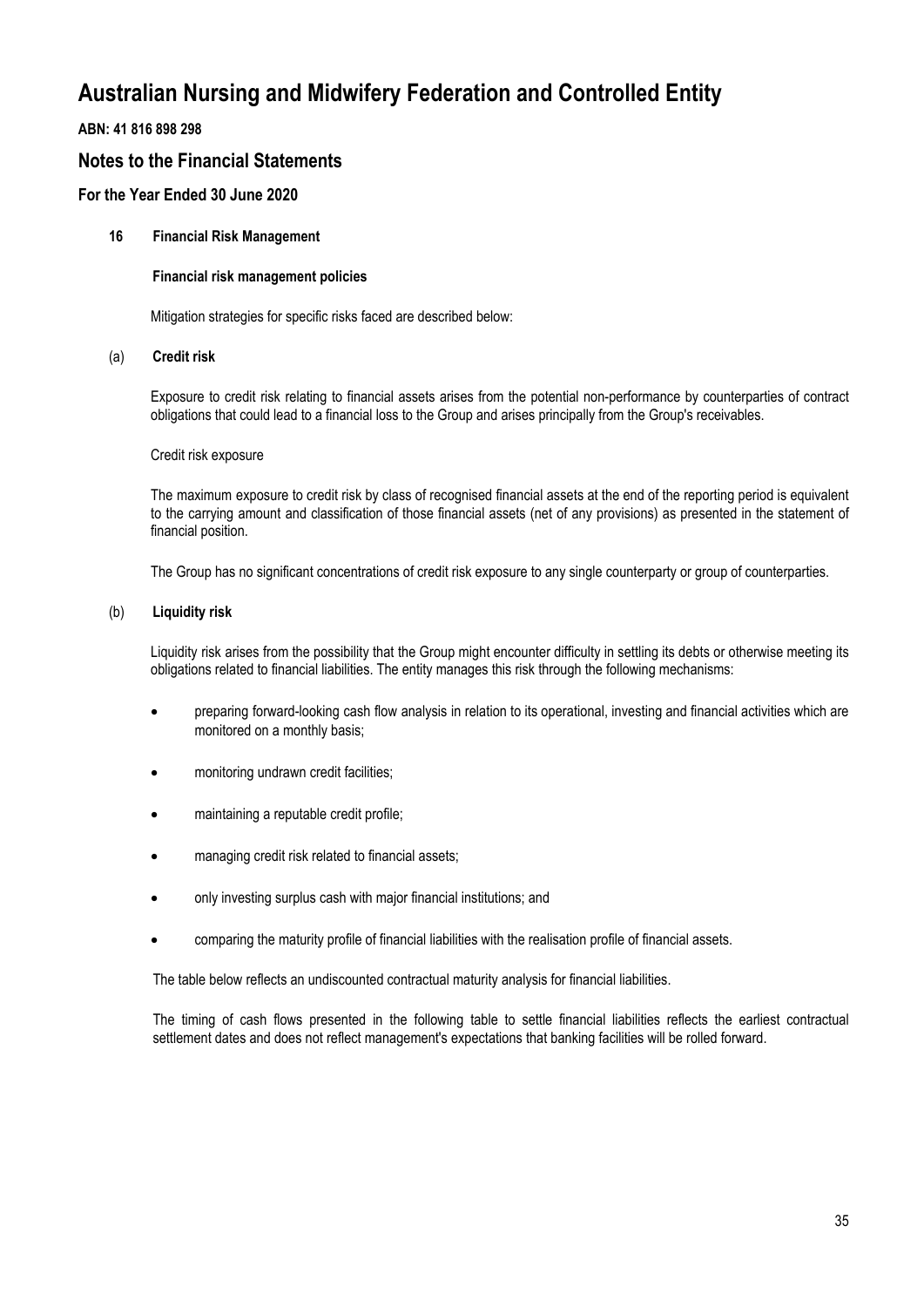# Australian Nursing and Midwifery Federation and Controlled Entity

**ABN: 41 816 898 298**

## Notes to the Financial Statements

### For the Year Ended 30 June 2020

**16 Financial Risk Management**

**Financial risk management policies**

Mitigation strategies for specific risks faced are described below:

(a) **Credit risk**

Exposure to credit risk relating to financial assets arises from the potential non-performance by counterparties of contract obligations that could lead to a financial loss to the Group and arises principally from the Group's receivables.

Credit risk exposure

The maximum exposure to credit risk by class of recognised financial assets at the end of the reporting period is equivalent to the carrying amount and classification of those financial assets (net of any provisions) as presented in the statement of financial position.

The Group has no significant concentrations of credit risk exposure to any single counterparty or group of counterparties.

(b) **Liquidity risk**

Liquidity risk arises from the possibility that the Group might encounter difficulty in settling its debts or otherwise meeting its obligations related to financial liabilities. The entity manages this risk through the following mechanisms:

- preparing forward-looking cash flow analysis in relation to its operational, investing and financial activities which are monitored on a monthly basis;
- monitoring undrawn credit facilities;
- maintaining a reputable credit profile;
- managing credit risk related to financial assets;
- only investing surplus cash with major financial institutions; and
- comparing the maturity profile of financial liabilities with the realisation profile of financial assets.

The table below reflects an undiscounted contractual maturity analysis for financial liabilities.

The timing of cash flows presented in the following table to settle financial liabilities reflects the earliest contractual settlement dates and does not reflect management's expectations that banking facilities will be rolled forward.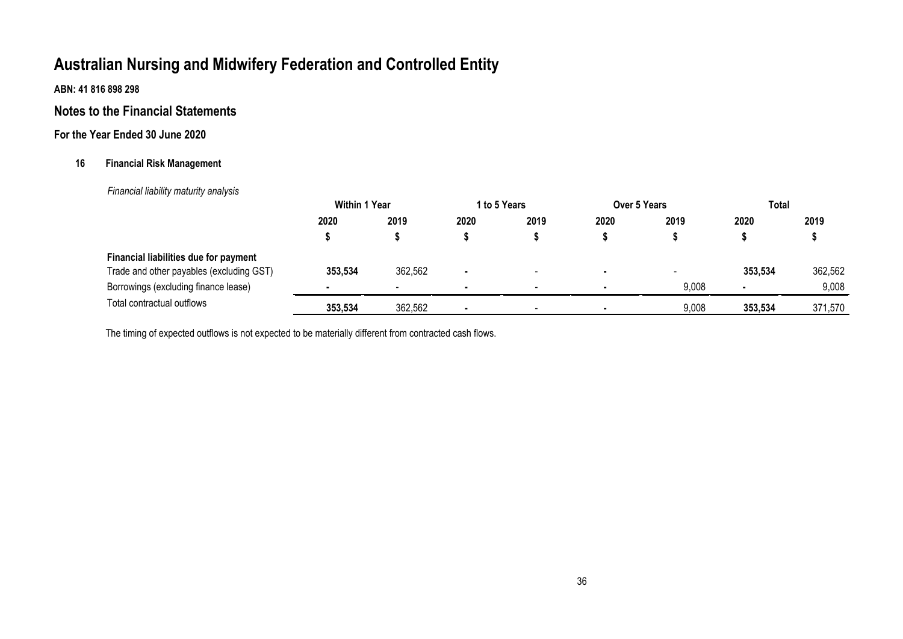# Australian Nursing and Midwifery Federation and Controlled Entity

**ABN: 41 816 898 298**

## Notes to the Financial Statements

### For the Year Ended 30 June 2020

**16 Financial Risk Management**

*Financial liability maturity analysis*

| | Within 1 Year | | 1 to 5 Years | | Over 5 Years | | Total | |
|---|---|---|---|---|---|---|---|---|
| | **2020** | **2019** | **2020** | **2019** | **2020** | **2019** | **2020** | **2019** |
| | **$** | **$** | **$** | **$** | **$** | **$** | **$** | **$** |
| **Financial liabilities due for payment** | | | | | | | | |
| Trade and other payables (excluding GST) | **353,534** | 362,562 | **-** | - | **-** | - | **353,534** | 362,562 |
| Borrowings (excluding finance lease) | **-** | - | **-** | - | **-** | 9,008 | **-** | 9,008 |
| Total contractual outflows | **353,534** | 362,562 | **-** | - | **-** | 9,008 | **353,534** | 371,570 |

The timing of expected outflows is not expected to be materially different from contracted cash flows.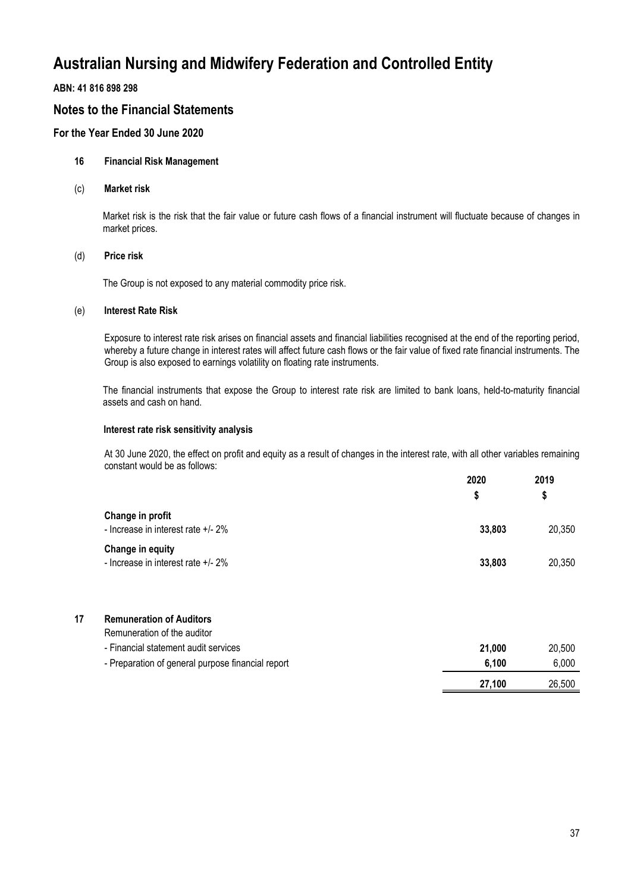# Australian Nursing and Midwifery Federation and Controlled Entity

**ABN: 41 816 898 298**

## Notes to the Financial Statements

### For the Year Ended 30 June 2020

**16 Financial Risk Management**

**(c) Market risk**

Market risk is the risk that the fair value or future cash flows of a financial instrument will fluctuate because of changes in market prices.

**(d) Price risk**

The Group is not exposed to any material commodity price risk.

**(e) Interest Rate Risk**

Exposure to interest rate risk arises on financial assets and financial liabilities recognised at the end of the reporting period, whereby a future change in interest rates will affect future cash flows or the fair value of fixed rate financial instruments. The Group is also exposed to earnings volatility on floating rate instruments.

The financial instruments that expose the Group to interest rate risk are limited to bank loans, held-to-maturity financial assets and cash on hand.

**Interest rate risk sensitivity analysis**

At 30 June 2020, the effect on profit and equity as a result of changes in the interest rate, with all other variables remaining constant would be as follows:

| | 2020<br>$ | 2019<br>$ |
|---|---|---|
| **Change in profit** | | |
| - Increase in interest rate +/- 2% | **33,803** | 20,350 |
| **Change in equity** | | |
| - Increase in interest rate +/- 2% | **33,803** | 20,350 |

**17 Remuneration of Auditors**

| | 2020<br>$ | 2019<br>$ |
|---|---|---|
| Remuneration of the auditor | | |
| - Financial statement audit services | **21,000** | 20,500 |
| - Preparation of general purpose financial report | **6,100** | 6,000 |
| | **27,100** | 26,500 |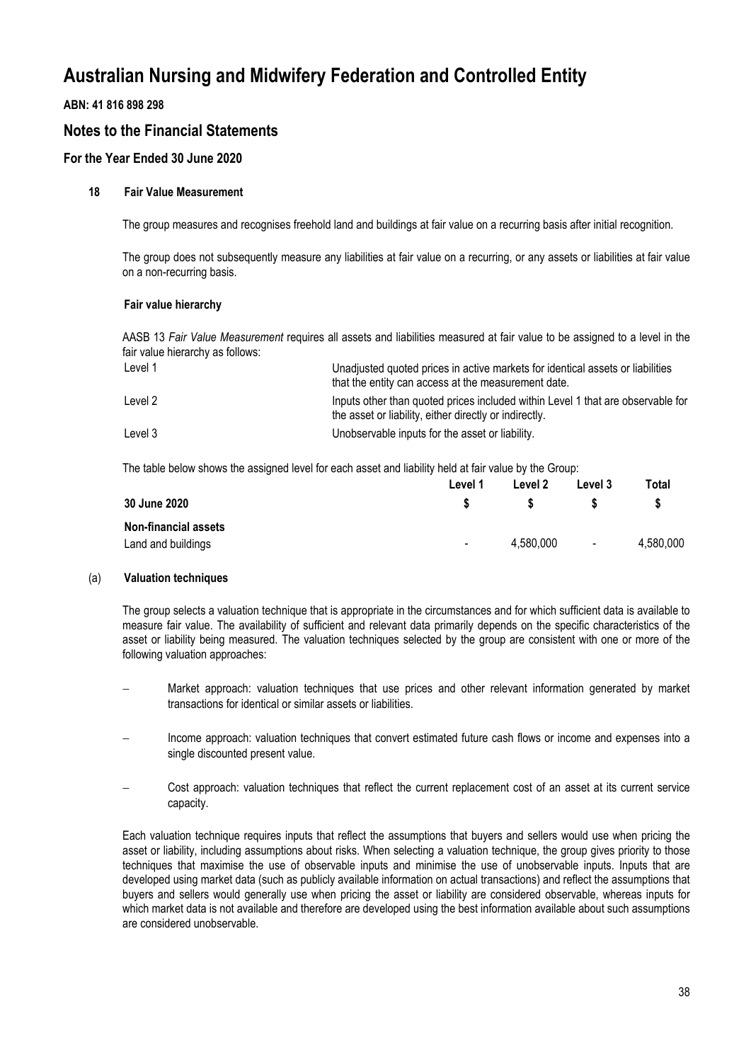# Australian Nursing and Midwifery Federation and Controlled Entity

**ABN: 41 816 898 298**

## Notes to the Financial Statements

### For the Year Ended 30 June 2020

#### 18 Fair Value Measurement

The group measures and recognises freehold land and buildings at fair value on a recurring basis after initial recognition.

The group does not subsequently measure any liabilities at fair value on a recurring, or any assets or liabilities at fair value on a non-recurring basis.

**Fair value hierarchy**

AASB 13 *Fair Value Measurement* requires all assets and liabilities measured at fair value to be assigned to a level in the fair value hierarchy as follows:

| | |
|---|---|
| Level 1 | Unadjusted quoted prices in active markets for identical assets or liabilities that the entity can access at the measurement date. |
| Level 2 | Inputs other than quoted prices included within Level 1 that are observable for the asset or liability, either directly or indirectly. |
| Level 3 | Unobservable inputs for the asset or liability. |

The table below shows the assigned level for each asset and liability held at fair value by the Group:

| | Level 1 | Level 2 | Level 3 | Total |
|---|---|---|---|---|
| **30 June 2020** | **$** | **$** | **$** | **$** |
| **Non-financial assets** | | | | |
| Land and buildings | - | 4,580,000 | - | 4,580,000 |

#### (a) Valuation techniques

The group selects a valuation technique that is appropriate in the circumstances and for which sufficient data is available to measure fair value. The availability of sufficient and relevant data primarily depends on the specific characteristics of the asset or liability being measured. The valuation techniques selected by the group are consistent with one or more of the following valuation approaches:

- Market approach: valuation techniques that use prices and other relevant information generated by market transactions for identical or similar assets or liabilities.
- Income approach: valuation techniques that convert estimated future cash flows or income and expenses into a single discounted present value.
- Cost approach: valuation techniques that reflect the current replacement cost of an asset at its current service capacity.

Each valuation technique requires inputs that reflect the assumptions that buyers and sellers would use when pricing the asset or liability, including assumptions about risks. When selecting a valuation technique, the group gives priority to those techniques that maximise the use of observable inputs and minimise the use of unobservable inputs. Inputs that are developed using market data (such as publicly available information on actual transactions) and reflect the assumptions that buyers and sellers would generally use when pricing the asset or liability are considered observable, whereas inputs for which market data is not available and therefore are developed using the best information available about such assumptions are considered unobservable.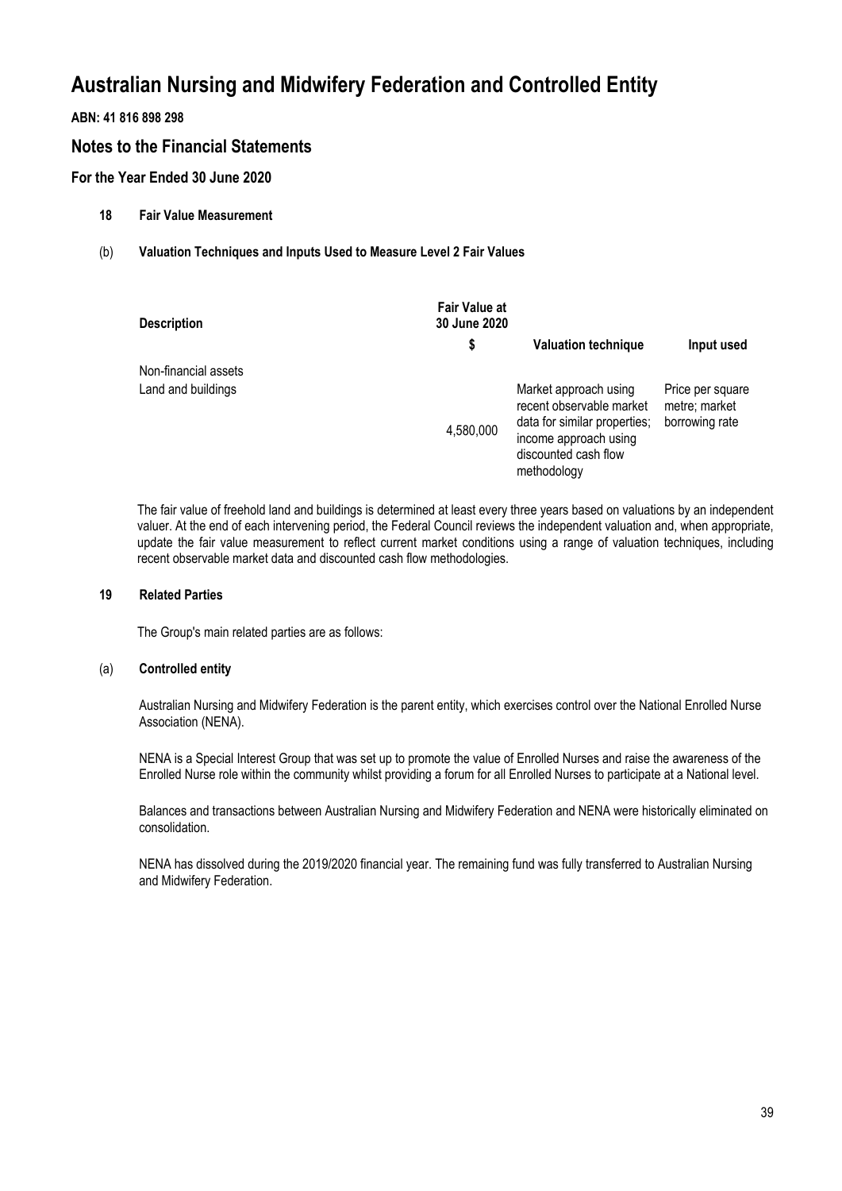# Australian Nursing and Midwifery Federation and Controlled Entity

**ABN: 41 816 898 298**

## Notes to the Financial Statements

### For the Year Ended 30 June 2020

**18 Fair Value Measurement**

(b) **Valuation Techniques and Inputs Used to Measure Level 2 Fair Values**

| Description | Fair Value at 30 June 2020 | | |
|---|---|---|---|
| | $ | Valuation technique | Input used |
| Non-financial assets | | | |
| Land and buildings | 4,580,000 | Market approach using recent observable market data for similar properties; income approach using discounted cash flow methodology | Price per square metre; market borrowing rate |

The fair value of freehold land and buildings is determined at least every three years based on valuations by an independent valuer. At the end of each intervening period, the Federal Council reviews the independent valuation and, when appropriate, update the fair value measurement to reflect current market conditions using a range of valuation techniques, including recent observable market data and discounted cash flow methodologies.

**19 Related Parties**

The Group's main related parties are as follows:

(a) **Controlled entity**

Australian Nursing and Midwifery Federation is the parent entity, which exercises control over the National Enrolled Nurse Association (NENA).

NENA is a Special Interest Group that was set up to promote the value of Enrolled Nurses and raise the awareness of the Enrolled Nurse role within the community whilst providing a forum for all Enrolled Nurses to participate at a National level.

Balances and transactions between Australian Nursing and Midwifery Federation and NENA were historically eliminated on consolidation.

NENA has dissolved during the 2019/2020 financial year. The remaining fund was fully transferred to Australian Nursing and Midwifery Federation.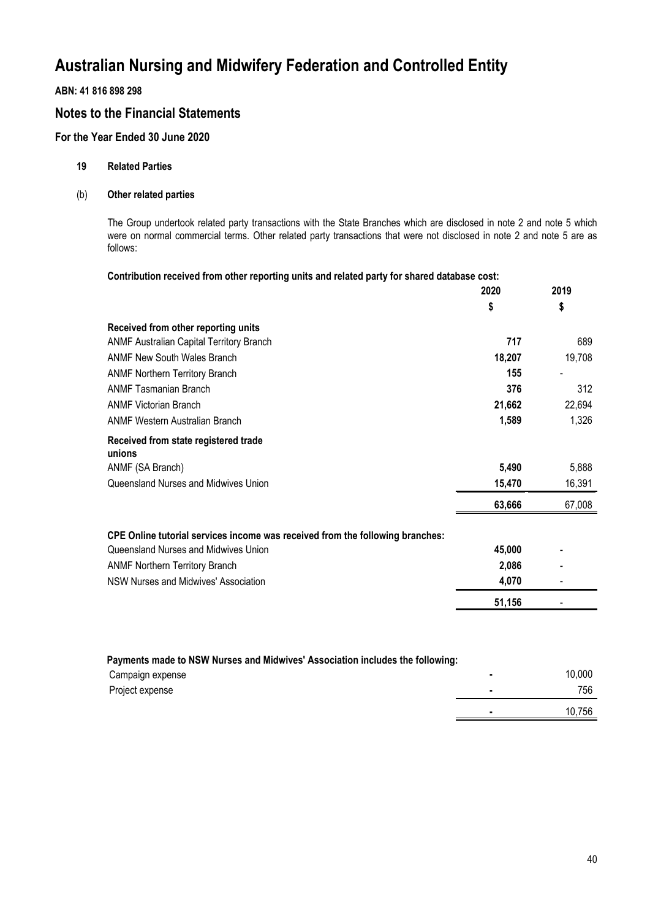# Australian Nursing and Midwifery Federation and Controlled Entity

**ABN: 41 816 898 298**

## Notes to the Financial Statements

### For the Year Ended 30 June 2020

**19 Related Parties**

**(b) Other related parties**

The Group undertook related party transactions with the State Branches which are disclosed in note 2 and note 5 which were on normal commercial terms. Other related party transactions that were not disclosed in note 2 and note 5 are as follows:

**Contribution received from other reporting units and related party for shared database cost:**

| | 2020 | 2019 |
|---|---|---|
| | $ | $ |
| **Received from other reporting units** | | |
| ANMF Australian Capital Territory Branch | **717** | 689 |
| ANMF New South Wales Branch | **18,207** | 19,708 |
| ANMF Northern Territory Branch | **155** | - |
| ANMF Tasmanian Branch | **376** | 312 |
| ANMF Victorian Branch | **21,662** | 22,694 |
| ANMF Western Australian Branch | **1,589** | 1,326 |
| **Received from state registered trade unions** | | |
| ANMF (SA Branch) | **5,490** | 5,888 |
| Queensland Nurses and Midwives Union | **15,470** | 16,391 |
| | **63,666** | 67,008 |

**CPE Online tutorial services income was received from the following branches:**

| | 2020 | 2019 |
|---|---|---|
| Queensland Nurses and Midwives Union | **45,000** | - |
| ANMF Northern Territory Branch | **2,086** | - |
| NSW Nurses and Midwives' Association | **4,070** | - |
| | **51,156** | - |

**Payments made to NSW Nurses and Midwives' Association includes the following:**

| | 2020 | 2019 |
|---|---|---|
| Campaign expense | - | 10,000 |
| Project expense | - | 756 |
| | - | 10,756 |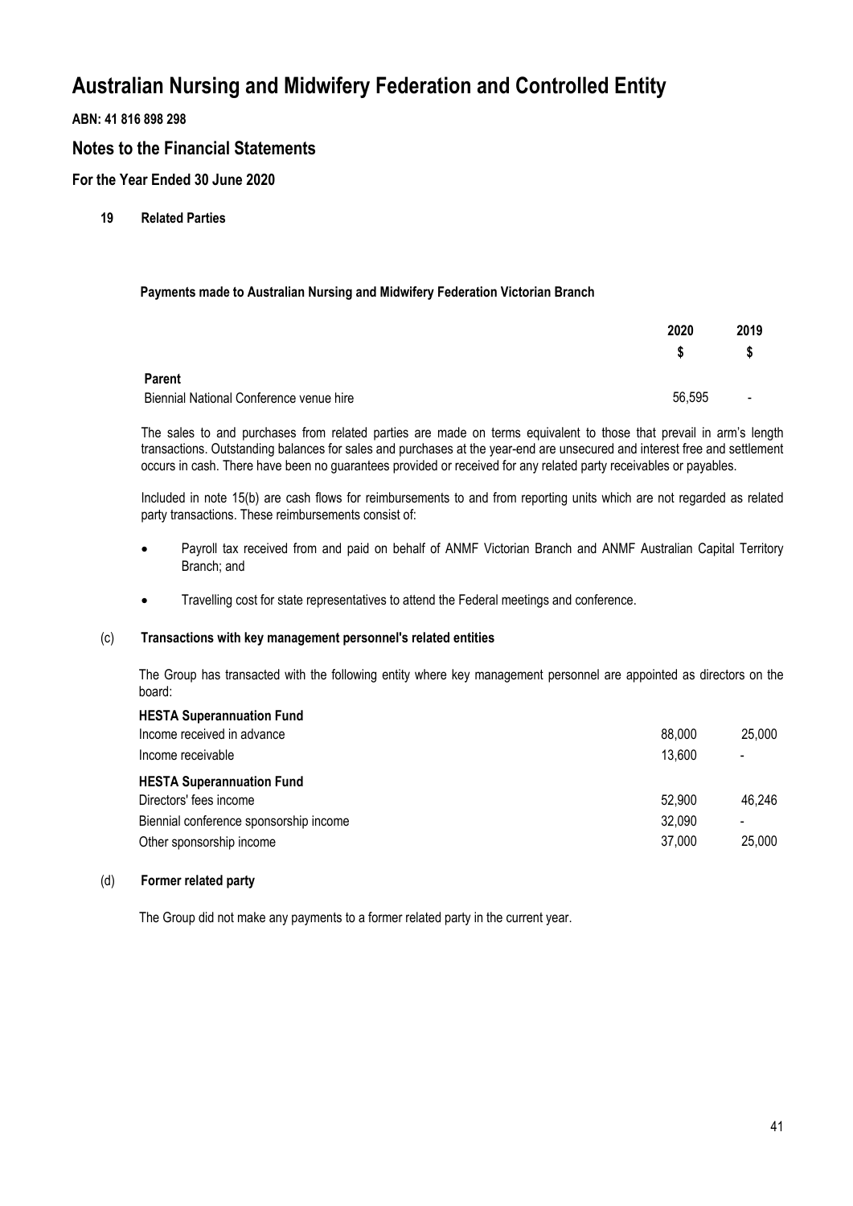# Australian Nursing and Midwifery Federation and Controlled Entity

**ABN: 41 816 898 298**

## Notes to the Financial Statements

### For the Year Ended 30 June 2020

**19 Related Parties**

**Payments made to Australian Nursing and Midwifery Federation Victorian Branch**

| | 2020 | 2019 |
|---|---|---|
| | $ | $ |
| **Parent** | | |
| Biennial National Conference venue hire | 56,595 | - |

The sales to and purchases from related parties are made on terms equivalent to those that prevail in arm's length transactions. Outstanding balances for sales and purchases at the year-end are unsecured and interest free and settlement occurs in cash. There have been no guarantees provided or received for any related party receivables or payables.

Included in note 15(b) are cash flows for reimbursements to and from reporting units which are not regarded as related party transactions. These reimbursements consist of:

- Payroll tax received from and paid on behalf of ANMF Victorian Branch and ANMF Australian Capital Territory Branch; and
- Travelling cost for state representatives to attend the Federal meetings and conference.

**(c) Transactions with key management personnel's related entities**

The Group has transacted with the following entity where key management personnel are appointed as directors on the board:

| | 2020 | 2019 |
|---|---|---|
| **HESTA Superannuation Fund** | | |
| Income received in advance | 88,000 | 25,000 |
| Income receivable | 13,600 | - |
| **HESTA Superannuation Fund** | | |
| Directors' fees income | 52,900 | 46,246 |
| Biennial conference sponsorship income | 32,090 | - |
| Other sponsorship income | 37,000 | 25,000 |

**(d) Former related party**

The Group did not make any payments to a former related party in the current year.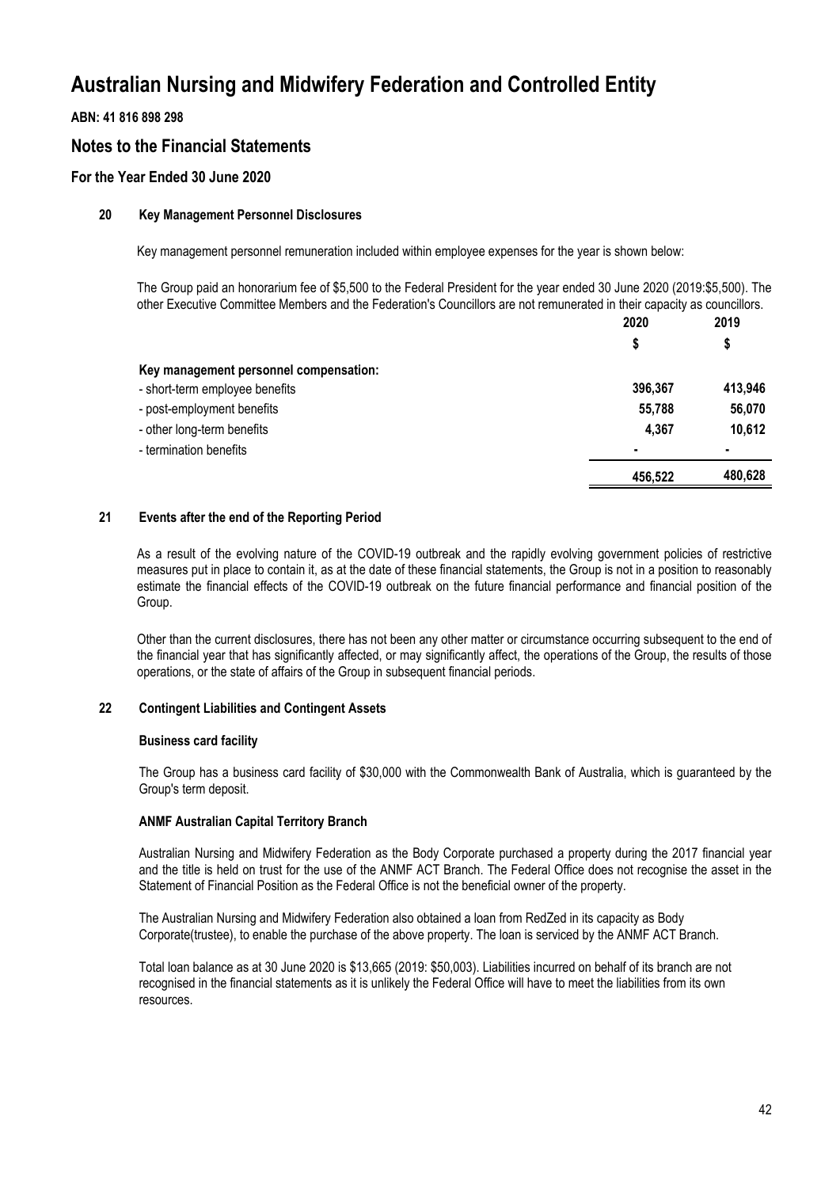# Australian Nursing and Midwifery Federation and Controlled Entity

**ABN: 41 816 898 298**

## Notes to the Financial Statements

### For the Year Ended 30 June 2020

#### 20 Key Management Personnel Disclosures

Key management personnel remuneration included within employee expenses for the year is shown below:

The Group paid an honorarium fee of $5,500 to the Federal President for the year ended 30 June 2020 (2019:$5,500). The other Executive Committee Members and the Federation's Councillors are not remunerated in their capacity as councillors.

| | 2020 | 2019 |
|---|---|---|
| | $ | $ |
| **Key management personnel compensation:** | | |
| - short-term employee benefits | 396,367 | 413,946 |
| - post-employment benefits | 55,788 | 56,070 |
| - other long-term benefits | 4,367 | 10,612 |
| - termination benefits | - | - |
| | 456,522 | 480,628 |

#### 21 Events after the end of the Reporting Period

As a result of the evolving nature of the COVID-19 outbreak and the rapidly evolving government policies of restrictive measures put in place to contain it, as at the date of these financial statements, the Group is not in a position to reasonably estimate the financial effects of the COVID-19 outbreak on the future financial performance and financial position of the Group.

Other than the current disclosures, there has not been any other matter or circumstance occurring subsequent to the end of the financial year that has significantly affected, or may significantly affect, the operations of the Group, the results of those operations, or the state of affairs of the Group in subsequent financial periods.

#### 22 Contingent Liabilities and Contingent Assets

**Business card facility**

The Group has a business card facility of $30,000 with the Commonwealth Bank of Australia, which is guaranteed by the Group's term deposit.

**ANMF Australian Capital Territory Branch**

Australian Nursing and Midwifery Federation as the Body Corporate purchased a property during the 2017 financial year and the title is held on trust for the use of the ANMF ACT Branch. The Federal Office does not recognise the asset in the Statement of Financial Position as the Federal Office is not the beneficial owner of the property.

The Australian Nursing and Midwifery Federation also obtained a loan from RedZed in its capacity as Body Corporate(trustee), to enable the purchase of the above property. The loan is serviced by the ANMF ACT Branch.

Total loan balance as at 30 June 2020 is $13,665 (2019: $50,003). Liabilities incurred on behalf of its branch are not recognised in the financial statements as it is unlikely the Federal Office will have to meet the liabilities from its own resources.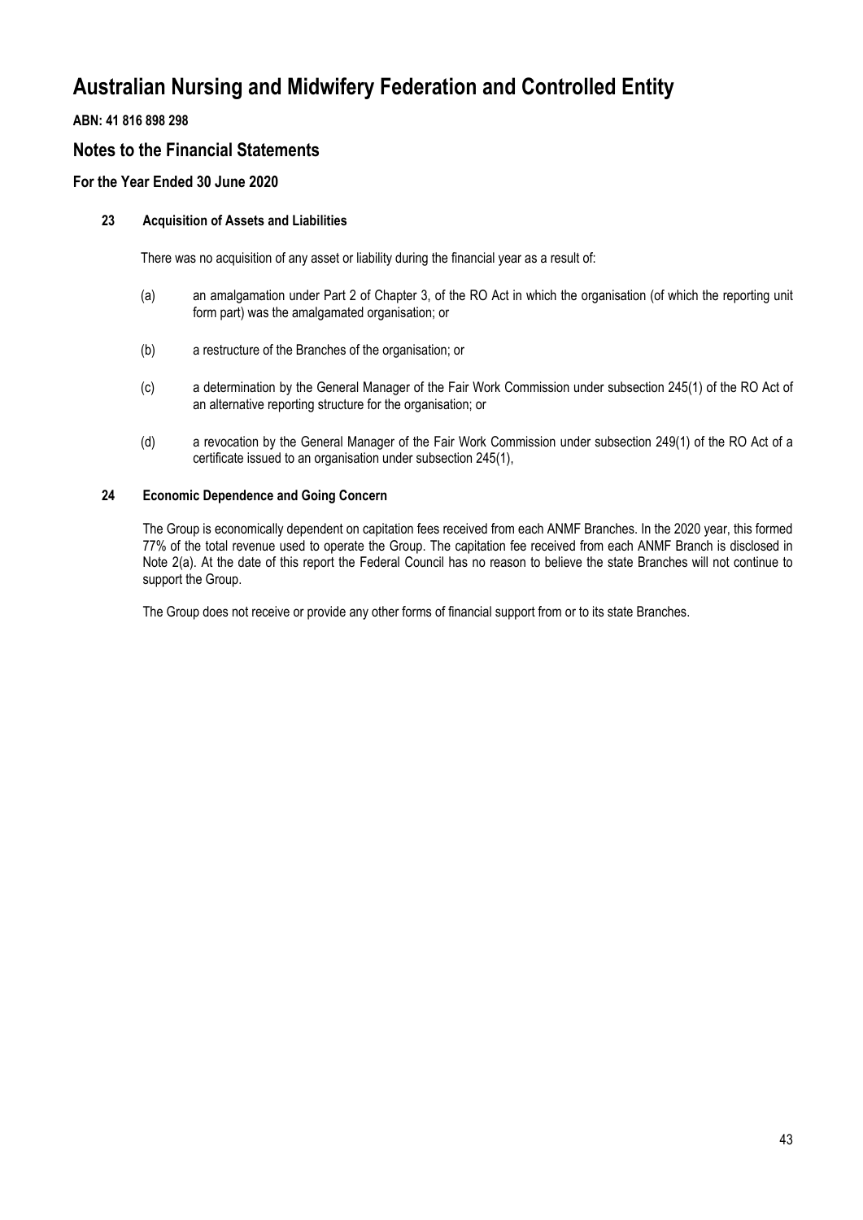# Australian Nursing and Midwifery Federation and Controlled Entity

**ABN: 41 816 898 298**

## Notes to the Financial Statements

### For the Year Ended 30 June 2020

#### 23 Acquisition of Assets and Liabilities

There was no acquisition of any asset or liability during the financial year as a result of:

(a) an amalgamation under Part 2 of Chapter 3, of the RO Act in which the organisation (of which the reporting unit form part) was the amalgamated organisation; or

(b) a restructure of the Branches of the organisation; or

(c) a determination by the General Manager of the Fair Work Commission under subsection 245(1) of the RO Act of an alternative reporting structure for the organisation; or

(d) a revocation by the General Manager of the Fair Work Commission under subsection 249(1) of the RO Act of a certificate issued to an organisation under subsection 245(1),

#### 24 Economic Dependence and Going Concern

The Group is economically dependent on capitation fees received from each ANMF Branches. In the 2020 year, this formed 77% of the total revenue used to operate the Group. The capitation fee received from each ANMF Branch is disclosed in Note 2(a). At the date of this report the Federal Council has no reason to believe the state Branches will not continue to support the Group.

The Group does not receive or provide any other forms of financial support from or to its state Branches.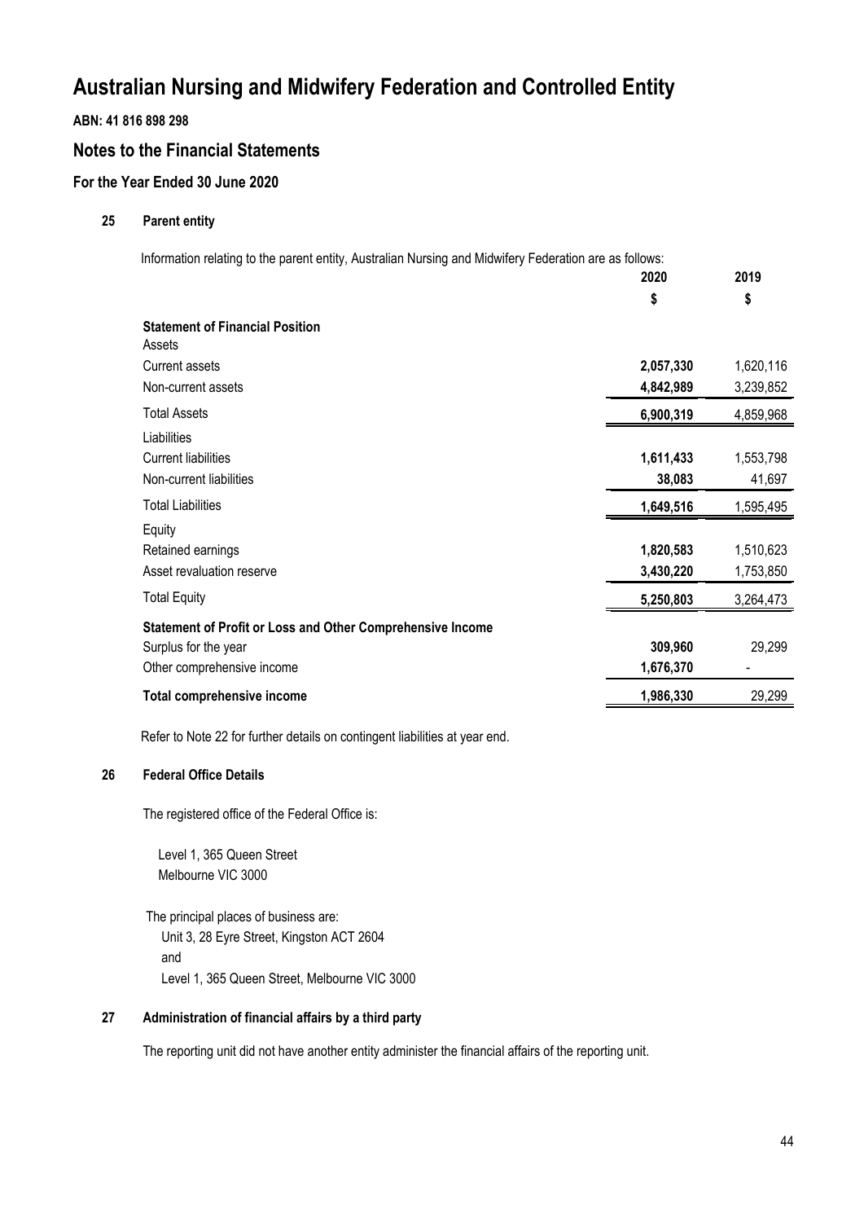# Australian Nursing and Midwifery Federation and Controlled Entity

**ABN: 41 816 898 298**

## Notes to the Financial Statements

### For the Year Ended 30 June 2020

#### 25 Parent entity

Information relating to the parent entity, Australian Nursing and Midwifery Federation are as follows:

| | 2020 | 2019 |
|---|---|---|
| | $ | $ |
| **Statement of Financial Position** | | |
| Assets | | |
| Current assets | **2,057,330** | 1,620,116 |
| Non-current assets | **4,842,989** | 3,239,852 |
| Total Assets | **6,900,319** | 4,859,968 |
| Liabilities | | |
| Current liabilities | **1,611,433** | 1,553,798 |
| Non-current liabilities | **38,083** | 41,697 |
| Total Liabilities | **1,649,516** | 1,595,495 |
| Equity | | |
| Retained earnings | **1,820,583** | 1,510,623 |
| Asset revaluation reserve | **3,430,220** | 1,753,850 |
| Total Equity | **5,250,803** | 3,264,473 |
| **Statement of Profit or Loss and Other Comprehensive Income** | | |
| Surplus for the year | **309,960** | 29,299 |
| Other comprehensive income | **1,676,370** | - |
| **Total comprehensive income** | **1,986,330** | 29,299 |

Refer to Note 22 for further details on contingent liabilities at year end.

#### 26 Federal Office Details

The registered office of the Federal Office is:

Level 1, 365 Queen Street
Melbourne VIC 3000

The principal places of business are:
Unit 3, 28 Eyre Street, Kingston ACT 2604
and
Level 1, 365 Queen Street, Melbourne VIC 3000

#### 27 Administration of financial affairs by a third party

The reporting unit did not have another entity administer the financial affairs of the reporting unit.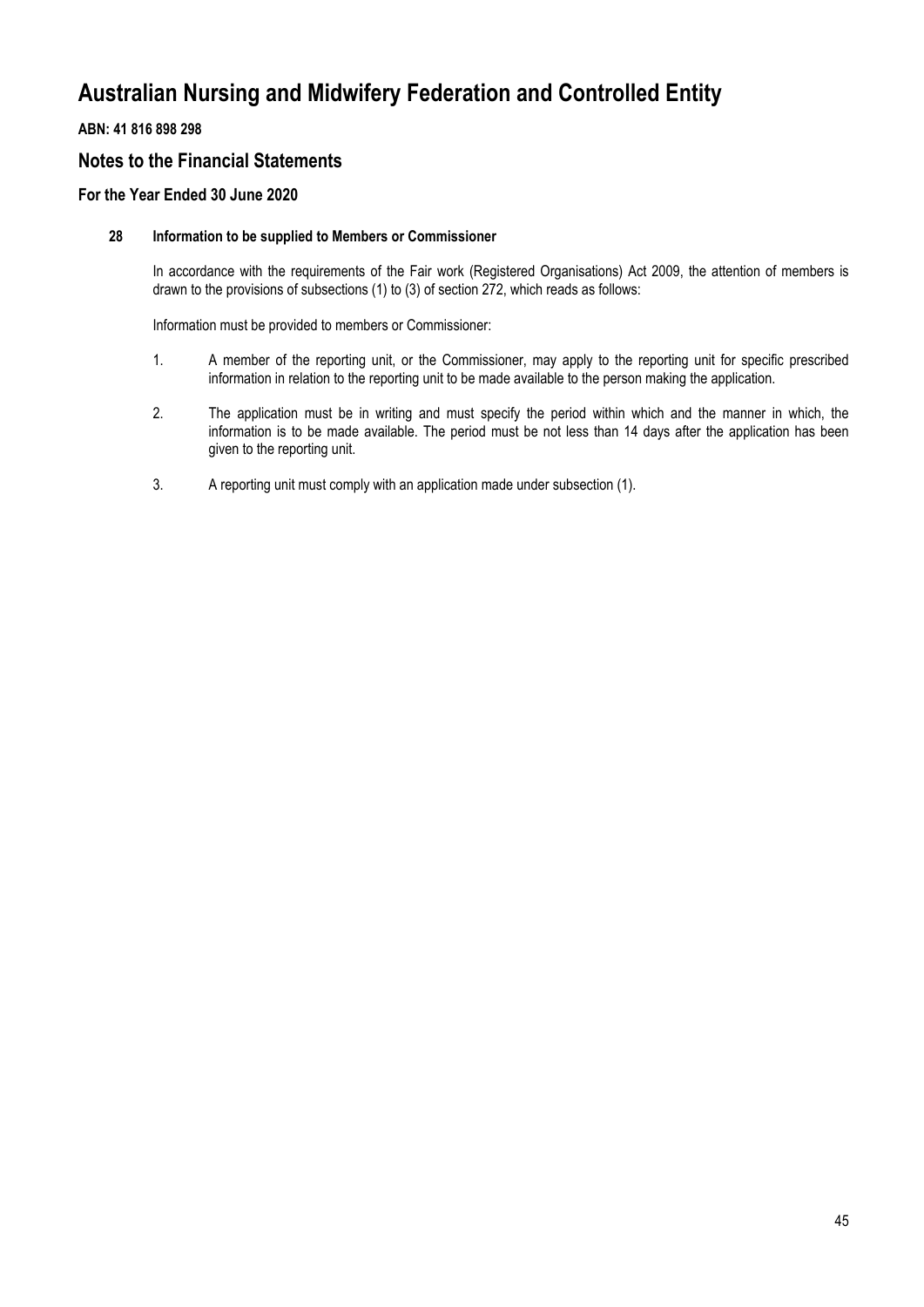# Australian Nursing and Midwifery Federation and Controlled Entity

**ABN: 41 816 898 298**

## Notes to the Financial Statements

### For the Year Ended 30 June 2020

**28 Information to be supplied to Members or Commissioner**

In accordance with the requirements of the Fair work (Registered Organisations) Act 2009, the attention of members is drawn to the provisions of subsections (1) to (3) of section 272, which reads as follows:

Information must be provided to members or Commissioner:

1. A member of the reporting unit, or the Commissioner, may apply to the reporting unit for specific prescribed information in relation to the reporting unit to be made available to the person making the application.

2. The application must be in writing and must specify the period within which and the manner in which, the information is to be made available. The period must be not less than 14 days after the application has been given to the reporting unit.

3. A reporting unit must comply with an application made under subsection (1).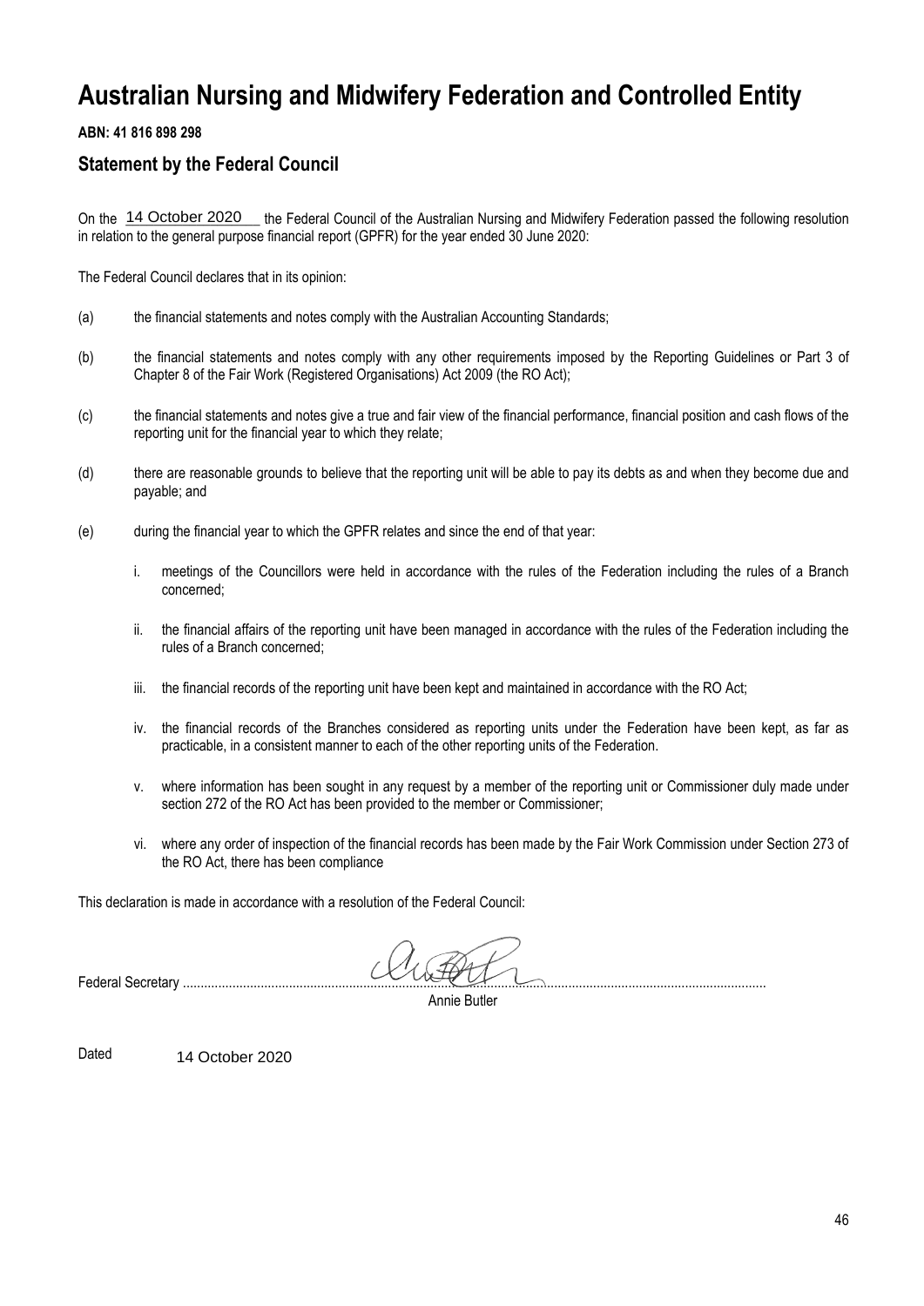# Australian Nursing and Midwifery Federation and Controlled Entity

**ABN: 41 816 898 298**

## Statement by the Federal Council

On the 14 October 2020 the Federal Council of the Australian Nursing and Midwifery Federation passed the following resolution in relation to the general purpose financial report (GPFR) for the year ended 30 June 2020:

The Federal Council declares that in its opinion:

(a) the financial statements and notes comply with the Australian Accounting Standards;

(b) the financial statements and notes comply with any other requirements imposed by the Reporting Guidelines or Part 3 of Chapter 8 of the Fair Work (Registered Organisations) Act 2009 (the RO Act);

(c) the financial statements and notes give a true and fair view of the financial performance, financial position and cash flows of the reporting unit for the financial year to which they relate;

(d) there are reasonable grounds to believe that the reporting unit will be able to pay its debts as and when they become due and payable; and

(e) during the financial year to which the GPFR relates and since the end of that year:

i. meetings of the Councillors were held in accordance with the rules of the Federation including the rules of a Branch concerned;

ii. the financial affairs of the reporting unit have been managed in accordance with the rules of the Federation including the rules of a Branch concerned;

iii. the financial records of the reporting unit have been kept and maintained in accordance with the RO Act;

iv. the financial records of the Branches considered as reporting units under the Federation have been kept, as far as practicable, in a consistent manner to each of the other reporting units of the Federation.

v. where information has been sought in any request by a member of the reporting unit or Commissioner duly made under section 272 of the RO Act has been provided to the member or Commissioner;

vi. where any order of inspection of the financial records has been made by the Fair Work Commission under Section 273 of the RO Act, there has been compliance

This declaration is made in accordance with a resolution of the Federal Council:

Federal Secretary ..........................................................................................

Annie Butler

Dated 14 October 2020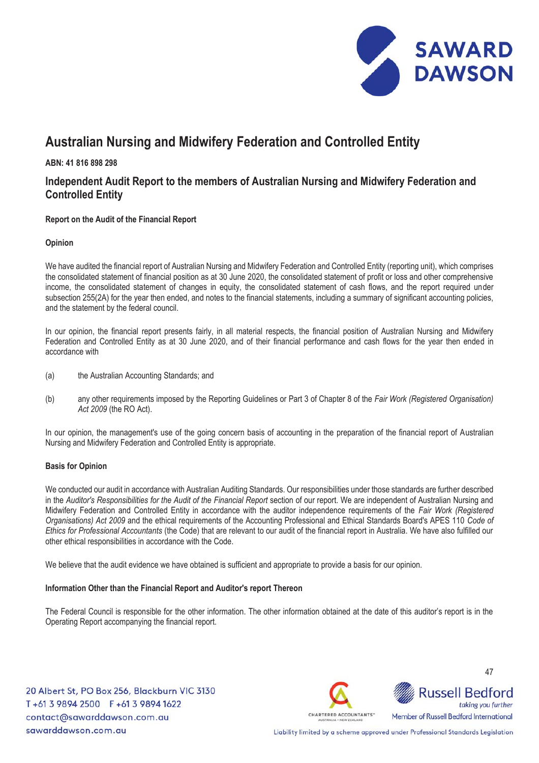# Australian Nursing and Midwifery Federation and Controlled Entity

**ABN: 41 816 898 298**

## Independent Audit Report to the members of Australian Nursing and Midwifery Federation and Controlled Entity

**Report on the Audit of the Financial Report**

**Opinion**

We have audited the financial report of Australian Nursing and Midwifery Federation and Controlled Entity (reporting unit), which comprises the consolidated statement of financial position as at 30 June 2020, the consolidated statement of profit or loss and other comprehensive income, the consolidated statement of changes in equity, the consolidated statement of cash flows, and the report required under subsection 255(2A) for the year then ended, and notes to the financial statements, including a summary of significant accounting policies, and the statement by the federal council.

In our opinion, the financial report presents fairly, in all material respects, the financial position of Australian Nursing and Midwifery Federation and Controlled Entity as at 30 June 2020, and of their financial performance and cash flows for the year then ended in accordance with

(a) the Australian Accounting Standards; and

(b) any other requirements imposed by the Reporting Guidelines or Part 3 of Chapter 8 of the *Fair Work (Registered Organisation) Act 2009* (the RO Act).

In our opinion, the management's use of the going concern basis of accounting in the preparation of the financial report of Australian Nursing and Midwifery Federation and Controlled Entity is appropriate.

**Basis for Opinion**

We conducted our audit in accordance with Australian Auditing Standards. Our responsibilities under those standards are further described in the *Auditor's Responsibilities for the Audit of the Financial Report* section of our report. We are independent of Australian Nursing and Midwifery Federation and Controlled Entity in accordance with the auditor independence requirements of the *Fair Work (Registered Organisations) Act 2009* and the ethical requirements of the Accounting Professional and Ethical Standards Board's APES 110 *Code of Ethics for Professional Accountants* (the Code) that are relevant to our audit of the financial report in Australia. We have also fulfilled our other ethical responsibilities in accordance with the Code.

We believe that the audit evidence we have obtained is sufficient and appropriate to provide a basis for our opinion.

**Information Other than the Financial Report and Auditor's report Thereon**

The Federal Council is responsible for the other information. The other information obtained at the date of this auditor's report is in the Operating Report accompanying the financial report.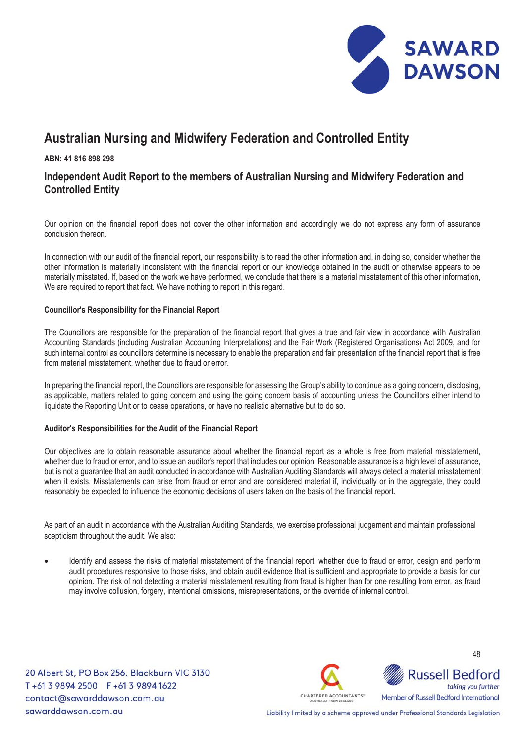# Australian Nursing and Midwifery Federation and Controlled Entity

**ABN: 41 816 898 298**

## Independent Audit Report to the members of Australian Nursing and Midwifery Federation and Controlled Entity

Our opinion on the financial report does not cover the other information and accordingly we do not express any form of assurance conclusion thereon.

In connection with our audit of the financial report, our responsibility is to read the other information and, in doing so, consider whether the other information is materially inconsistent with the financial report or our knowledge obtained in the audit or otherwise appears to be materially misstated. If, based on the work we have performed, we conclude that there is a material misstatement of this other information, We are required to report that fact. We have nothing to report in this regard.

**Councillor's Responsibility for the Financial Report**

The Councillors are responsible for the preparation of the financial report that gives a true and fair view in accordance with Australian Accounting Standards (including Australian Accounting Interpretations) and the Fair Work (Registered Organisations) Act 2009, and for such internal control as councillors determine is necessary to enable the preparation and fair presentation of the financial report that is free from material misstatement, whether due to fraud or error.

In preparing the financial report, the Councillors are responsible for assessing the Group's ability to continue as a going concern, disclosing, as applicable, matters related to going concern and using the going concern basis of accounting unless the Councillors either intend to liquidate the Reporting Unit or to cease operations, or have no realistic alternative but to do so.

**Auditor's Responsibilities for the Audit of the Financial Report**

Our objectives are to obtain reasonable assurance about whether the financial report as a whole is free from material misstatement, whether due to fraud or error, and to issue an auditor's report that includes our opinion. Reasonable assurance is a high level of assurance, but is not a guarantee that an audit conducted in accordance with Australian Auditing Standards will always detect a material misstatement when it exists. Misstatements can arise from fraud or error and are considered material if, individually or in the aggregate, they could reasonably be expected to influence the economic decisions of users taken on the basis of the financial report.

As part of an audit in accordance with the Australian Auditing Standards, we exercise professional judgement and maintain professional scepticism throughout the audit. We also:

- Identify and assess the risks of material misstatement of the financial report, whether due to fraud or error, design and perform audit procedures responsive to those risks, and obtain audit evidence that is sufficient and appropriate to provide a basis for our opinion. The risk of not detecting a material misstatement resulting from fraud is higher than for one resulting from error, as fraud may involve collusion, forgery, intentional omissions, misrepresentations, or the override of internal control.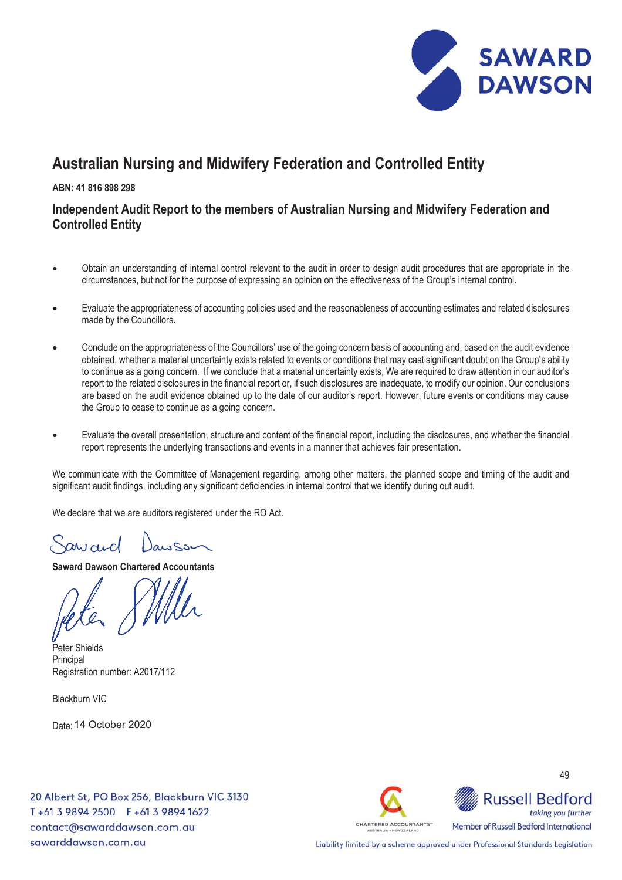## Australian Nursing and Midwifery Federation and Controlled Entity

**ABN: 41 816 898 298**

### Independent Audit Report to the members of Australian Nursing and Midwifery Federation and Controlled Entity

- Obtain an understanding of internal control relevant to the audit in order to design audit procedures that are appropriate in the circumstances, but not for the purpose of expressing an opinion on the effectiveness of the Group's internal control.

- Evaluate the appropriateness of accounting policies used and the reasonableness of accounting estimates and related disclosures made by the Councillors.

- Conclude on the appropriateness of the Councillors' use of the going concern basis of accounting and, based on the audit evidence obtained, whether a material uncertainty exists related to events or conditions that may cast significant doubt on the Group's ability to continue as a going concern. If we conclude that a material uncertainty exists, We are required to draw attention in our auditor's report to the related disclosures in the financial report or, if such disclosures are inadequate, to modify our opinion. Our conclusions are based on the audit evidence obtained up to the date of our auditor's report. However, future events or conditions may cause the Group to cease to continue as a going concern.

- Evaluate the overall presentation, structure and content of the financial report, including the disclosures, and whether the financial report represents the underlying transactions and events in a manner that achieves fair presentation.

We communicate with the Committee of Management regarding, among other matters, the planned scope and timing of the audit and significant audit findings, including any significant deficiencies in internal control that we identify during out audit.

We declare that we are auditors registered under the RO Act.

Saward Dawson

**Saward Dawson Chartered Accountants**

Peter Shields
Principal
Registration number: A2017/112

Blackburn VIC

Date: 14 October 2020

20 Albert St, PO Box 256, Blackburn VIC 3130
T +61 3 9894 2500 F +61 3 9894 1622
contact@sawarddawson.com.au
sawarddawson.com.au

Chartered Accountants Australia + New Zealand

Russell Bedford taking you further
Member of Russell Bedford International

Liability limited by a scheme approved under Professional Standards Legislation